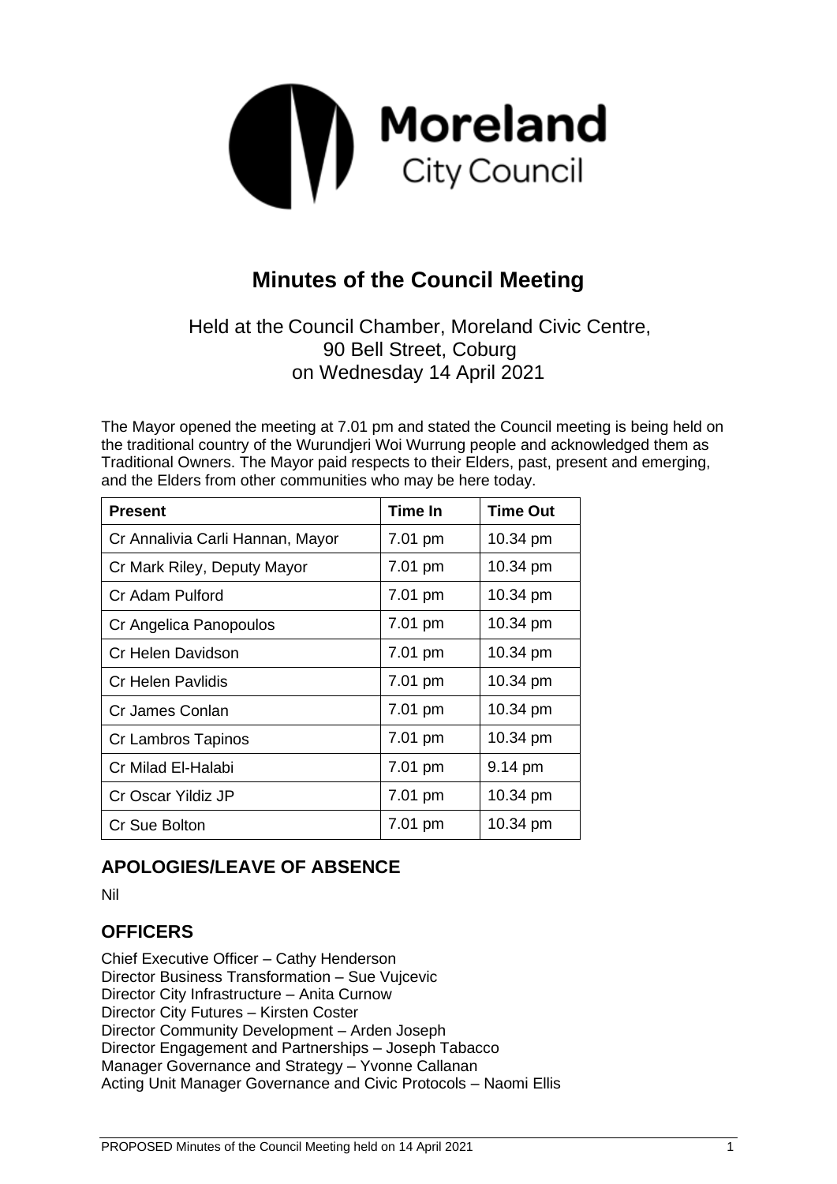# Minutes of the Council Meeting

Held at the Council Chamber, Moreland Civic Centre, 90 Bell Street, Coburg on Wednesday 14 April 2021

The Mayor opened the meeting at 7.01 pm and stated the Council meeting is being held on the traditional country of the Wurundjeri Woi Wurrung people and acknowledged them as Traditional Owners. The Mayor paid respects to their Elders, past, present and emerging, and the Elders from other communities who may be here today.

| Present | Time In | Time Out |
|---|---|---|
| Cr Annalivia Carli Hannan, Mayor | 7.01 pm | 10.34 pm |
| Cr Mark Riley, Deputy Mayor | 7.01 pm | 10.34 pm |
| Cr Adam Pulford | 7.01 pm | 10.34 pm |
| Cr Angelica Panopoulos | 7.01 pm | 10.34 pm |
| Cr Helen Davidson | 7.01 pm | 10.34 pm |
| Cr Helen Pavlidis | 7.01 pm | 10.34 pm |
| Cr James Conlan | 7.01 pm | 10.34 pm |
| Cr Lambros Tapinos | 7.01 pm | 10.34 pm |
| Cr Milad El-Halabi | 7.01 pm | 9.14 pm |
| Cr Oscar Yildiz JP | 7.01 pm | 10.34 pm |
| Cr Sue Bolton | 7.01 pm | 10.34 pm |

## APOLOGIES/LEAVE OF ABSENCE

Nil

## OFFICERS

Chief Executive Officer – Cathy Henderson
Director Business Transformation – Sue Vujcevic
Director City Infrastructure – Anita Curnow
Director City Futures – Kirsten Coster
Director Community Development – Arden Joseph
Director Engagement and Partnerships – Joseph Tabacco
Manager Governance and Strategy – Yvonne Callanan
Acting Unit Manager Governance and Civic Protocols – Naomi Ellis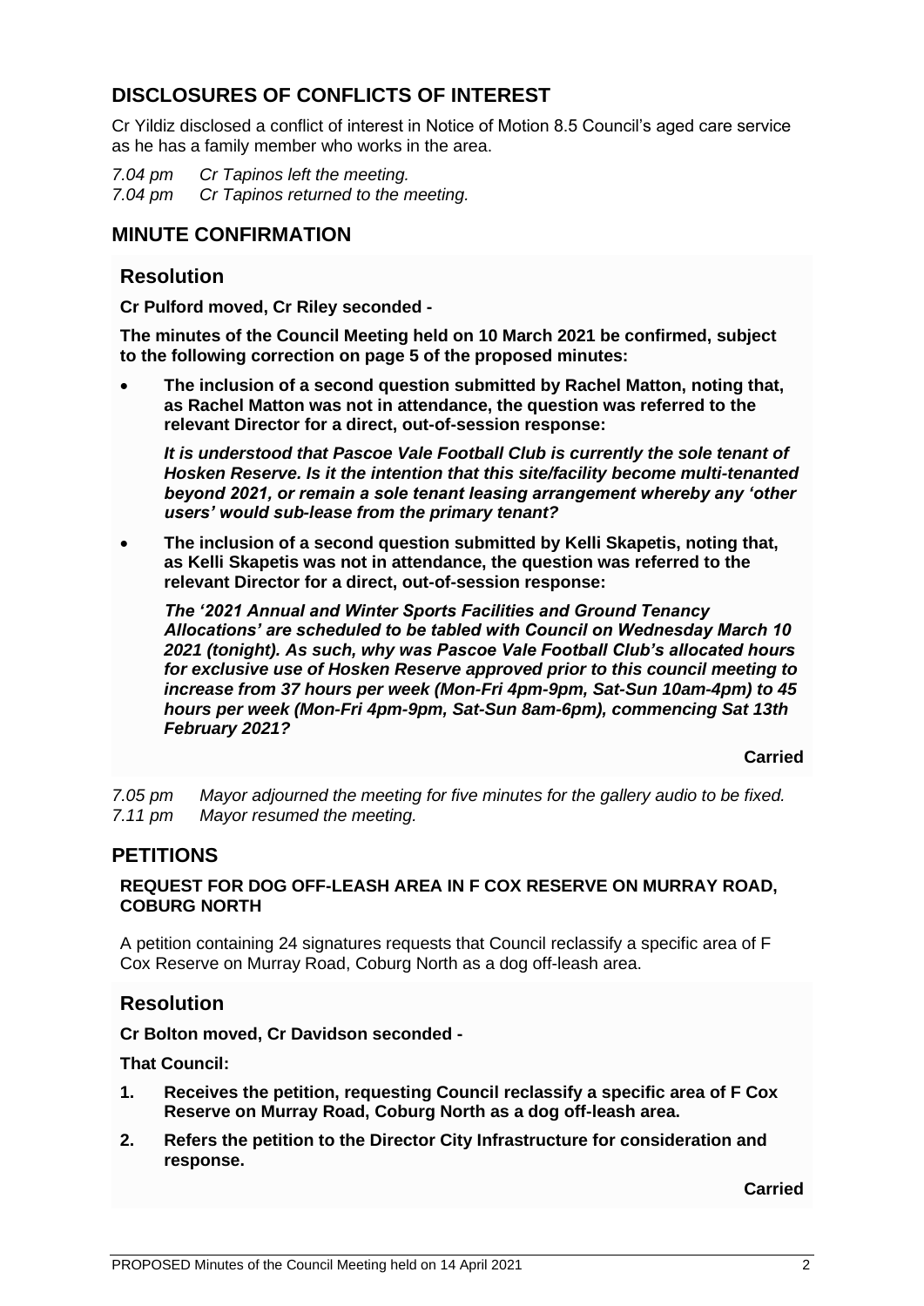## DISCLOSURES OF CONFLICTS OF INTEREST

Cr Yildiz disclosed a conflict of interest in Notice of Motion 8.5 Council's aged care service as he has a family member who works in the area.

*7.04 pm Cr Tapinos left the meeting.*
*7.04 pm Cr Tapinos returned to the meeting.*

## MINUTE CONFIRMATION

### Resolution

**Cr Pulford moved, Cr Riley seconded -**

**The minutes of the Council Meeting held on 10 March 2021 be confirmed, subject to the following correction on page 5 of the proposed minutes:**

- **The inclusion of a second question submitted by Rachel Matton, noting that, as Rachel Matton was not in attendance, the question was referred to the relevant Director for a direct, out-of-session response:**

  ***It is understood that Pascoe Vale Football Club is currently the sole tenant of Hosken Reserve. Is it the intention that this site/facility become multi-tenanted beyond 2021, or remain a sole tenant leasing arrangement whereby any 'other users' would sub-lease from the primary tenant?***

- **The inclusion of a second question submitted by Kelli Skapetis, noting that, as Kelli Skapetis was not in attendance, the question was referred to the relevant Director for a direct, out-of-session response:**

  ***The '2021 Annual and Winter Sports Facilities and Ground Tenancy Allocations' are scheduled to be tabled with Council on Wednesday March 10 2021 (tonight). As such, why was Pascoe Vale Football Club's allocated hours for exclusive use of Hosken Reserve approved prior to this council meeting to increase from 37 hours per week (Mon-Fri 4pm-9pm, Sat-Sun 10am-4pm) to 45 hours per week (Mon-Fri 4pm-9pm, Sat-Sun 8am-6pm), commencing Sat 13th February 2021?***

**Carried**

*7.05 pm Mayor adjourned the meeting for five minutes for the gallery audio to be fixed.*
*7.11 pm Mayor resumed the meeting.*

## PETITIONS

**REQUEST FOR DOG OFF-LEASH AREA IN F COX RESERVE ON MURRAY ROAD, COBURG NORTH**

A petition containing 24 signatures requests that Council reclassify a specific area of F Cox Reserve on Murray Road, Coburg North as a dog off-leash area.

### Resolution

**Cr Bolton moved, Cr Davidson seconded -**

**That Council:**

1. **Receives the petition, requesting Council reclassify a specific area of F Cox Reserve on Murray Road, Coburg North as a dog off-leash area.**
2. **Refers the petition to the Director City Infrastructure for consideration and response.**

**Carried**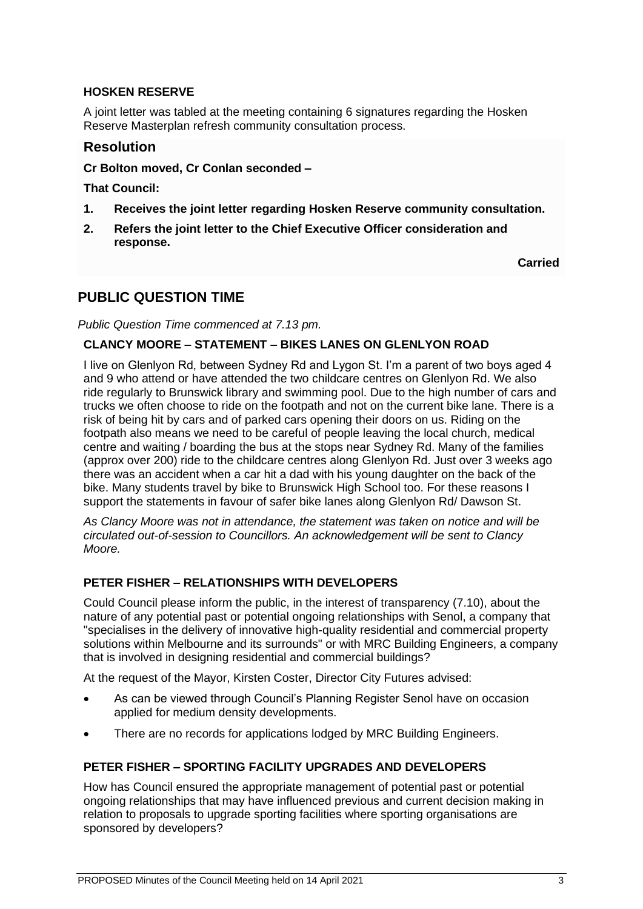### HOSKEN RESERVE

A joint letter was tabled at the meeting containing 6 signatures regarding the Hosken Reserve Masterplan refresh community consultation process.

## Resolution

**Cr Bolton moved, Cr Conlan seconded –**

**That Council:**

1. **Receives the joint letter regarding Hosken Reserve community consultation.**
2. **Refers the joint letter to the Chief Executive Officer consideration and response.**

**Carried**

## PUBLIC QUESTION TIME

*Public Question Time commenced at 7.13 pm.*

### CLANCY MOORE – STATEMENT – BIKES LANES ON GLENLYON ROAD

I live on Glenlyon Rd, between Sydney Rd and Lygon St. I'm a parent of two boys aged 4 and 9 who attend or have attended the two childcare centres on Glenlyon Rd. We also ride regularly to Brunswick library and swimming pool. Due to the high number of cars and trucks we often choose to ride on the footpath and not on the current bike lane. There is a risk of being hit by cars and of parked cars opening their doors on us. Riding on the footpath also means we need to be careful of people leaving the local church, medical centre and waiting / boarding the bus at the stops near Sydney Rd. Many of the families (approx over 200) ride to the childcare centres along Glenlyon Rd. Just over 3 weeks ago there was an accident when a car hit a dad with his young daughter on the back of the bike. Many students travel by bike to Brunswick High School too. For these reasons I support the statements in favour of safer bike lanes along Glenlyon Rd/ Dawson St.

*As Clancy Moore was not in attendance, the statement was taken on notice and will be circulated out-of-session to Councillors. An acknowledgement will be sent to Clancy Moore.*

### PETER FISHER – RELATIONSHIPS WITH DEVELOPERS

Could Council please inform the public, in the interest of transparency (7.10), about the nature of any potential past or potential ongoing relationships with Senol, a company that "specialises in the delivery of innovative high-quality residential and commercial property solutions within Melbourne and its surrounds" or with MRC Building Engineers, a company that is involved in designing residential and commercial buildings?

At the request of the Mayor, Kirsten Coster, Director City Futures advised:

- As can be viewed through Council's Planning Register Senol have on occasion applied for medium density developments.
- There are no records for applications lodged by MRC Building Engineers.

### PETER FISHER – SPORTING FACILITY UPGRADES AND DEVELOPERS

How has Council ensured the appropriate management of potential past or potential ongoing relationships that may have influenced previous and current decision making in relation to proposals to upgrade sporting facilities where sporting organisations are sponsored by developers?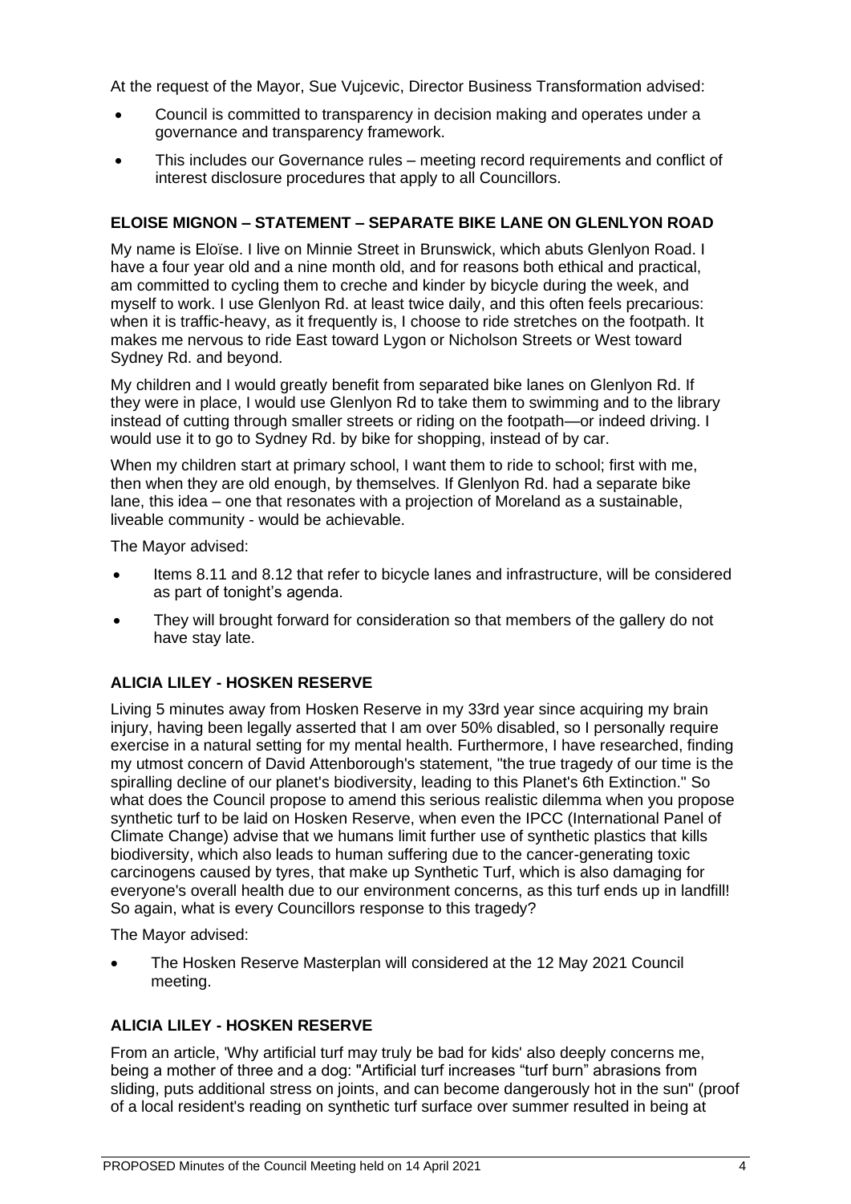At the request of the Mayor, Sue Vujcevic, Director Business Transformation advised:

- Council is committed to transparency in decision making and operates under a governance and transparency framework.
- This includes our Governance rules – meeting record requirements and conflict of interest disclosure procedures that apply to all Councillors.

### ELOISE MIGNON – STATEMENT – SEPARATE BIKE LANE ON GLENLYON ROAD

My name is Eloïse. I live on Minnie Street in Brunswick, which abuts Glenlyon Road. I have a four year old and a nine month old, and for reasons both ethical and practical, am committed to cycling them to creche and kinder by bicycle during the week, and myself to work. I use Glenlyon Rd. at least twice daily, and this often feels precarious: when it is traffic-heavy, as it frequently is, I choose to ride stretches on the footpath. It makes me nervous to ride East toward Lygon or Nicholson Streets or West toward Sydney Rd. and beyond.

My children and I would greatly benefit from separated bike lanes on Glenlyon Rd. If they were in place, I would use Glenlyon Rd to take them to swimming and to the library instead of cutting through smaller streets or riding on the footpath—or indeed driving. I would use it to go to Sydney Rd. by bike for shopping, instead of by car.

When my children start at primary school, I want them to ride to school; first with me, then when they are old enough, by themselves. If Glenlyon Rd. had a separate bike lane, this idea – one that resonates with a projection of Moreland as a sustainable, liveable community - would be achievable.

The Mayor advised:

- Items 8.11 and 8.12 that refer to bicycle lanes and infrastructure, will be considered as part of tonight's agenda.
- They will brought forward for consideration so that members of the gallery do not have stay late.

### ALICIA LILEY - HOSKEN RESERVE

Living 5 minutes away from Hosken Reserve in my 33rd year since acquiring my brain injury, having been legally asserted that I am over 50% disabled, so I personally require exercise in a natural setting for my mental health. Furthermore, I have researched, finding my utmost concern of David Attenborough's statement, "the true tragedy of our time is the spiralling decline of our planet's biodiversity, leading to this Planet's 6th Extinction." So what does the Council propose to amend this serious realistic dilemma when you propose synthetic turf to be laid on Hosken Reserve, when even the IPCC (International Panel of Climate Change) advise that we humans limit further use of synthetic plastics that kills biodiversity, which also leads to human suffering due to the cancer-generating toxic carcinogens caused by tyres, that make up Synthetic Turf, which is also damaging for everyone's overall health due to our environment concerns, as this turf ends up in landfill! So again, what is every Councillors response to this tragedy?

The Mayor advised:

- The Hosken Reserve Masterplan will considered at the 12 May 2021 Council meeting.

### ALICIA LILEY - HOSKEN RESERVE

From an article, 'Why artificial turf may truly be bad for kids' also deeply concerns me, being a mother of three and a dog: "Artificial turf increases "turf burn" abrasions from sliding, puts additional stress on joints, and can become dangerously hot in the sun" (proof of a local resident's reading on synthetic turf surface over summer resulted in being at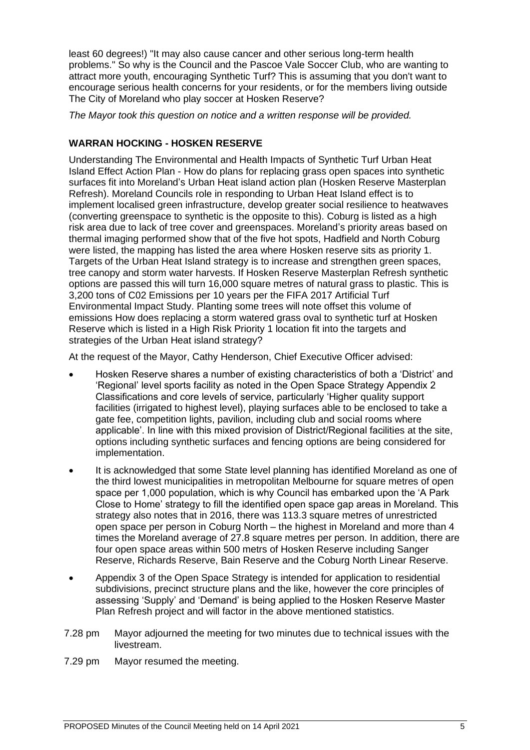least 60 degrees!) "It may also cause cancer and other serious long-term health problems." So why is the Council and the Pascoe Vale Soccer Club, who are wanting to attract more youth, encouraging Synthetic Turf? This is assuming that you don't want to encourage serious health concerns for your residents, or for the members living outside The City of Moreland who play soccer at Hosken Reserve?

*The Mayor took this question on notice and a written response will be provided.*

**WARRAN HOCKING - HOSKEN RESERVE**

Understanding The Environmental and Health Impacts of Synthetic Turf Urban Heat Island Effect Action Plan - How do plans for replacing grass open spaces into synthetic surfaces fit into Moreland's Urban Heat island action plan (Hosken Reserve Masterplan Refresh). Moreland Councils role in responding to Urban Heat Island effect is to implement localised green infrastructure, develop greater social resilience to heatwaves (converting greenspace to synthetic is the opposite to this). Coburg is listed as a high risk area due to lack of tree cover and greenspaces. Moreland's priority areas based on thermal imaging performed show that of the five hot spots, Hadfield and North Coburg were listed, the mapping has listed the area where Hosken reserve sits as priority 1. Targets of the Urban Heat Island strategy is to increase and strengthen green spaces, tree canopy and storm water harvests. If Hosken Reserve Masterplan Refresh synthetic options are passed this will turn 16,000 square metres of natural grass to plastic. This is 3,200 tons of C02 Emissions per 10 years per the FIFA 2017 Artificial Turf Environmental Impact Study. Planting some trees will note offset this volume of emissions How does replacing a storm watered grass oval to synthetic turf at Hosken Reserve which is listed in a High Risk Priority 1 location fit into the targets and strategies of the Urban Heat island strategy?

At the request of the Mayor, Cathy Henderson, Chief Executive Officer advised:

- Hosken Reserve shares a number of existing characteristics of both a 'District' and 'Regional' level sports facility as noted in the Open Space Strategy Appendix 2 Classifications and core levels of service, particularly 'Higher quality support facilities (irrigated to highest level), playing surfaces able to be enclosed to take a gate fee, competition lights, pavilion, including club and social rooms where applicable'. In line with this mixed provision of District/Regional facilities at the site, options including synthetic surfaces and fencing options are being considered for implementation.
- It is acknowledged that some State level planning has identified Moreland as one of the third lowest municipalities in metropolitan Melbourne for square metres of open space per 1,000 population, which is why Council has embarked upon the 'A Park Close to Home' strategy to fill the identified open space gap areas in Moreland. This strategy also notes that in 2016, there was 113.3 square metres of unrestricted open space per person in Coburg North – the highest in Moreland and more than 4 times the Moreland average of 27.8 square metres per person. In addition, there are four open space areas within 500 metrs of Hosken Reserve including Sanger Reserve, Richards Reserve, Bain Reserve and the Coburg North Linear Reserve.
- Appendix 3 of the Open Space Strategy is intended for application to residential subdivisions, precinct structure plans and the like, however the core principles of assessing 'Supply' and 'Demand' is being applied to the Hosken Reserve Master Plan Refresh project and will factor in the above mentioned statistics.

7.28 pm Mayor adjourned the meeting for two minutes due to technical issues with the livestream.

7.29 pm Mayor resumed the meeting.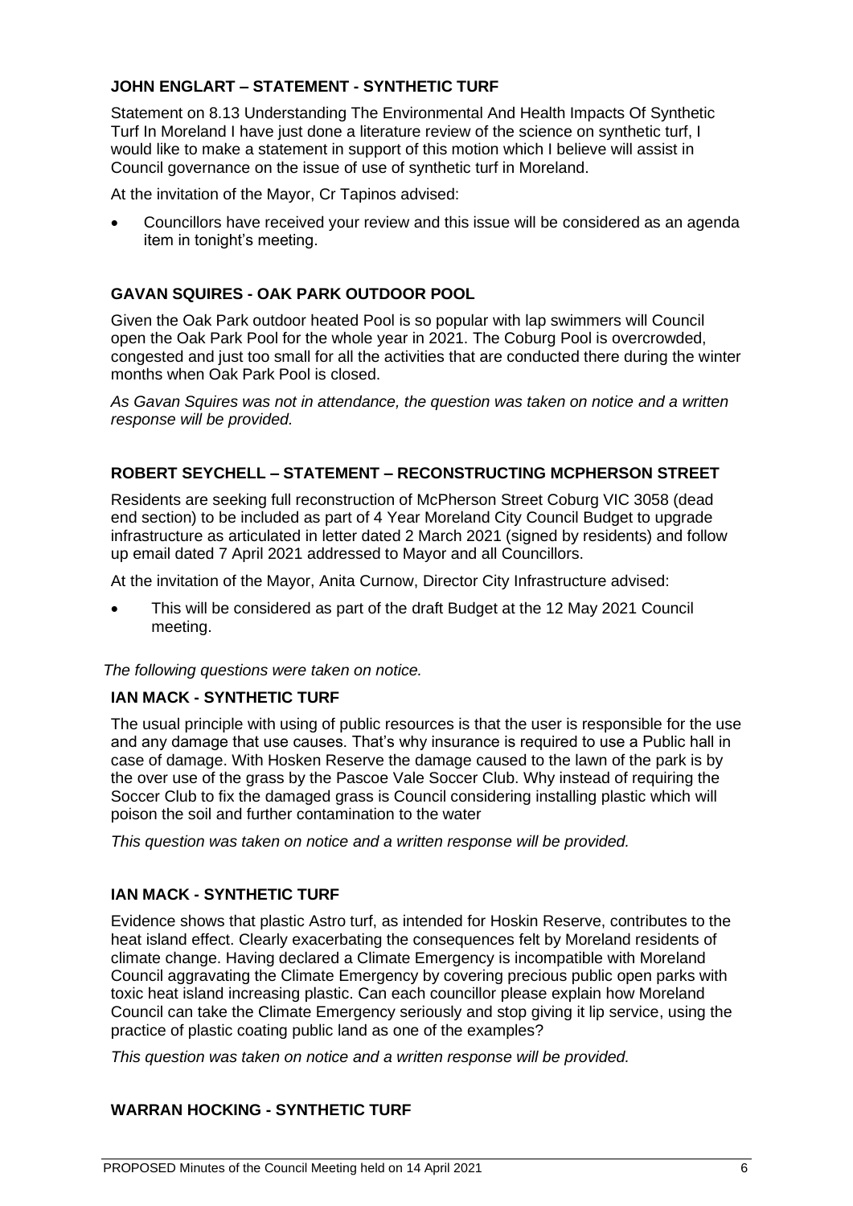### JOHN ENGLART – STATEMENT - SYNTHETIC TURF

Statement on 8.13 Understanding The Environmental And Health Impacts Of Synthetic Turf In Moreland I have just done a literature review of the science on synthetic turf, I would like to make a statement in support of this motion which I believe will assist in Council governance on the issue of use of synthetic turf in Moreland.

At the invitation of the Mayor, Cr Tapinos advised:

- Councillors have received your review and this issue will be considered as an agenda item in tonight's meeting.

### GAVAN SQUIRES - OAK PARK OUTDOOR POOL

Given the Oak Park outdoor heated Pool is so popular with lap swimmers will Council open the Oak Park Pool for the whole year in 2021. The Coburg Pool is overcrowded, congested and just too small for all the activities that are conducted there during the winter months when Oak Park Pool is closed.

*As Gavan Squires was not in attendance, the question was taken on notice and a written response will be provided.*

### ROBERT SEYCHELL – STATEMENT – RECONSTRUCTING MCPHERSON STREET

Residents are seeking full reconstruction of McPherson Street Coburg VIC 3058 (dead end section) to be included as part of 4 Year Moreland City Council Budget to upgrade infrastructure as articulated in letter dated 2 March 2021 (signed by residents) and follow up email dated 7 April 2021 addressed to Mayor and all Councillors.

At the invitation of the Mayor, Anita Curnow, Director City Infrastructure advised:

- This will be considered as part of the draft Budget at the 12 May 2021 Council meeting.

*The following questions were taken on notice.*

### IAN MACK - SYNTHETIC TURF

The usual principle with using of public resources is that the user is responsible for the use and any damage that use causes. That's why insurance is required to use a Public hall in case of damage. With Hosken Reserve the damage caused to the lawn of the park is by the over use of the grass by the Pascoe Vale Soccer Club. Why instead of requiring the Soccer Club to fix the damaged grass is Council considering installing plastic which will poison the soil and further contamination to the water

*This question was taken on notice and a written response will be provided.*

### IAN MACK - SYNTHETIC TURF

Evidence shows that plastic Astro turf, as intended for Hoskin Reserve, contributes to the heat island effect. Clearly exacerbating the consequences felt by Moreland residents of climate change. Having declared a Climate Emergency is incompatible with Moreland Council aggravating the Climate Emergency by covering precious public open parks with toxic heat island increasing plastic. Can each councillor please explain how Moreland Council can take the Climate Emergency seriously and stop giving it lip service, using the practice of plastic coating public land as one of the examples?

*This question was taken on notice and a written response will be provided.*

### WARRAN HOCKING - SYNTHETIC TURF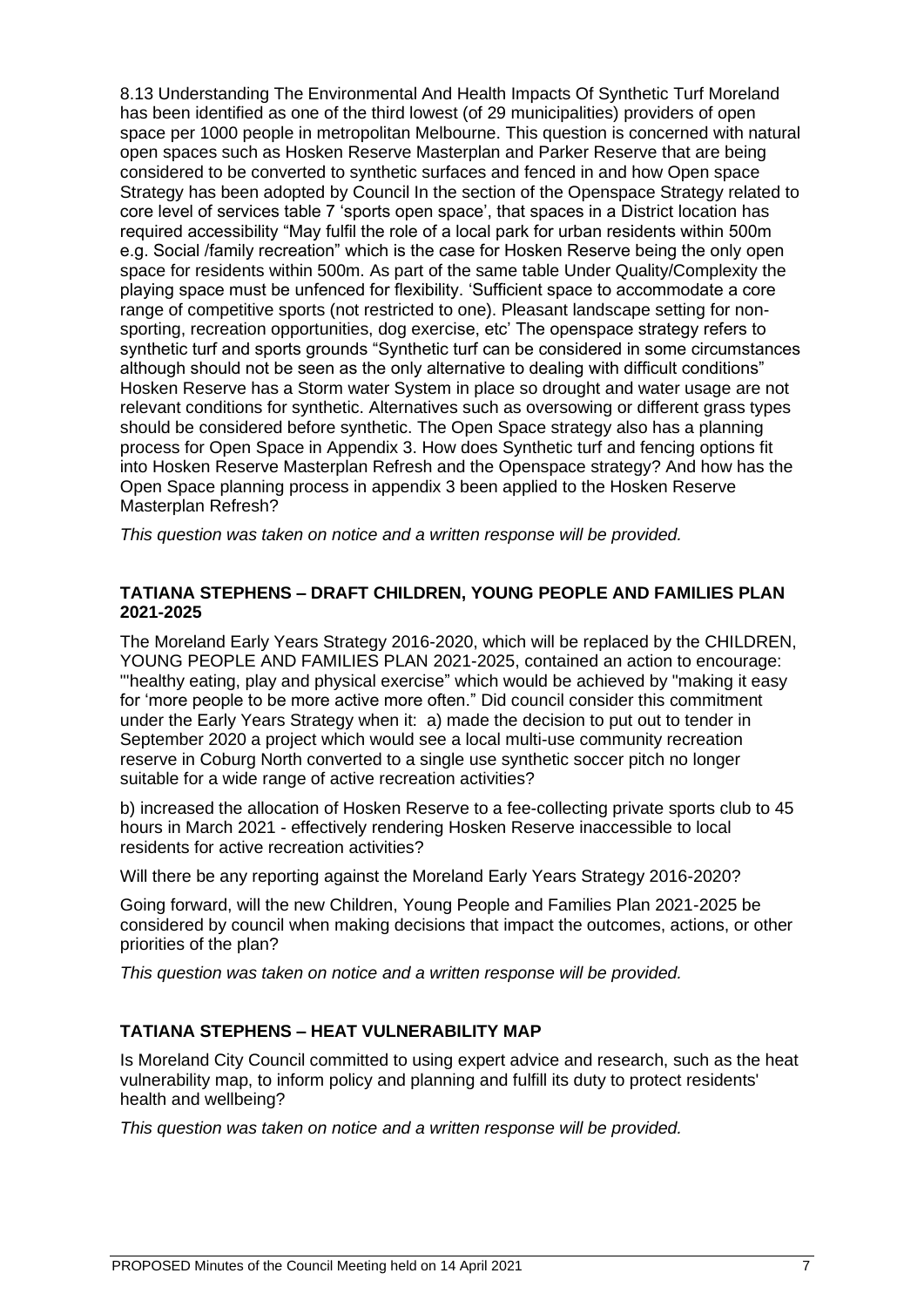8.13 Understanding The Environmental And Health Impacts Of Synthetic Turf Moreland has been identified as one of the third lowest (of 29 municipalities) providers of open space per 1000 people in metropolitan Melbourne. This question is concerned with natural open spaces such as Hosken Reserve Masterplan and Parker Reserve that are being considered to be converted to synthetic surfaces and fenced in and how Open space Strategy has been adopted by Council In the section of the Openspace Strategy related to core level of services table 7 'sports open space', that spaces in a District location has required accessibility "May fulfil the role of a local park for urban residents within 500m e.g. Social /family recreation" which is the case for Hosken Reserve being the only open space for residents within 500m. As part of the same table Under Quality/Complexity the playing space must be unfenced for flexibility. 'Sufficient space to accommodate a core range of competitive sports (not restricted to one). Pleasant landscape setting for non-sporting, recreation opportunities, dog exercise, etc' The openspace strategy refers to synthetic turf and sports grounds "Synthetic turf can be considered in some circumstances although should not be seen as the only alternative to dealing with difficult conditions" Hosken Reserve has a Storm water System in place so drought and water usage are not relevant conditions for synthetic. Alternatives such as oversowing or different grass types should be considered before synthetic. The Open Space strategy also has a planning process for Open Space in Appendix 3. How does Synthetic turf and fencing options fit into Hosken Reserve Masterplan Refresh and the Openspace strategy? And how has the Open Space planning process in appendix 3 been applied to the Hosken Reserve Masterplan Refresh?

*This question was taken on notice and a written response will be provided.*

### TATIANA STEPHENS – DRAFT CHILDREN, YOUNG PEOPLE AND FAMILIES PLAN 2021-2025

The Moreland Early Years Strategy 2016-2020, which will be replaced by the CHILDREN, YOUNG PEOPLE AND FAMILIES PLAN 2021-2025, contained an action to encourage: "'healthy eating, play and physical exercise" which would be achieved by "making it easy for 'more people to be more active more often." Did council consider this commitment under the Early Years Strategy when it: a) made the decision to put out to tender in September 2020 a project which would see a local multi-use community recreation reserve in Coburg North converted to a single use synthetic soccer pitch no longer suitable for a wide range of active recreation activities?

b) increased the allocation of Hosken Reserve to a fee-collecting private sports club to 45 hours in March 2021 - effectively rendering Hosken Reserve inaccessible to local residents for active recreation activities?

Will there be any reporting against the Moreland Early Years Strategy 2016-2020?

Going forward, will the new Children, Young People and Families Plan 2021-2025 be considered by council when making decisions that impact the outcomes, actions, or other priorities of the plan?

*This question was taken on notice and a written response will be provided.*

### TATIANA STEPHENS – HEAT VULNERABILITY MAP

Is Moreland City Council committed to using expert advice and research, such as the heat vulnerability map, to inform policy and planning and fulfill its duty to protect residents' health and wellbeing?

*This question was taken on notice and a written response will be provided.*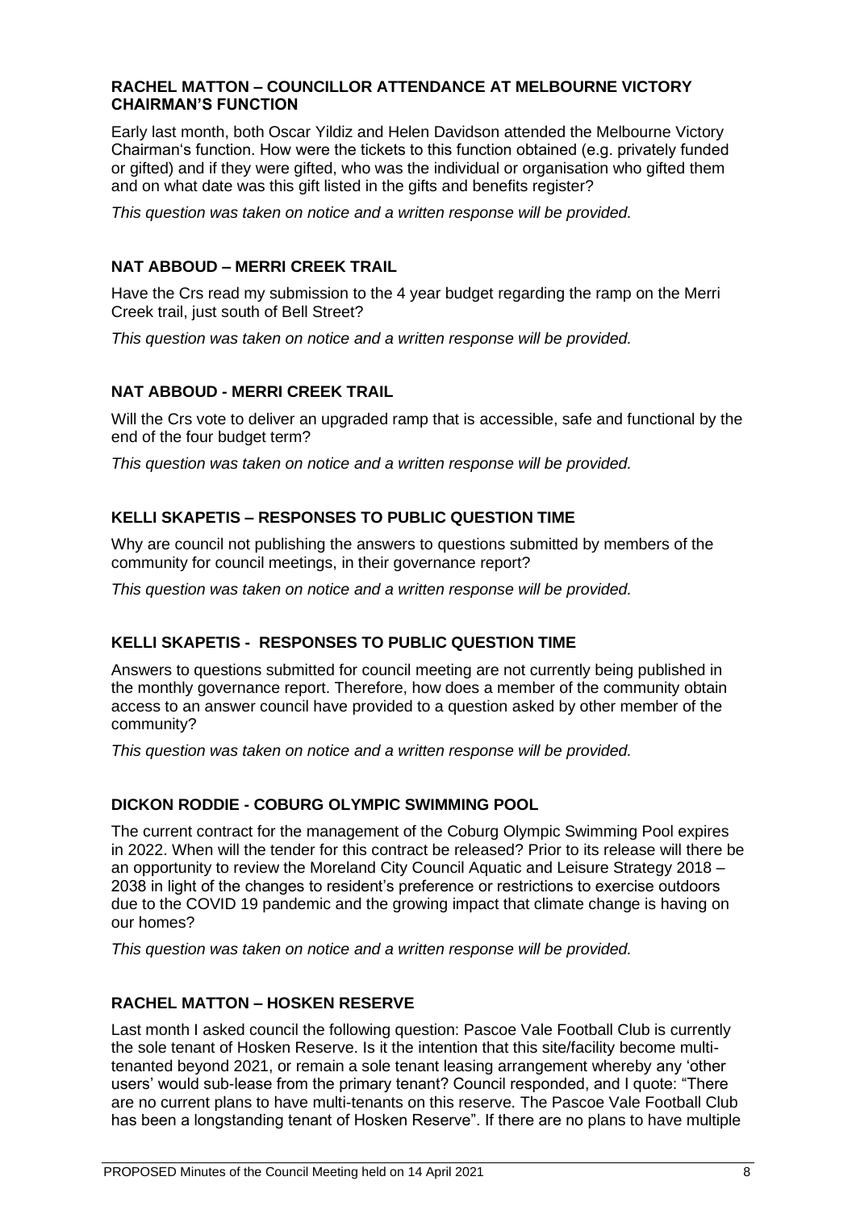### RACHEL MATTON – COUNCILLOR ATTENDANCE AT MELBOURNE VICTORY CHAIRMAN'S FUNCTION

Early last month, both Oscar Yildiz and Helen Davidson attended the Melbourne Victory Chairman's function. How were the tickets to this function obtained (e.g. privately funded or gifted) and if they were gifted, who was the individual or organisation who gifted them and on what date was this gift listed in the gifts and benefits register?

*This question was taken on notice and a written response will be provided.*

### NAT ABBOUD – MERRI CREEK TRAIL

Have the Crs read my submission to the 4 year budget regarding the ramp on the Merri Creek trail, just south of Bell Street?

*This question was taken on notice and a written response will be provided.*

### NAT ABBOUD - MERRI CREEK TRAIL

Will the Crs vote to deliver an upgraded ramp that is accessible, safe and functional by the end of the four budget term?

*This question was taken on notice and a written response will be provided.*

### KELLI SKAPETIS – RESPONSES TO PUBLIC QUESTION TIME

Why are council not publishing the answers to questions submitted by members of the community for council meetings, in their governance report?

*This question was taken on notice and a written response will be provided.*

### KELLI SKAPETIS - RESPONSES TO PUBLIC QUESTION TIME

Answers to questions submitted for council meeting are not currently being published in the monthly governance report. Therefore, how does a member of the community obtain access to an answer council have provided to a question asked by other member of the community?

*This question was taken on notice and a written response will be provided.*

### DICKON RODDIE - COBURG OLYMPIC SWIMMING POOL

The current contract for the management of the Coburg Olympic Swimming Pool expires in 2022. When will the tender for this contract be released? Prior to its release will there be an opportunity to review the Moreland City Council Aquatic and Leisure Strategy 2018 – 2038 in light of the changes to resident's preference or restrictions to exercise outdoors due to the COVID 19 pandemic and the growing impact that climate change is having on our homes?

*This question was taken on notice and a written response will be provided.*

### RACHEL MATTON – HOSKEN RESERVE

Last month I asked council the following question: Pascoe Vale Football Club is currently the sole tenant of Hosken Reserve. Is it the intention that this site/facility become multi-tenanted beyond 2021, or remain a sole tenant leasing arrangement whereby any 'other users' would sub-lease from the primary tenant? Council responded, and I quote: "There are no current plans to have multi-tenants on this reserve. The Pascoe Vale Football Club has been a longstanding tenant of Hosken Reserve". If there are no plans to have multiple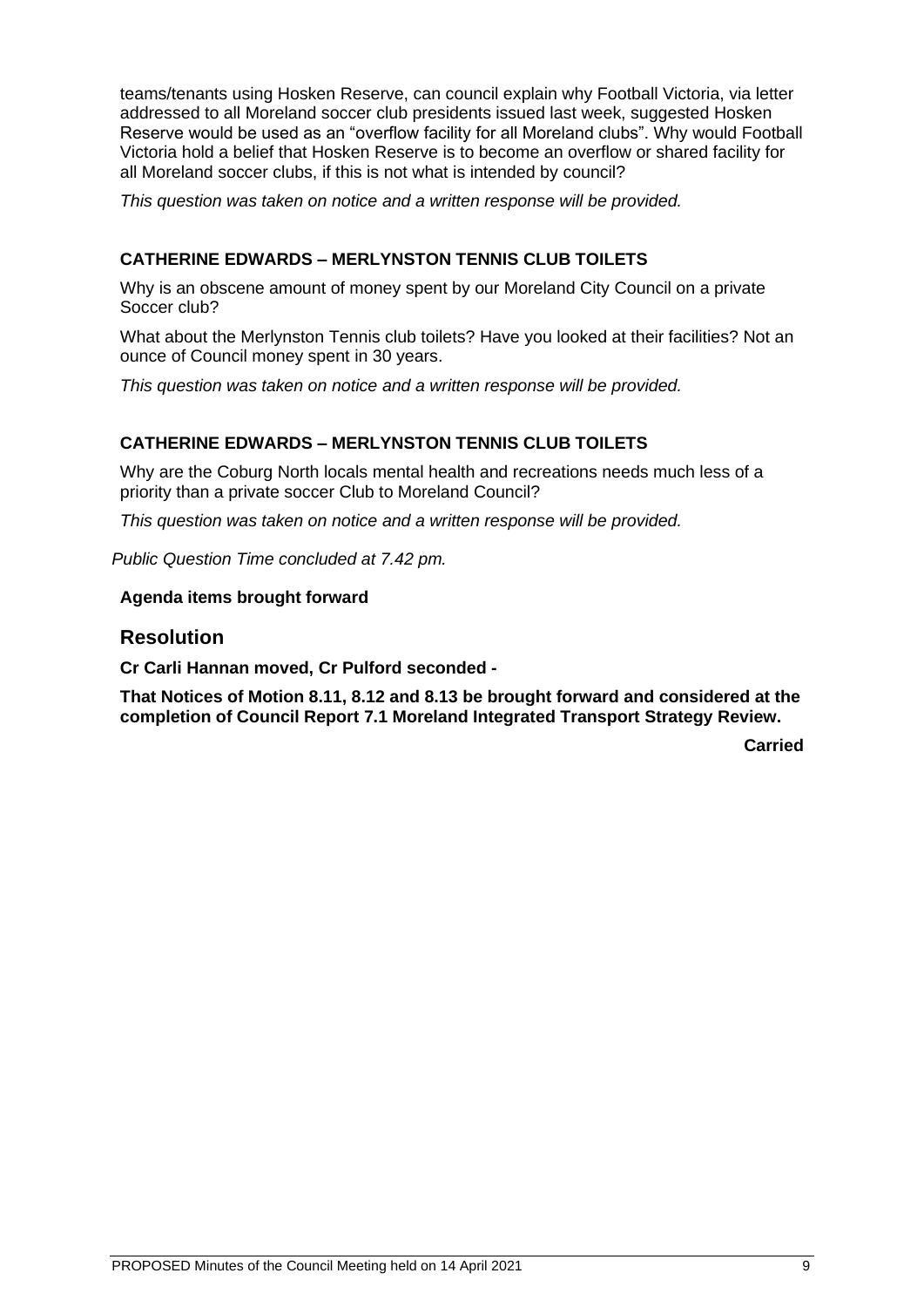teams/tenants using Hosken Reserve, can council explain why Football Victoria, via letter addressed to all Moreland soccer club presidents issued last week, suggested Hosken Reserve would be used as an "overflow facility for all Moreland clubs". Why would Football Victoria hold a belief that Hosken Reserve is to become an overflow or shared facility for all Moreland soccer clubs, if this is not what is intended by council?

*This question was taken on notice and a written response will be provided.*

**CATHERINE EDWARDS – MERLYNSTON TENNIS CLUB TOILETS**

Why is an obscene amount of money spent by our Moreland City Council on a private Soccer club?

What about the Merlynston Tennis club toilets? Have you looked at their facilities? Not an ounce of Council money spent in 30 years.

*This question was taken on notice and a written response will be provided.*

**CATHERINE EDWARDS – MERLYNSTON TENNIS CLUB TOILETS**

Why are the Coburg North locals mental health and recreations needs much less of a priority than a private soccer Club to Moreland Council?

*This question was taken on notice and a written response will be provided.*

*Public Question Time concluded at 7.42 pm.*

**Agenda items brought forward**

## Resolution

**Cr Carli Hannan moved, Cr Pulford seconded -**

**That Notices of Motion 8.11, 8.12 and 8.13 be brought forward and considered at the completion of Council Report 7.1 Moreland Integrated Transport Strategy Review.**

**Carried**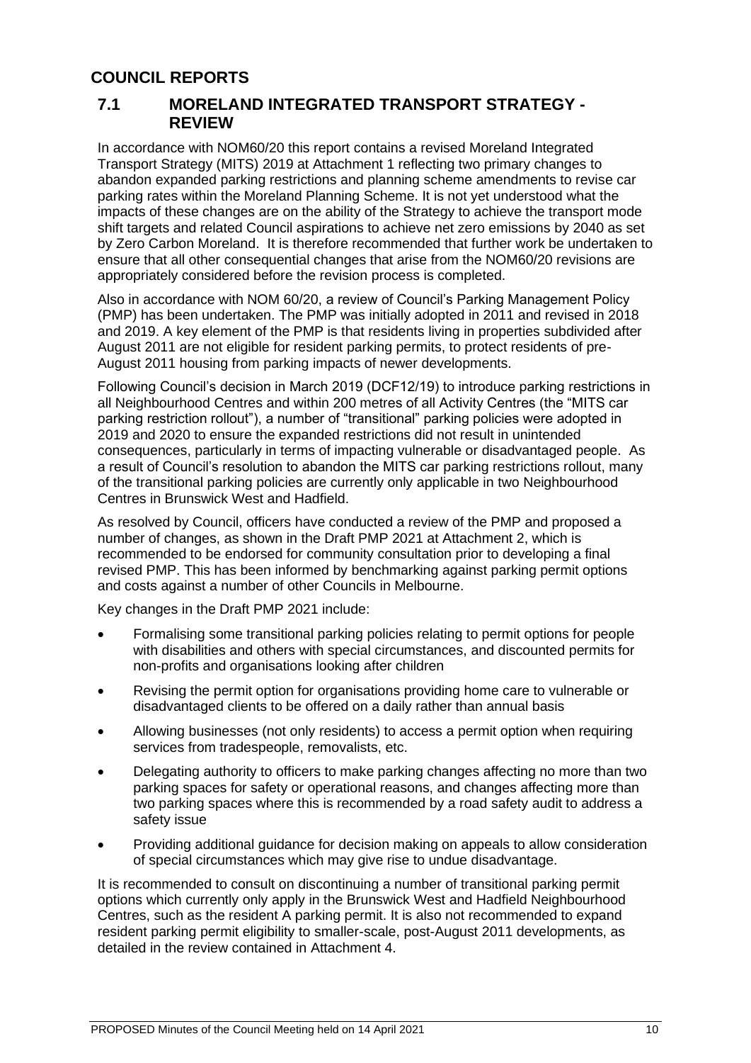## COUNCIL REPORTS

### 7.1 MORELAND INTEGRATED TRANSPORT STRATEGY - REVIEW

In accordance with NOM60/20 this report contains a revised Moreland Integrated Transport Strategy (MITS) 2019 at Attachment 1 reflecting two primary changes to abandon expanded parking restrictions and planning scheme amendments to revise car parking rates within the Moreland Planning Scheme. It is not yet understood what the impacts of these changes are on the ability of the Strategy to achieve the transport mode shift targets and related Council aspirations to achieve net zero emissions by 2040 as set by Zero Carbon Moreland. It is therefore recommended that further work be undertaken to ensure that all other consequential changes that arise from the NOM60/20 revisions are appropriately considered before the revision process is completed.

Also in accordance with NOM 60/20, a review of Council's Parking Management Policy (PMP) has been undertaken. The PMP was initially adopted in 2011 and revised in 2018 and 2019. A key element of the PMP is that residents living in properties subdivided after August 2011 are not eligible for resident parking permits, to protect residents of pre-August 2011 housing from parking impacts of newer developments.

Following Council's decision in March 2019 (DCF12/19) to introduce parking restrictions in all Neighbourhood Centres and within 200 metres of all Activity Centres (the "MITS car parking restriction rollout"), a number of "transitional" parking policies were adopted in 2019 and 2020 to ensure the expanded restrictions did not result in unintended consequences, particularly in terms of impacting vulnerable or disadvantaged people. As a result of Council's resolution to abandon the MITS car parking restrictions rollout, many of the transitional parking policies are currently only applicable in two Neighbourhood Centres in Brunswick West and Hadfield.

As resolved by Council, officers have conducted a review of the PMP and proposed a number of changes, as shown in the Draft PMP 2021 at Attachment 2, which is recommended to be endorsed for community consultation prior to developing a final revised PMP. This has been informed by benchmarking against parking permit options and costs against a number of other Councils in Melbourne.

Key changes in the Draft PMP 2021 include:

- Formalising some transitional parking policies relating to permit options for people with disabilities and others with special circumstances, and discounted permits for non-profits and organisations looking after children
- Revising the permit option for organisations providing home care to vulnerable or disadvantaged clients to be offered on a daily rather than annual basis
- Allowing businesses (not only residents) to access a permit option when requiring services from tradespeople, removalists, etc.
- Delegating authority to officers to make parking changes affecting no more than two parking spaces for safety or operational reasons, and changes affecting more than two parking spaces where this is recommended by a road safety audit to address a safety issue
- Providing additional guidance for decision making on appeals to allow consideration of special circumstances which may give rise to undue disadvantage.

It is recommended to consult on discontinuing a number of transitional parking permit options which currently only apply in the Brunswick West and Hadfield Neighbourhood Centres, such as the resident A parking permit. It is also not recommended to expand resident parking permit eligibility to smaller-scale, post-August 2011 developments, as detailed in the review contained in Attachment 4.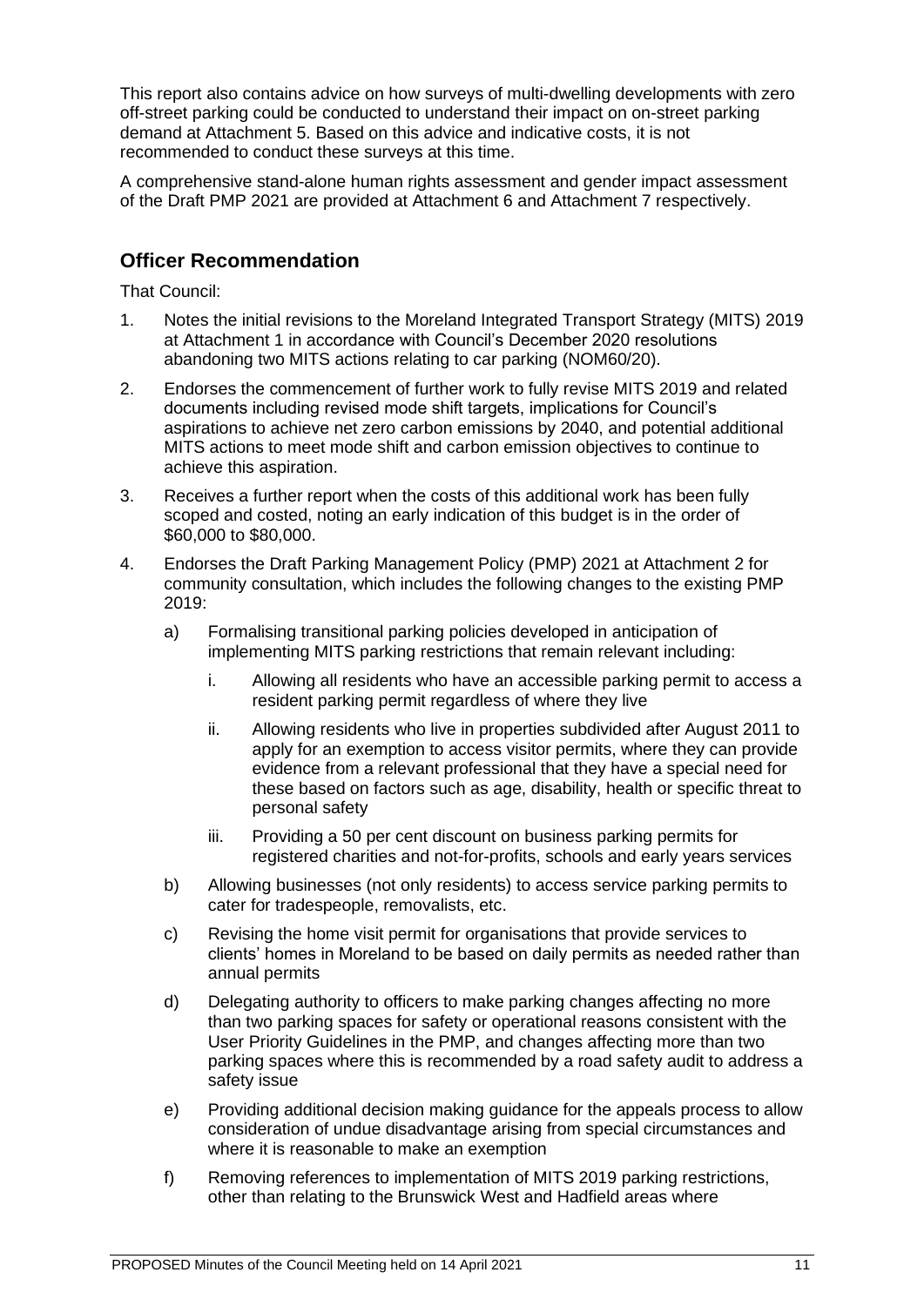This report also contains advice on how surveys of multi-dwelling developments with zero off-street parking could be conducted to understand their impact on on-street parking demand at Attachment 5. Based on this advice and indicative costs, it is not recommended to conduct these surveys at this time.

A comprehensive stand-alone human rights assessment and gender impact assessment of the Draft PMP 2021 are provided at Attachment 6 and Attachment 7 respectively.

## Officer Recommendation

That Council:

1. Notes the initial revisions to the Moreland Integrated Transport Strategy (MITS) 2019 at Attachment 1 in accordance with Council's December 2020 resolutions abandoning two MITS actions relating to car parking (NOM60/20).
2. Endorses the commencement of further work to fully revise MITS 2019 and related documents including revised mode shift targets, implications for Council's aspirations to achieve net zero carbon emissions by 2040, and potential additional MITS actions to meet mode shift and carbon emission objectives to continue to achieve this aspiration.
3. Receives a further report when the costs of this additional work has been fully scoped and costed, noting an early indication of this budget is in the order of $60,000 to $80,000.
4. Endorses the Draft Parking Management Policy (PMP) 2021 at Attachment 2 for community consultation, which includes the following changes to the existing PMP 2019:
   a) Formalising transitional parking policies developed in anticipation of implementing MITS parking restrictions that remain relevant including:
      i. Allowing all residents who have an accessible parking permit to access a resident parking permit regardless of where they live
      ii. Allowing residents who live in properties subdivided after August 2011 to apply for an exemption to access visitor permits, where they can provide evidence from a relevant professional that they have a special need for these based on factors such as age, disability, health or specific threat to personal safety
      iii. Providing a 50 per cent discount on business parking permits for registered charities and not-for-profits, schools and early years services
   b) Allowing businesses (not only residents) to access service parking permits to cater for tradespeople, removalists, etc.
   c) Revising the home visit permit for organisations that provide services to clients' homes in Moreland to be based on daily permits as needed rather than annual permits
   d) Delegating authority to officers to make parking changes affecting no more than two parking spaces for safety or operational reasons consistent with the User Priority Guidelines in the PMP, and changes affecting more than two parking spaces where this is recommended by a road safety audit to address a safety issue
   e) Providing additional decision making guidance for the appeals process to allow consideration of undue disadvantage arising from special circumstances and where it is reasonable to make an exemption
   f) Removing references to implementation of MITS 2019 parking restrictions, other than relating to the Brunswick West and Hadfield areas where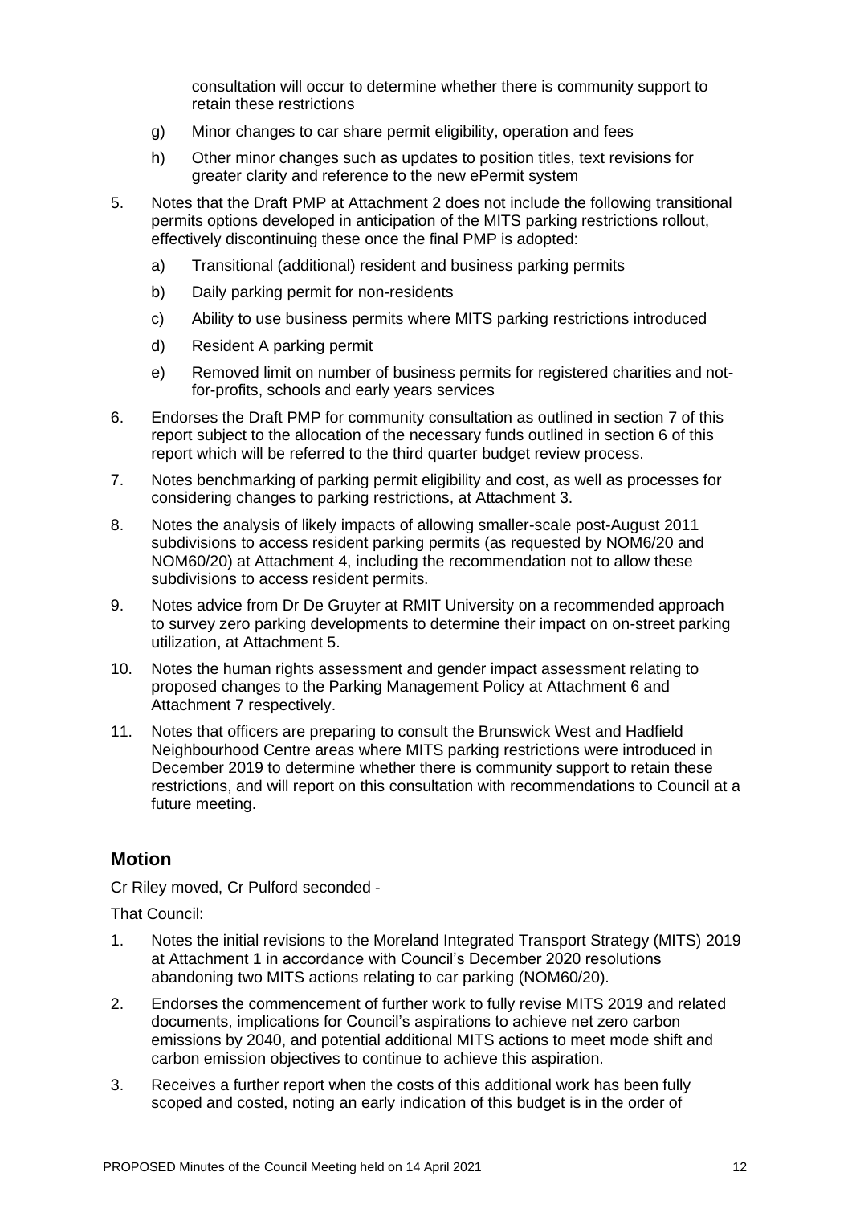consultation will occur to determine whether there is community support to retain these restrictions

g) Minor changes to car share permit eligibility, operation and fees

h) Other minor changes such as updates to position titles, text revisions for greater clarity and reference to the new ePermit system

5. Notes that the Draft PMP at Attachment 2 does not include the following transitional permits options developed in anticipation of the MITS parking restrictions rollout, effectively discontinuing these once the final PMP is adopted:

   a) Transitional (additional) resident and business parking permits

   b) Daily parking permit for non-residents

   c) Ability to use business permits where MITS parking restrictions introduced

   d) Resident A parking permit

   e) Removed limit on number of business permits for registered charities and not-for-profits, schools and early years services

6. Endorses the Draft PMP for community consultation as outlined in section 7 of this report subject to the allocation of the necessary funds outlined in section 6 of this report which will be referred to the third quarter budget review process.

7. Notes benchmarking of parking permit eligibility and cost, as well as processes for considering changes to parking restrictions, at Attachment 3.

8. Notes the analysis of likely impacts of allowing smaller-scale post-August 2011 subdivisions to access resident parking permits (as requested by NOM6/20 and NOM60/20) at Attachment 4, including the recommendation not to allow these subdivisions to access resident permits.

9. Notes advice from Dr De Gruyter at RMIT University on a recommended approach to survey zero parking developments to determine their impact on on-street parking utilization, at Attachment 5.

10. Notes the human rights assessment and gender impact assessment relating to proposed changes to the Parking Management Policy at Attachment 6 and Attachment 7 respectively.

11. Notes that officers are preparing to consult the Brunswick West and Hadfield Neighbourhood Centre areas where MITS parking restrictions were introduced in December 2019 to determine whether there is community support to retain these restrictions, and will report on this consultation with recommendations to Council at a future meeting.

## Motion

Cr Riley moved, Cr Pulford seconded -

That Council:

1. Notes the initial revisions to the Moreland Integrated Transport Strategy (MITS) 2019 at Attachment 1 in accordance with Council's December 2020 resolutions abandoning two MITS actions relating to car parking (NOM60/20).

2. Endorses the commencement of further work to fully revise MITS 2019 and related documents, implications for Council's aspirations to achieve net zero carbon emissions by 2040, and potential additional MITS actions to meet mode shift and carbon emission objectives to continue to achieve this aspiration.

3. Receives a further report when the costs of this additional work has been fully scoped and costed, noting an early indication of this budget is in the order of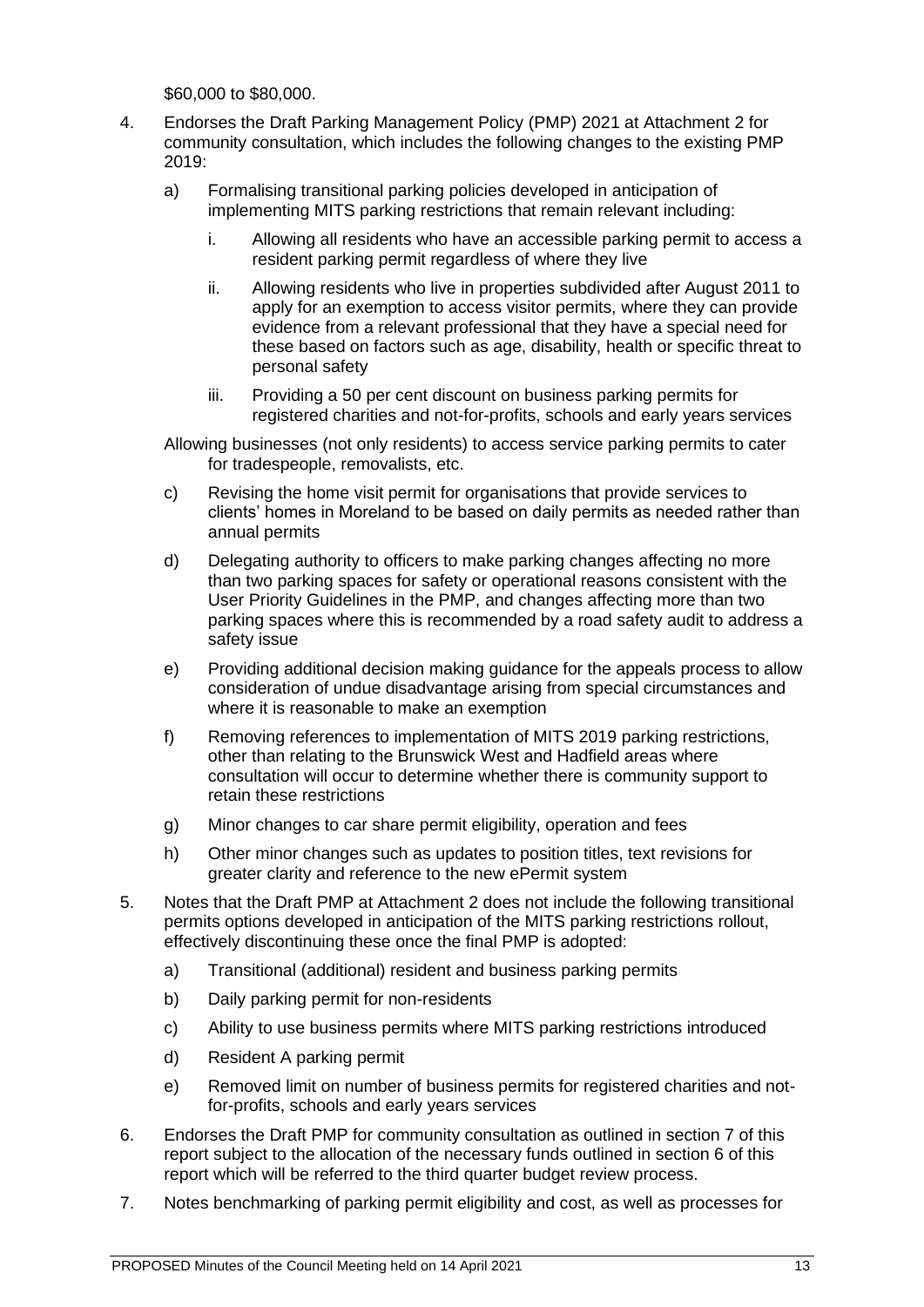$60,000 to $80,000.

4. Endorses the Draft Parking Management Policy (PMP) 2021 at Attachment 2 for community consultation, which includes the following changes to the existing PMP 2019:

   a) Formalising transitional parking policies developed in anticipation of implementing MITS parking restrictions that remain relevant including:

      i. Allowing all residents who have an accessible parking permit to access a resident parking permit regardless of where they live

      ii. Allowing residents who live in properties subdivided after August 2011 to apply for an exemption to access visitor permits, where they can provide evidence from a relevant professional that they have a special need for these based on factors such as age, disability, health or specific threat to personal safety

      iii. Providing a 50 per cent discount on business parking permits for registered charities and not-for-profits, schools and early years services

   Allowing businesses (not only residents) to access service parking permits to cater for tradespeople, removalists, etc.

   c) Revising the home visit permit for organisations that provide services to clients' homes in Moreland to be based on daily permits as needed rather than annual permits

   d) Delegating authority to officers to make parking changes affecting no more than two parking spaces for safety or operational reasons consistent with the User Priority Guidelines in the PMP, and changes affecting more than two parking spaces where this is recommended by a road safety audit to address a safety issue

   e) Providing additional decision making guidance for the appeals process to allow consideration of undue disadvantage arising from special circumstances and where it is reasonable to make an exemption

   f) Removing references to implementation of MITS 2019 parking restrictions, other than relating to the Brunswick West and Hadfield areas where consultation will occur to determine whether there is community support to retain these restrictions

   g) Minor changes to car share permit eligibility, operation and fees

   h) Other minor changes such as updates to position titles, text revisions for greater clarity and reference to the new ePermit system

5. Notes that the Draft PMP at Attachment 2 does not include the following transitional permits options developed in anticipation of the MITS parking restrictions rollout, effectively discontinuing these once the final PMP is adopted:

   a) Transitional (additional) resident and business parking permits

   b) Daily parking permit for non-residents

   c) Ability to use business permits where MITS parking restrictions introduced

   d) Resident A parking permit

   e) Removed limit on number of business permits for registered charities and not-for-profits, schools and early years services

6. Endorses the Draft PMP for community consultation as outlined in section 7 of this report subject to the allocation of the necessary funds outlined in section 6 of this report which will be referred to the third quarter budget review process.

7. Notes benchmarking of parking permit eligibility and cost, as well as processes for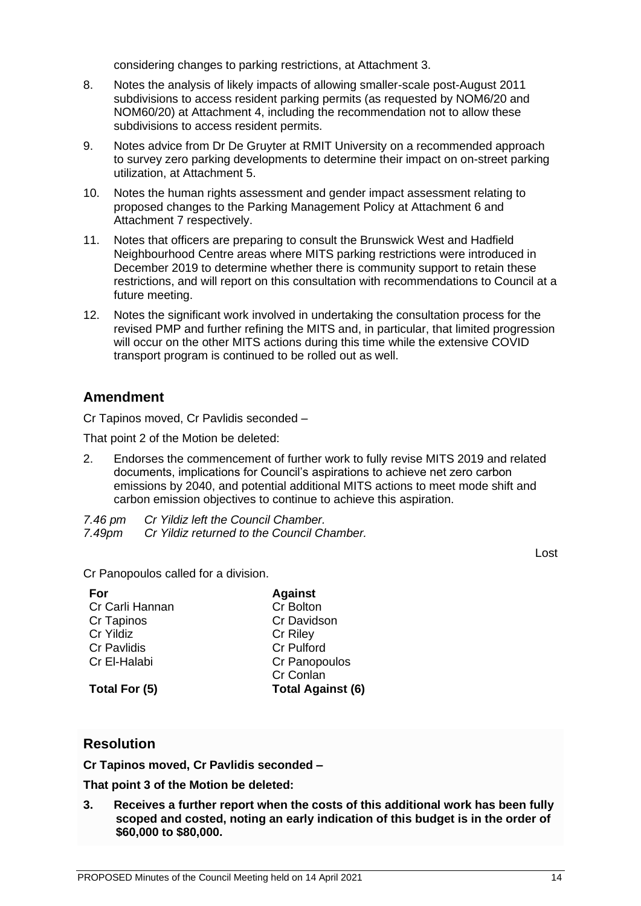considering changes to parking restrictions, at Attachment 3.

8. Notes the analysis of likely impacts of allowing smaller-scale post-August 2011 subdivisions to access resident parking permits (as requested by NOM6/20 and NOM60/20) at Attachment 4, including the recommendation not to allow these subdivisions to access resident permits.
9. Notes advice from Dr De Gruyter at RMIT University on a recommended approach to survey zero parking developments to determine their impact on on-street parking utilization, at Attachment 5.
10. Notes the human rights assessment and gender impact assessment relating to proposed changes to the Parking Management Policy at Attachment 6 and Attachment 7 respectively.
11. Notes that officers are preparing to consult the Brunswick West and Hadfield Neighbourhood Centre areas where MITS parking restrictions were introduced in December 2019 to determine whether there is community support to retain these restrictions, and will report on this consultation with recommendations to Council at a future meeting.
12. Notes the significant work involved in undertaking the consultation process for the revised PMP and further refining the MITS and, in particular, that limited progression will occur on the other MITS actions during this time while the extensive COVID transport program is continued to be rolled out as well.

## Amendment

Cr Tapinos moved, Cr Pavlidis seconded –

That point 2 of the Motion be deleted:

2. Endorses the commencement of further work to fully revise MITS 2019 and related documents, implications for Council's aspirations to achieve net zero carbon emissions by 2040, and potential additional MITS actions to meet mode shift and carbon emission objectives to continue to achieve this aspiration.

*7.46 pm Cr Yildiz left the Council Chamber.*
*7.49pm Cr Yildiz returned to the Council Chamber.*

Lost

Cr Panopoulos called for a division.

| For | Against |
|---|---|
| Cr Carli Hannan | Cr Bolton |
| Cr Tapinos | Cr Davidson |
| Cr Yildiz | Cr Riley |
| Cr Pavlidis | Cr Pulford |
| Cr El-Halabi | Cr Panopoulos |
| | Cr Conlan |
| **Total For (5)** | **Total Against (6)** |

## Resolution

**Cr Tapinos moved, Cr Pavlidis seconded –**

**That point 3 of the Motion be deleted:**

**3. Receives a further report when the costs of this additional work has been fully scoped and costed, noting an early indication of this budget is in the order of $60,000 to $80,000.**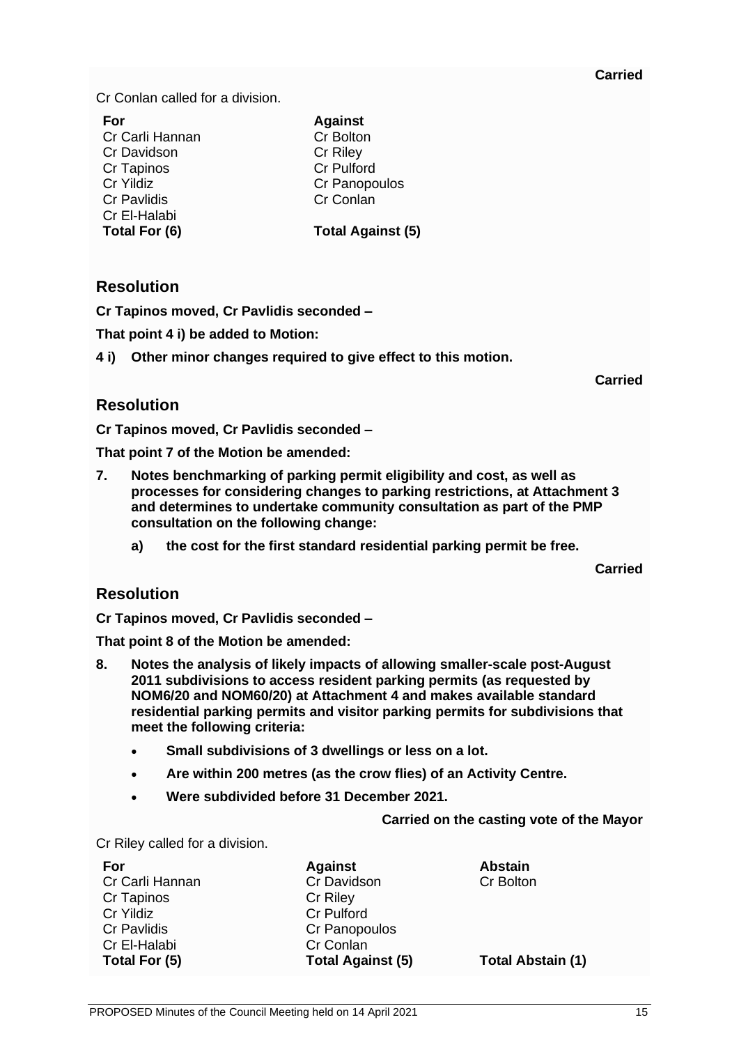**Carried**

Cr Conlan called for a division.

| For | Against |
| --- | --- |
| Cr Carli Hannan | Cr Bolton |
| Cr Davidson | Cr Riley |
| Cr Tapinos | Cr Pulford |
| Cr Yildiz | Cr Panopoulos |
| Cr Pavlidis | Cr Conlan |
| Cr El-Halabi | |
| **Total For (6)** | **Total Against (5)** |

## Resolution

**Cr Tapinos moved, Cr Pavlidis seconded –**

**That point 4 i) be added to Motion:**

**4 i) Other minor changes required to give effect to this motion.**

**Carried**

## Resolution

**Cr Tapinos moved, Cr Pavlidis seconded –**

**That point 7 of the Motion be amended:**

**7. Notes benchmarking of parking permit eligibility and cost, as well as processes for considering changes to parking restrictions, at Attachment 3 and determines to undertake community consultation as part of the PMP consultation on the following change:**

   **a) the cost for the first standard residential parking permit be free.**

**Carried**

## Resolution

**Cr Tapinos moved, Cr Pavlidis seconded –**

**That point 8 of the Motion be amended:**

**8. Notes the analysis of likely impacts of allowing smaller-scale post-August 2011 subdivisions to access resident parking permits (as requested by NOM6/20 and NOM60/20) at Attachment 4 and makes available standard residential parking permits and visitor parking permits for subdivisions that meet the following criteria:**

- **Small subdivisions of 3 dwellings or less on a lot.**
- **Are within 200 metres (as the crow flies) of an Activity Centre.**
- **Were subdivided before 31 December 2021.**

**Carried on the casting vote of the Mayor**

Cr Riley called for a division.

| For | Against | Abstain |
| --- | --- | --- |
| Cr Carli Hannan | Cr Davidson | Cr Bolton |
| Cr Tapinos | Cr Riley | |
| Cr Yildiz | Cr Pulford | |
| Cr Pavlidis | Cr Panopoulos | |
| Cr El-Halabi | Cr Conlan | |
| **Total For (5)** | **Total Against (5)** | **Total Abstain (1)** |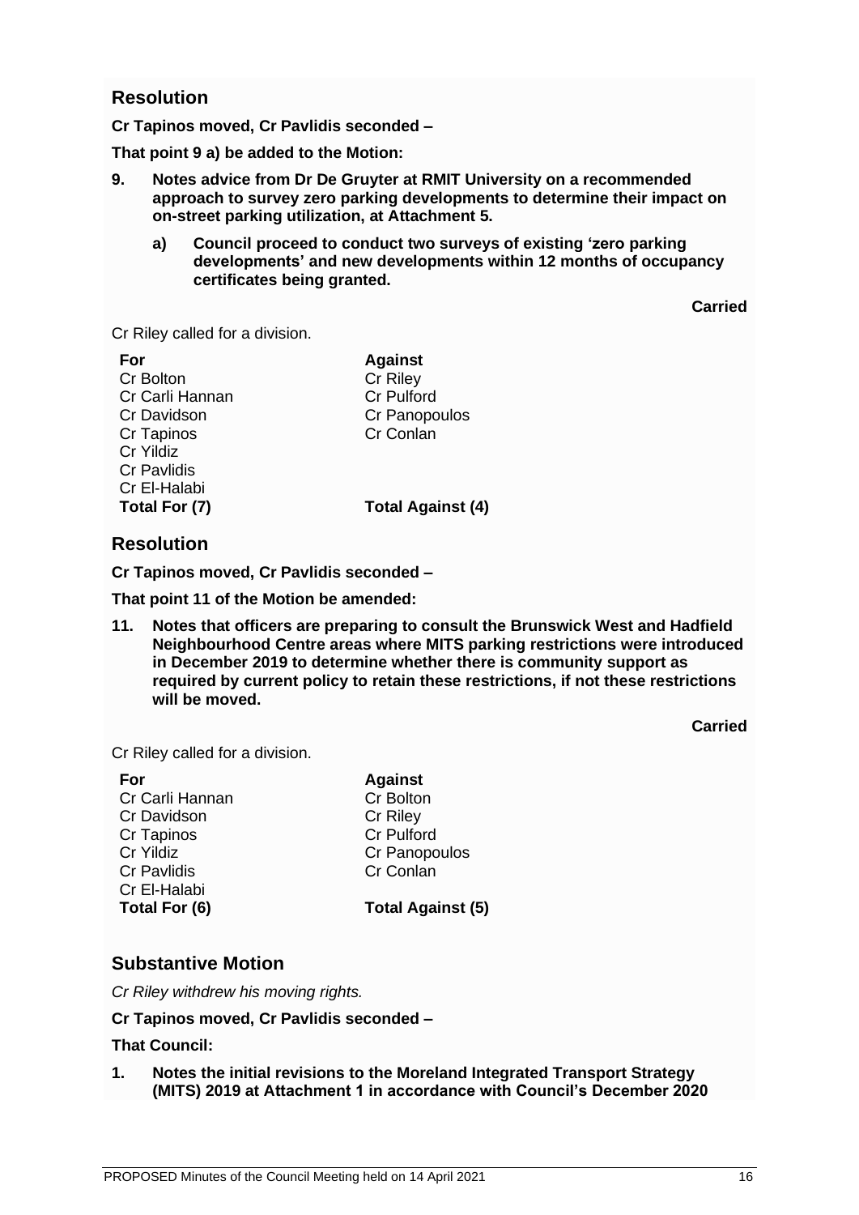## Resolution

**Cr Tapinos moved, Cr Pavlidis seconded –**

**That point 9 a) be added to the Motion:**

**9. Notes advice from Dr De Gruyter at RMIT University on a recommended approach to survey zero parking developments to determine their impact on on-street parking utilization, at Attachment 5.**

  **a) Council proceed to conduct two surveys of existing 'zero parking developments' and new developments within 12 months of occupancy certificates being granted.**

**Carried**

Cr Riley called for a division.

| For | Against |
|---|---|
| Cr Bolton | Cr Riley |
| Cr Carli Hannan | Cr Pulford |
| Cr Davidson | Cr Panopoulos |
| Cr Tapinos | Cr Conlan |
| Cr Yildiz | |
| Cr Pavlidis | |
| Cr El-Halabi | |
| **Total For (7)** | **Total Against (4)** |

## Resolution

**Cr Tapinos moved, Cr Pavlidis seconded –**

**That point 11 of the Motion be amended:**

**11. Notes that officers are preparing to consult the Brunswick West and Hadfield Neighbourhood Centre areas where MITS parking restrictions were introduced in December 2019 to determine whether there is community support as required by current policy to retain these restrictions, if not these restrictions will be moved.**

**Carried**

Cr Riley called for a division.

| For | Against |
|---|---|
| Cr Carli Hannan | Cr Bolton |
| Cr Davidson | Cr Riley |
| Cr Tapinos | Cr Pulford |
| Cr Yildiz | Cr Panopoulos |
| Cr Pavlidis | Cr Conlan |
| Cr El-Halabi | |
| **Total For (6)** | **Total Against (5)** |

## Substantive Motion

*Cr Riley withdrew his moving rights.*

**Cr Tapinos moved, Cr Pavlidis seconded –**

**That Council:**

**1. Notes the initial revisions to the Moreland Integrated Transport Strategy (MITS) 2019 at Attachment 1 in accordance with Council's December 2020**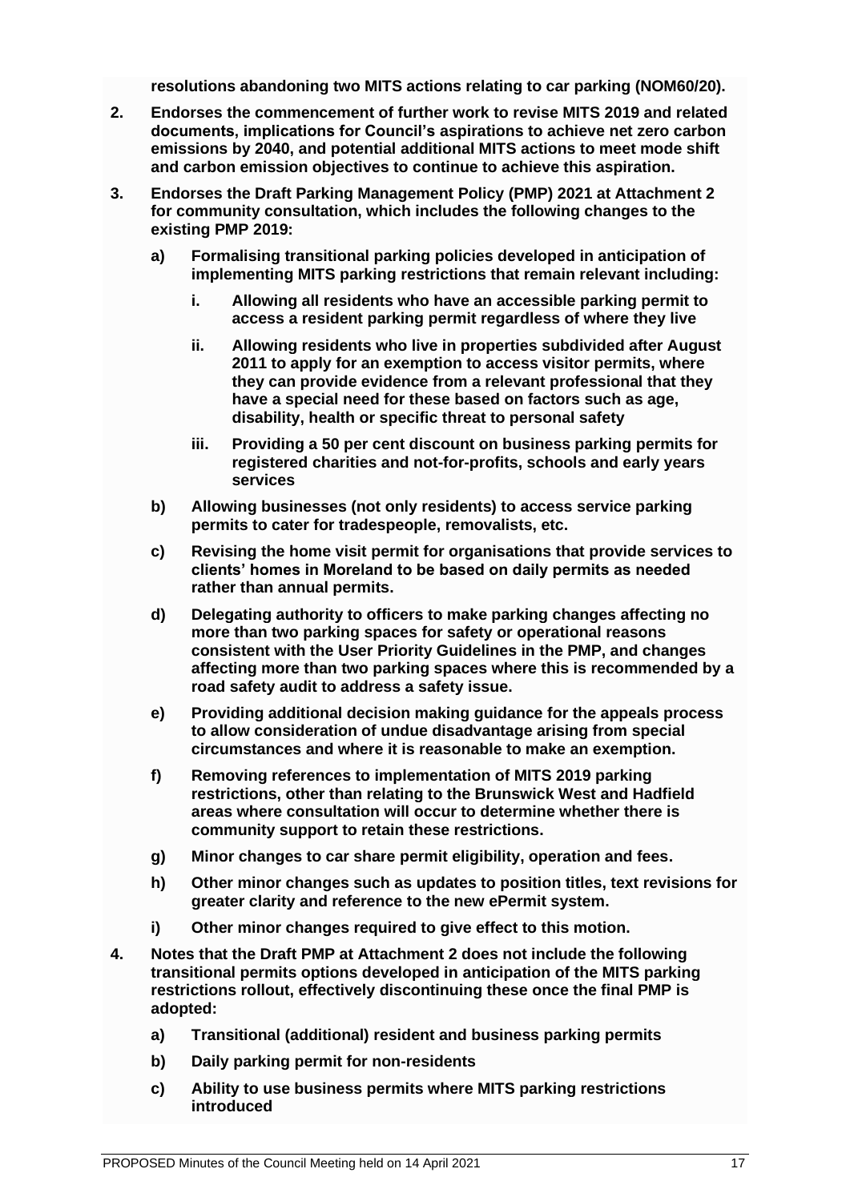**resolutions abandoning two MITS actions relating to car parking (NOM60/20).**

2. **Endorses the commencement of further work to revise MITS 2019 and related documents, implications for Council's aspirations to achieve net zero carbon emissions by 2040, and potential additional MITS actions to meet mode shift and carbon emission objectives to continue to achieve this aspiration.**

3. **Endorses the Draft Parking Management Policy (PMP) 2021 at Attachment 2 for community consultation, which includes the following changes to the existing PMP 2019:**

   a) **Formalising transitional parking policies developed in anticipation of implementing MITS parking restrictions that remain relevant including:**

      i. **Allowing all residents who have an accessible parking permit to access a resident parking permit regardless of where they live**

      ii. **Allowing residents who live in properties subdivided after August 2011 to apply for an exemption to access visitor permits, where they can provide evidence from a relevant professional that they have a special need for these based on factors such as age, disability, health or specific threat to personal safety**

      iii. **Providing a 50 per cent discount on business parking permits for registered charities and not-for-profits, schools and early years services**

   b) **Allowing businesses (not only residents) to access service parking permits to cater for tradespeople, removalists, etc.**

   c) **Revising the home visit permit for organisations that provide services to clients' homes in Moreland to be based on daily permits as needed rather than annual permits.**

   d) **Delegating authority to officers to make parking changes affecting no more than two parking spaces for safety or operational reasons consistent with the User Priority Guidelines in the PMP, and changes affecting more than two parking spaces where this is recommended by a road safety audit to address a safety issue.**

   e) **Providing additional decision making guidance for the appeals process to allow consideration of undue disadvantage arising from special circumstances and where it is reasonable to make an exemption.**

   f) **Removing references to implementation of MITS 2019 parking restrictions, other than relating to the Brunswick West and Hadfield areas where consultation will occur to determine whether there is community support to retain these restrictions.**

   g) **Minor changes to car share permit eligibility, operation and fees.**

   h) **Other minor changes such as updates to position titles, text revisions for greater clarity and reference to the new ePermit system.**

   i) **Other minor changes required to give effect to this motion.**

4. **Notes that the Draft PMP at Attachment 2 does not include the following transitional permits options developed in anticipation of the MITS parking restrictions rollout, effectively discontinuing these once the final PMP is adopted:**

   a) **Transitional (additional) resident and business parking permits**

   b) **Daily parking permit for non-residents**

   c) **Ability to use business permits where MITS parking restrictions introduced**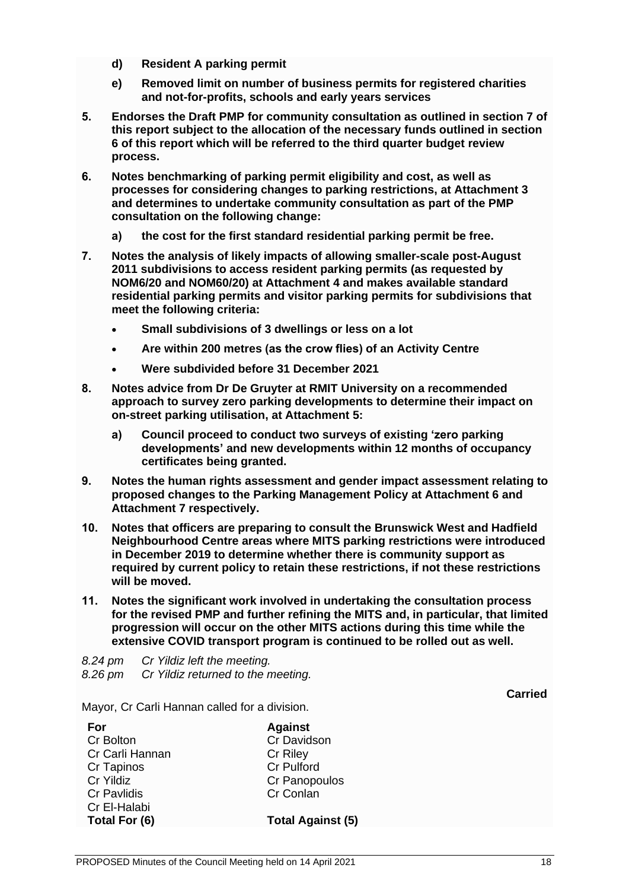- **d) Resident A parking permit**
   - **e) Removed limit on number of business permits for registered charities and not-for-profits, schools and early years services**

**5. Endorses the Draft PMP for community consultation as outlined in section 7 of this report subject to the allocation of the necessary funds outlined in section 6 of this report which will be referred to the third quarter budget review process.**

**6. Notes benchmarking of parking permit eligibility and cost, as well as processes for considering changes to parking restrictions, at Attachment 3 and determines to undertake community consultation as part of the PMP consultation on the following change:**

   - **a) the cost for the first standard residential parking permit be free.**

**7. Notes the analysis of likely impacts of allowing smaller-scale post-August 2011 subdivisions to access resident parking permits (as requested by NOM6/20 and NOM60/20) at Attachment 4 and makes available standard residential parking permits and visitor parking permits for subdivisions that meet the following criteria:**

   - **Small subdivisions of 3 dwellings or less on a lot**
   - **Are within 200 metres (as the crow flies) of an Activity Centre**
   - **Were subdivided before 31 December 2021**

**8. Notes advice from Dr De Gruyter at RMIT University on a recommended approach to survey zero parking developments to determine their impact on on-street parking utilisation, at Attachment 5:**

   - **a) Council proceed to conduct two surveys of existing 'zero parking developments' and new developments within 12 months of occupancy certificates being granted.**

**9. Notes the human rights assessment and gender impact assessment relating to proposed changes to the Parking Management Policy at Attachment 6 and Attachment 7 respectively.**

**10. Notes that officers are preparing to consult the Brunswick West and Hadfield Neighbourhood Centre areas where MITS parking restrictions were introduced in December 2019 to determine whether there is community support as required by current policy to retain these restrictions, if not these restrictions will be moved.**

**11. Notes the significant work involved in undertaking the consultation process for the revised PMP and further refining the MITS and, in particular, that limited progression will occur on the other MITS actions during this time while the extensive COVID transport program is continued to be rolled out as well.**

*8.24 pm Cr Yildiz left the meeting.*
*8.26 pm Cr Yildiz returned to the meeting.*

**Carried**

Mayor, Cr Carli Hannan called for a division.

| **For** | **Against** |
| --- | --- |
| Cr Bolton | Cr Davidson |
| Cr Carli Hannan | Cr Riley |
| Cr Tapinos | Cr Pulford |
| Cr Yildiz | Cr Panopoulos |
| Cr Pavlidis | Cr Conlan |
| Cr El-Halabi | |
| **Total For (6)** | **Total Against (5)** |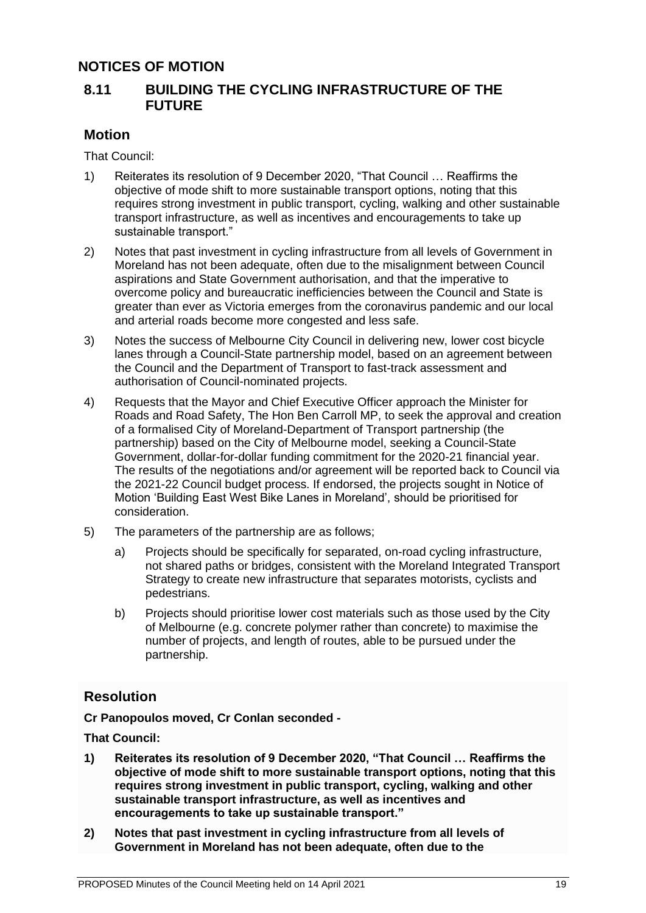# NOTICES OF MOTION

## 8.11 BUILDING THE CYCLING INFRASTRUCTURE OF THE FUTURE

### Motion

That Council:

1) Reiterates its resolution of 9 December 2020, "That Council … Reaffirms the objective of mode shift to more sustainable transport options, noting that this requires strong investment in public transport, cycling, walking and other sustainable transport infrastructure, as well as incentives and encouragements to take up sustainable transport."

2) Notes that past investment in cycling infrastructure from all levels of Government in Moreland has not been adequate, often due to the misalignment between Council aspirations and State Government authorisation, and that the imperative to overcome policy and bureaucratic inefficiencies between the Council and State is greater than ever as Victoria emerges from the coronavirus pandemic and our local and arterial roads become more congested and less safe.

3) Notes the success of Melbourne City Council in delivering new, lower cost bicycle lanes through a Council-State partnership model, based on an agreement between the Council and the Department of Transport to fast-track assessment and authorisation of Council-nominated projects.

4) Requests that the Mayor and Chief Executive Officer approach the Minister for Roads and Road Safety, The Hon Ben Carroll MP, to seek the approval and creation of a formalised City of Moreland-Department of Transport partnership (the partnership) based on the City of Melbourne model, seeking a Council-State Government, dollar-for-dollar funding commitment for the 2020-21 financial year. The results of the negotiations and/or agreement will be reported back to Council via the 2021-22 Council budget process. If endorsed, the projects sought in Notice of Motion 'Building East West Bike Lanes in Moreland', should be prioritised for consideration.

5) The parameters of the partnership are as follows;

   a) Projects should be specifically for separated, on-road cycling infrastructure, not shared paths or bridges, consistent with the Moreland Integrated Transport Strategy to create new infrastructure that separates motorists, cyclists and pedestrians.

   b) Projects should prioritise lower cost materials such as those used by the City of Melbourne (e.g. concrete polymer rather than concrete) to maximise the number of projects, and length of routes, able to be pursued under the partnership.

### Resolution

**Cr Panopoulos moved, Cr Conlan seconded -**

**That Council:**

**1) Reiterates its resolution of 9 December 2020, "That Council … Reaffirms the objective of mode shift to more sustainable transport options, noting that this requires strong investment in public transport, cycling, walking and other sustainable transport infrastructure, as well as incentives and encouragements to take up sustainable transport."**

**2) Notes that past investment in cycling infrastructure from all levels of Government in Moreland has not been adequate, often due to the**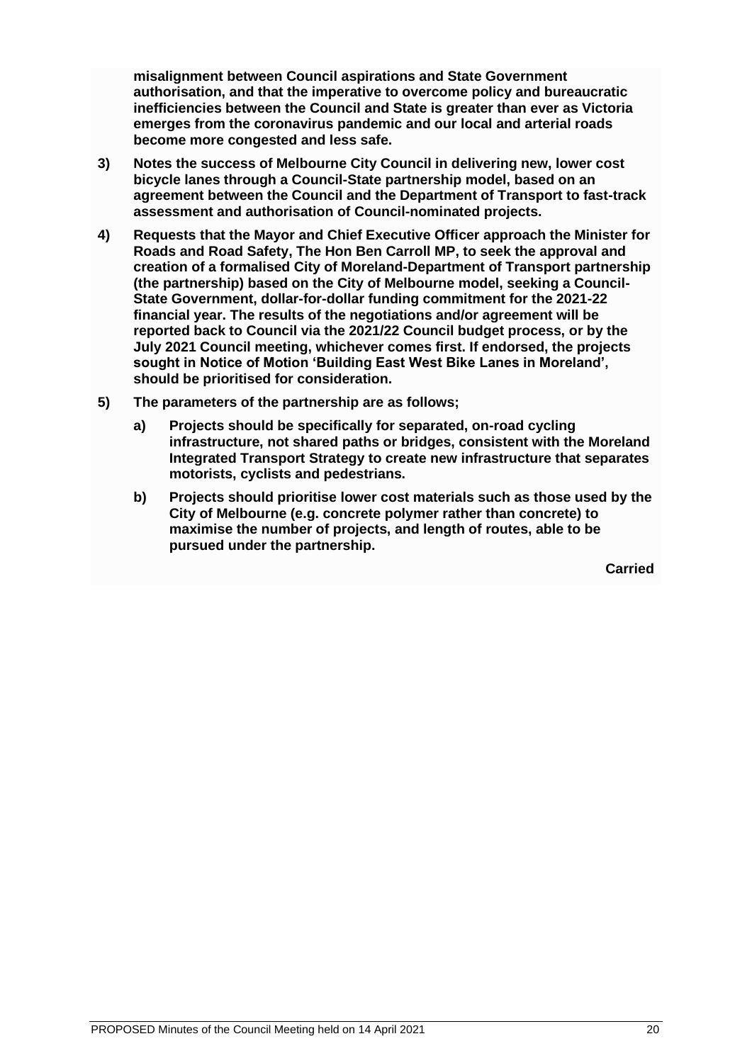**misalignment between Council aspirations and State Government authorisation, and that the imperative to overcome policy and bureaucratic inefficiencies between the Council and State is greater than ever as Victoria emerges from the coronavirus pandemic and our local and arterial roads become more congested and less safe.**

3) **Notes the success of Melbourne City Council in delivering new, lower cost bicycle lanes through a Council-State partnership model, based on an agreement between the Council and the Department of Transport to fast-track assessment and authorisation of Council-nominated projects.**

4) **Requests that the Mayor and Chief Executive Officer approach the Minister for Roads and Road Safety, The Hon Ben Carroll MP, to seek the approval and creation of a formalised City of Moreland-Department of Transport partnership (the partnership) based on the City of Melbourne model, seeking a Council-State Government, dollar-for-dollar funding commitment for the 2021-22 financial year. The results of the negotiations and/or agreement will be reported back to Council via the 2021/22 Council budget process, or by the July 2021 Council meeting, whichever comes first. If endorsed, the projects sought in Notice of Motion 'Building East West Bike Lanes in Moreland', should be prioritised for consideration.**

5) **The parameters of the partnership are as follows;**

   a) **Projects should be specifically for separated, on-road cycling infrastructure, not shared paths or bridges, consistent with the Moreland Integrated Transport Strategy to create new infrastructure that separates motorists, cyclists and pedestrians.**

   b) **Projects should prioritise lower cost materials such as those used by the City of Melbourne (e.g. concrete polymer rather than concrete) to maximise the number of projects, and length of routes, able to be pursued under the partnership.**

**Carried**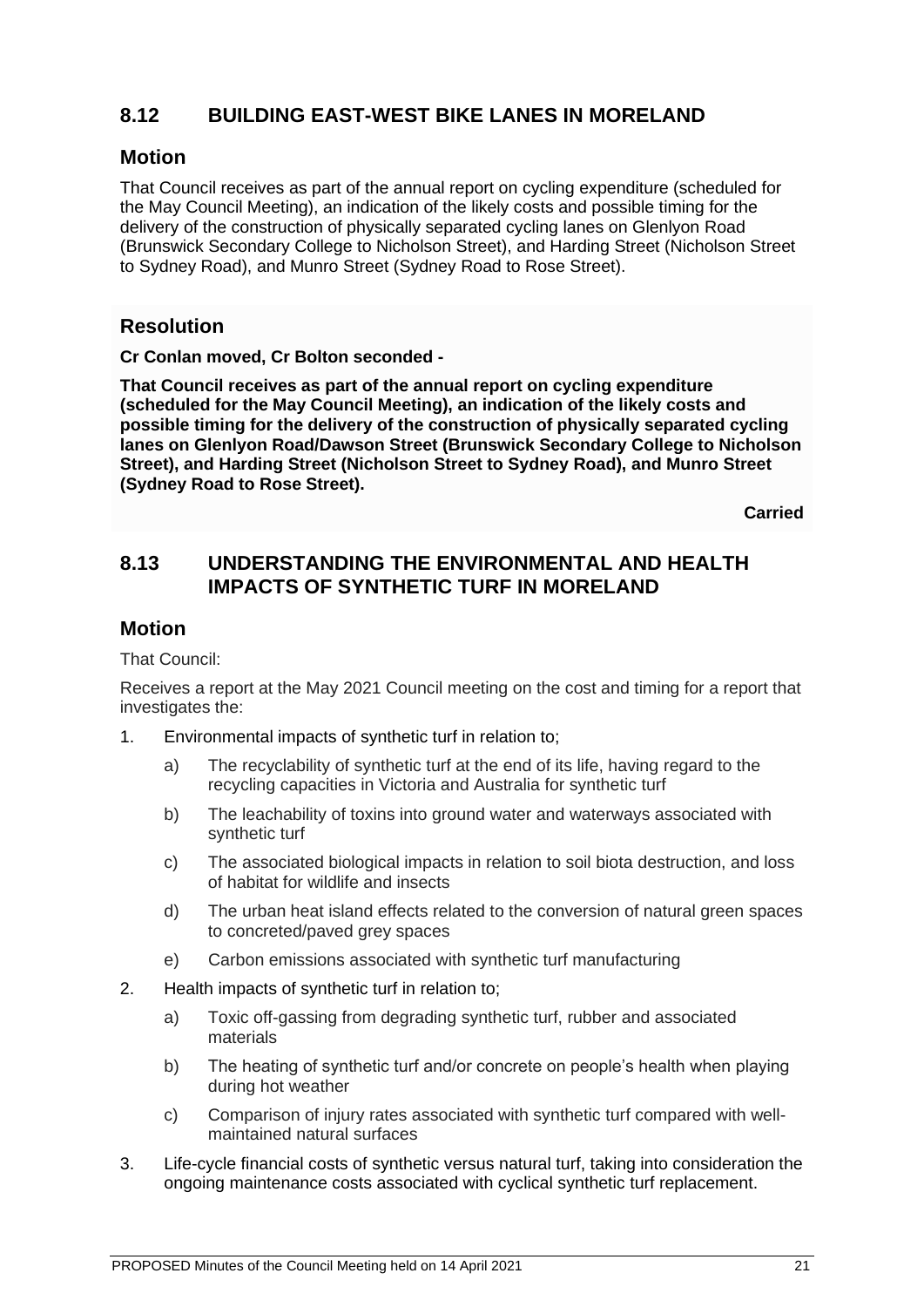## 8.12 BUILDING EAST-WEST BIKE LANES IN MORELAND

### Motion

That Council receives as part of the annual report on cycling expenditure (scheduled for the May Council Meeting), an indication of the likely costs and possible timing for the delivery of the construction of physically separated cycling lanes on Glenlyon Road (Brunswick Secondary College to Nicholson Street), and Harding Street (Nicholson Street to Sydney Road), and Munro Street (Sydney Road to Rose Street).

### Resolution

**Cr Conlan moved, Cr Bolton seconded -**

**That Council receives as part of the annual report on cycling expenditure (scheduled for the May Council Meeting), an indication of the likely costs and possible timing for the delivery of the construction of physically separated cycling lanes on Glenlyon Road/Dawson Street (Brunswick Secondary College to Nicholson Street), and Harding Street (Nicholson Street to Sydney Road), and Munro Street (Sydney Road to Rose Street).**

**Carried**

## 8.13 UNDERSTANDING THE ENVIRONMENTAL AND HEALTH IMPACTS OF SYNTHETIC TURF IN MORELAND

### Motion

That Council:

Receives a report at the May 2021 Council meeting on the cost and timing for a report that investigates the:

1. Environmental impacts of synthetic turf in relation to;
   a) The recyclability of synthetic turf at the end of its life, having regard to the recycling capacities in Victoria and Australia for synthetic turf
   b) The leachability of toxins into ground water and waterways associated with synthetic turf
   c) The associated biological impacts in relation to soil biota destruction, and loss of habitat for wildlife and insects
   d) The urban heat island effects related to the conversion of natural green spaces to concreted/paved grey spaces
   e) Carbon emissions associated with synthetic turf manufacturing
2. Health impacts of synthetic turf in relation to;
   a) Toxic off-gassing from degrading synthetic turf, rubber and associated materials
   b) The heating of synthetic turf and/or concrete on people's health when playing during hot weather
   c) Comparison of injury rates associated with synthetic turf compared with well-maintained natural surfaces
3. Life-cycle financial costs of synthetic versus natural turf, taking into consideration the ongoing maintenance costs associated with cyclical synthetic turf replacement.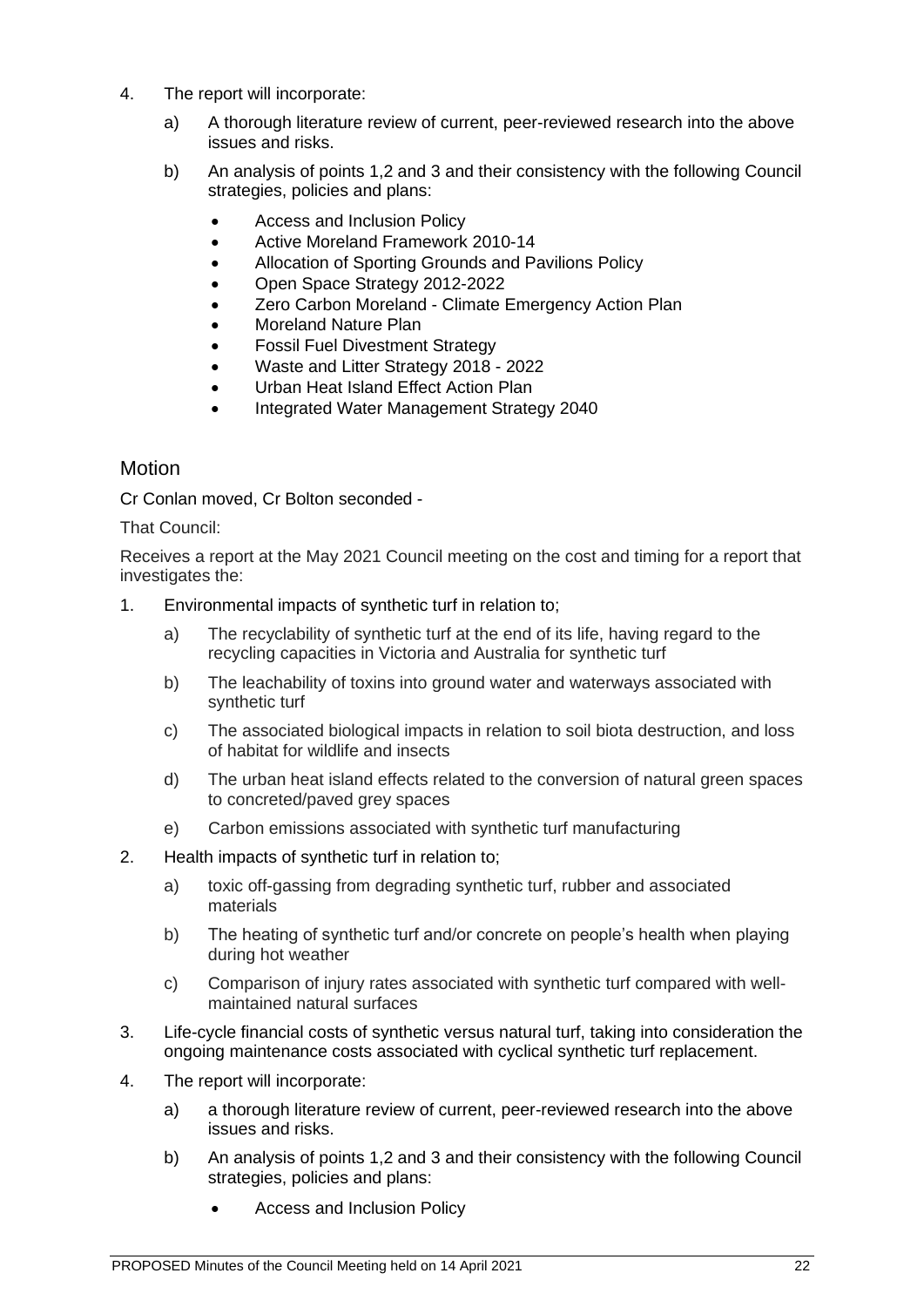4. The report will incorporate:

    a) A thorough literature review of current, peer-reviewed research into the above issues and risks.

    b) An analysis of points 1,2 and 3 and their consistency with the following Council strategies, policies and plans:

    - Access and Inclusion Policy
    - Active Moreland Framework 2010-14
    - Allocation of Sporting Grounds and Pavilions Policy
    - Open Space Strategy 2012-2022
    - Zero Carbon Moreland - Climate Emergency Action Plan
    - Moreland Nature Plan
    - Fossil Fuel Divestment Strategy
    - Waste and Litter Strategy 2018 - 2022
    - Urban Heat Island Effect Action Plan
    - Integrated Water Management Strategy 2040

## Motion

Cr Conlan moved, Cr Bolton seconded -

That Council:

Receives a report at the May 2021 Council meeting on the cost and timing for a report that investigates the:

1. Environmental impacts of synthetic turf in relation to;

    a) The recyclability of synthetic turf at the end of its life, having regard to the recycling capacities in Victoria and Australia for synthetic turf

    b) The leachability of toxins into ground water and waterways associated with synthetic turf

    c) The associated biological impacts in relation to soil biota destruction, and loss of habitat for wildlife and insects

    d) The urban heat island effects related to the conversion of natural green spaces to concreted/paved grey spaces

    e) Carbon emissions associated with synthetic turf manufacturing

2. Health impacts of synthetic turf in relation to;

    a) toxic off-gassing from degrading synthetic turf, rubber and associated materials

    b) The heating of synthetic turf and/or concrete on people's health when playing during hot weather

    c) Comparison of injury rates associated with synthetic turf compared with well-maintained natural surfaces

3. Life-cycle financial costs of synthetic versus natural turf, taking into consideration the ongoing maintenance costs associated with cyclical synthetic turf replacement.

4. The report will incorporate:

    a) a thorough literature review of current, peer-reviewed research into the above issues and risks.

    b) An analysis of points 1,2 and 3 and their consistency with the following Council strategies, policies and plans:

    - Access and Inclusion Policy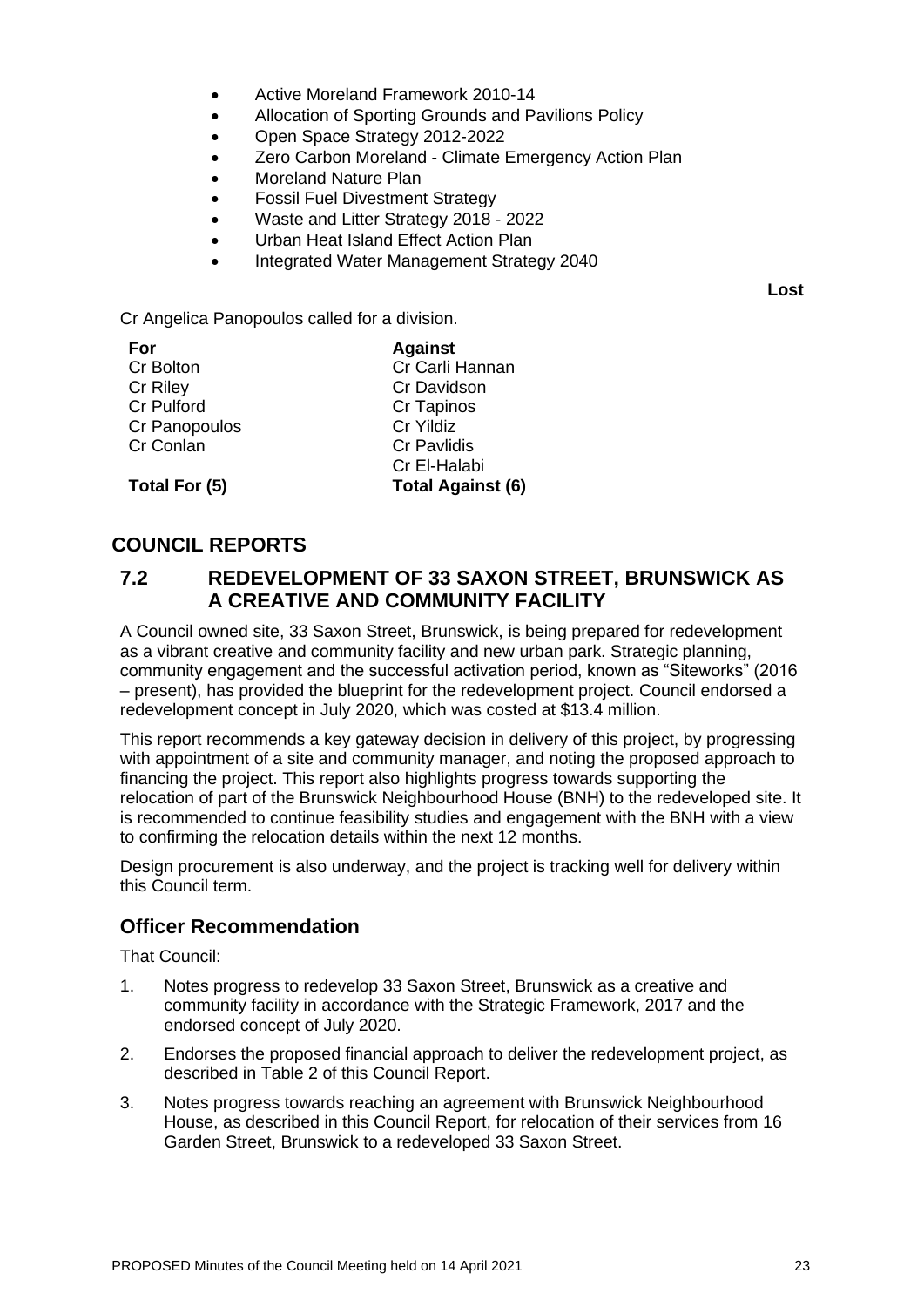- Active Moreland Framework 2010-14
- Allocation of Sporting Grounds and Pavilions Policy
- Open Space Strategy 2012-2022
- Zero Carbon Moreland - Climate Emergency Action Plan
- Moreland Nature Plan
- Fossil Fuel Divestment Strategy
- Waste and Litter Strategy 2018 - 2022
- Urban Heat Island Effect Action Plan
- Integrated Water Management Strategy 2040

**Lost**

Cr Angelica Panopoulos called for a division.

| **For** | **Against** |
|---|---|
| Cr Bolton | Cr Carli Hannan |
| Cr Riley | Cr Davidson |
| Cr Pulford | Cr Tapinos |
| Cr Panopoulos | Cr Yildiz |
| Cr Conlan | Cr Pavlidis |
| | Cr El-Halabi |
| **Total For (5)** | **Total Against (6)** |

# COUNCIL REPORTS

## 7.2 REDEVELOPMENT OF 33 SAXON STREET, BRUNSWICK AS A CREATIVE AND COMMUNITY FACILITY

A Council owned site, 33 Saxon Street, Brunswick, is being prepared for redevelopment as a vibrant creative and community facility and new urban park. Strategic planning, community engagement and the successful activation period, known as "Siteworks" (2016 – present), has provided the blueprint for the redevelopment project. Council endorsed a redevelopment concept in July 2020, which was costed at $13.4 million.

This report recommends a key gateway decision in delivery of this project, by progressing with appointment of a site and community manager, and noting the proposed approach to financing the project. This report also highlights progress towards supporting the relocation of part of the Brunswick Neighbourhood House (BNH) to the redeveloped site. It is recommended to continue feasibility studies and engagement with the BNH with a view to confirming the relocation details within the next 12 months.

Design procurement is also underway, and the project is tracking well for delivery within this Council term.

### Officer Recommendation

That Council:

1. Notes progress to redevelop 33 Saxon Street, Brunswick as a creative and community facility in accordance with the Strategic Framework, 2017 and the endorsed concept of July 2020.
2. Endorses the proposed financial approach to deliver the redevelopment project, as described in Table 2 of this Council Report.
3. Notes progress towards reaching an agreement with Brunswick Neighbourhood House, as described in this Council Report, for relocation of their services from 16 Garden Street, Brunswick to a redeveloped 33 Saxon Street.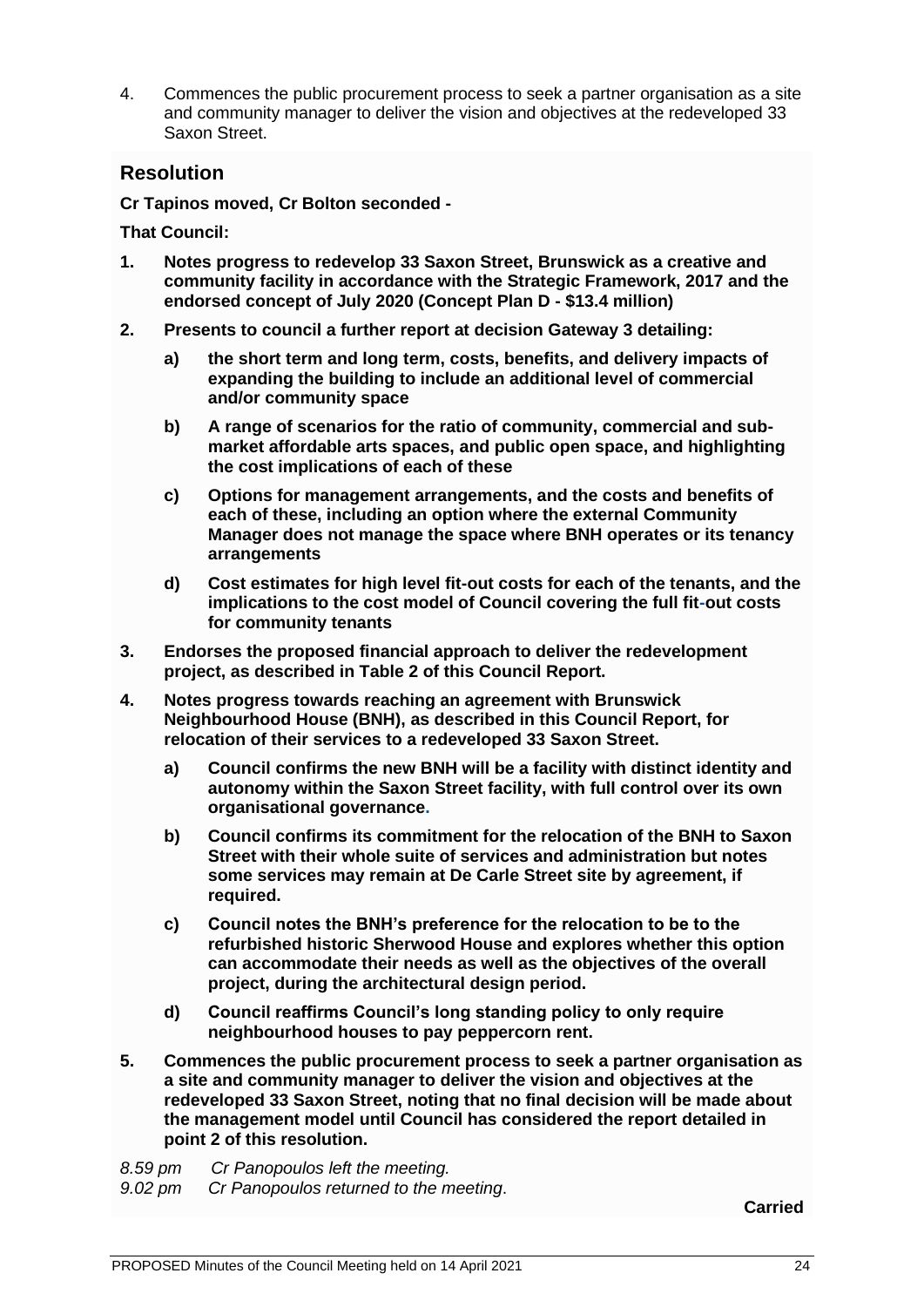4. Commences the public procurement process to seek a partner organisation as a site and community manager to deliver the vision and objectives at the redeveloped 33 Saxon Street.

## Resolution

**Cr Tapinos moved, Cr Bolton seconded -**

**That Council:**

1. **Notes progress to redevelop 33 Saxon Street, Brunswick as a creative and community facility in accordance with the Strategic Framework, 2017 and the endorsed concept of July 2020 (Concept Plan D - $13.4 million)**
2. **Presents to council a further report at decision Gateway 3 detailing:**
   - a) **the short term and long term, costs, benefits, and delivery impacts of expanding the building to include an additional level of commercial and/or community space**
   - b) **A range of scenarios for the ratio of community, commercial and sub-market affordable arts spaces, and public open space, and highlighting the cost implications of each of these**
   - c) **Options for management arrangements, and the costs and benefits of each of these, including an option where the external Community Manager does not manage the space where BNH operates or its tenancy arrangements**
   - d) **Cost estimates for high level fit-out costs for each of the tenants, and the implications to the cost model of Council covering the full fit-out costs for community tenants**
3. **Endorses the proposed financial approach to deliver the redevelopment project, as described in Table 2 of this Council Report.**
4. **Notes progress towards reaching an agreement with Brunswick Neighbourhood House (BNH), as described in this Council Report, for relocation of their services to a redeveloped 33 Saxon Street.**
   - a) **Council confirms the new BNH will be a facility with distinct identity and autonomy within the Saxon Street facility, with full control over its own organisational governance.**
   - b) **Council confirms its commitment for the relocation of the BNH to Saxon Street with their whole suite of services and administration but notes some services may remain at De Carle Street site by agreement, if required.**
   - c) **Council notes the BNH's preference for the relocation to be to the refurbished historic Sherwood House and explores whether this option can accommodate their needs as well as the objectives of the overall project, during the architectural design period.**
   - d) **Council reaffirms Council's long standing policy to only require neighbourhood houses to pay peppercorn rent.**
5. **Commences the public procurement process to seek a partner organisation as a site and community manager to deliver the vision and objectives at the redeveloped 33 Saxon Street, noting that no final decision will be made about the management model until Council has considered the report detailed in point 2 of this resolution.**

*8.59 pm Cr Panopoulos left the meeting.*
*9.02 pm Cr Panopoulos returned to the meeting.*

**Carried**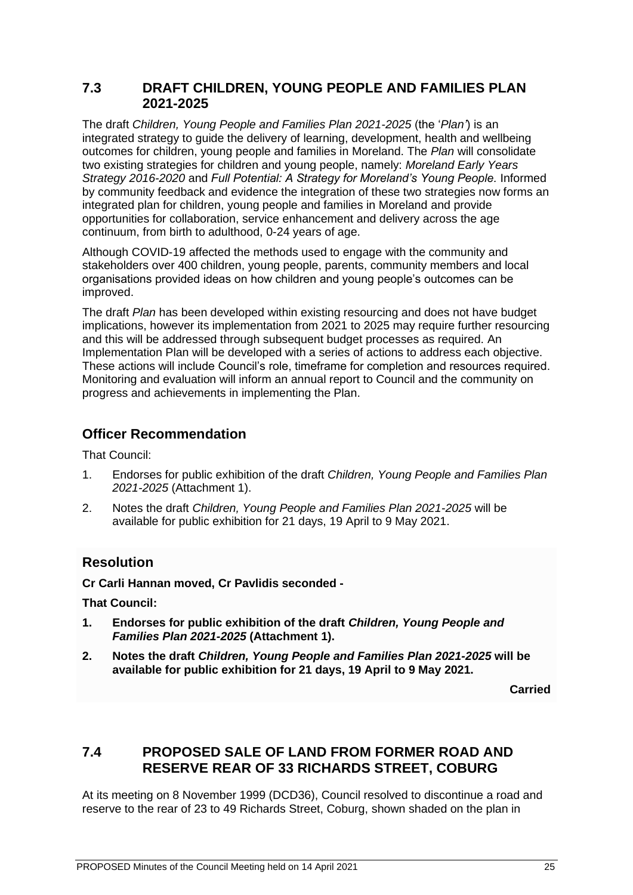## 7.3 DRAFT CHILDREN, YOUNG PEOPLE AND FAMILIES PLAN 2021-2025

The draft *Children, Young People and Families Plan 2021-2025* (the '*Plan*') is an integrated strategy to guide the delivery of learning, development, health and wellbeing outcomes for children, young people and families in Moreland. The *Plan* will consolidate two existing strategies for children and young people, namely: *Moreland Early Years Strategy 2016-2020* and *Full Potential: A Strategy for Moreland's Young People.* Informed by community feedback and evidence the integration of these two strategies now forms an integrated plan for children, young people and families in Moreland and provide opportunities for collaboration, service enhancement and delivery across the age continuum, from birth to adulthood, 0-24 years of age.

Although COVID-19 affected the methods used to engage with the community and stakeholders over 400 children, young people, parents, community members and local organisations provided ideas on how children and young people's outcomes can be improved.

The draft *Plan* has been developed within existing resourcing and does not have budget implications, however its implementation from 2021 to 2025 may require further resourcing and this will be addressed through subsequent budget processes as required. An Implementation Plan will be developed with a series of actions to address each objective. These actions will include Council's role, timeframe for completion and resources required. Monitoring and evaluation will inform an annual report to Council and the community on progress and achievements in implementing the Plan.

### Officer Recommendation

That Council:

1. Endorses for public exhibition of the draft *Children, Young People and Families Plan 2021-2025* (Attachment 1).
2. Notes the draft *Children, Young People and Families Plan 2021-2025* will be available for public exhibition for 21 days, 19 April to 9 May 2021.

### Resolution

**Cr Carli Hannan moved, Cr Pavlidis seconded -**

**That Council:**

1. **Endorses for public exhibition of the draft *Children, Young People and Families Plan 2021-2025* (Attachment 1).**
2. **Notes the draft *Children, Young People and Families Plan 2021-2025* will be available for public exhibition for 21 days, 19 April to 9 May 2021.**

**Carried**

## 7.4 PROPOSED SALE OF LAND FROM FORMER ROAD AND RESERVE REAR OF 33 RICHARDS STREET, COBURG

At its meeting on 8 November 1999 (DCD36), Council resolved to discontinue a road and reserve to the rear of 23 to 49 Richards Street, Coburg, shown shaded on the plan in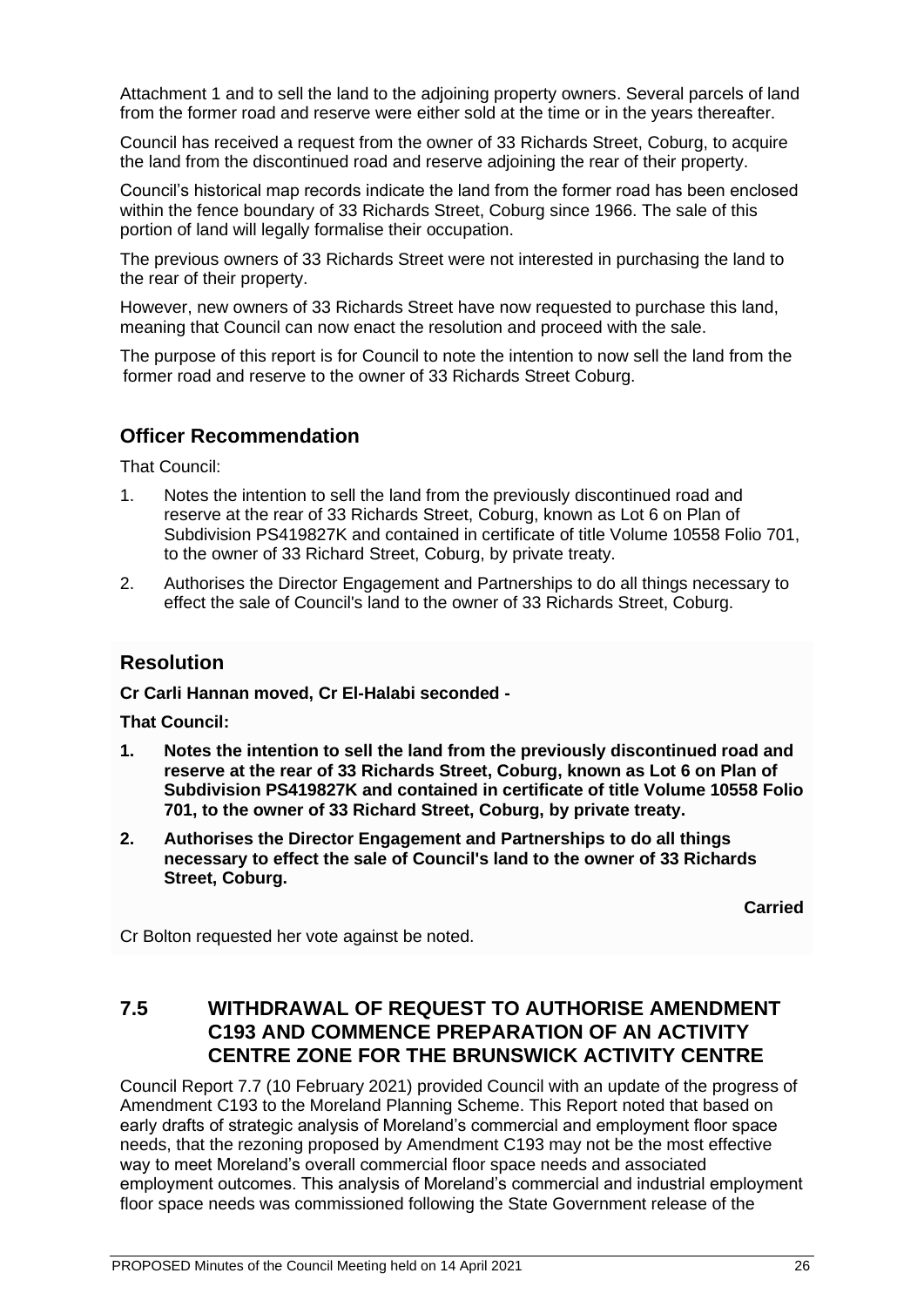Attachment 1 and to sell the land to the adjoining property owners. Several parcels of land from the former road and reserve were either sold at the time or in the years thereafter.

Council has received a request from the owner of 33 Richards Street, Coburg, to acquire the land from the discontinued road and reserve adjoining the rear of their property.

Council's historical map records indicate the land from the former road has been enclosed within the fence boundary of 33 Richards Street, Coburg since 1966. The sale of this portion of land will legally formalise their occupation.

The previous owners of 33 Richards Street were not interested in purchasing the land to the rear of their property.

However, new owners of 33 Richards Street have now requested to purchase this land, meaning that Council can now enact the resolution and proceed with the sale.

The purpose of this report is for Council to note the intention to now sell the land from the former road and reserve to the owner of 33 Richards Street Coburg.

## Officer Recommendation

That Council:

1. Notes the intention to sell the land from the previously discontinued road and reserve at the rear of 33 Richards Street, Coburg, known as Lot 6 on Plan of Subdivision PS419827K and contained in certificate of title Volume 10558 Folio 701, to the owner of 33 Richard Street, Coburg, by private treaty.
2. Authorises the Director Engagement and Partnerships to do all things necessary to effect the sale of Council's land to the owner of 33 Richards Street, Coburg.

## Resolution

**Cr Carli Hannan moved, Cr El-Halabi seconded -**

**That Council:**

1. **Notes the intention to sell the land from the previously discontinued road and reserve at the rear of 33 Richards Street, Coburg, known as Lot 6 on Plan of Subdivision PS419827K and contained in certificate of title Volume 10558 Folio 701, to the owner of 33 Richard Street, Coburg, by private treaty.**
2. **Authorises the Director Engagement and Partnerships to do all things necessary to effect the sale of Council's land to the owner of 33 Richards Street, Coburg.**

**Carried**

Cr Bolton requested her vote against be noted.

## 7.5 WITHDRAWAL OF REQUEST TO AUTHORISE AMENDMENT C193 AND COMMENCE PREPARATION OF AN ACTIVITY CENTRE ZONE FOR THE BRUNSWICK ACTIVITY CENTRE

Council Report 7.7 (10 February 2021) provided Council with an update of the progress of Amendment C193 to the Moreland Planning Scheme. This Report noted that based on early drafts of strategic analysis of Moreland's commercial and employment floor space needs, that the rezoning proposed by Amendment C193 may not be the most effective way to meet Moreland's overall commercial floor space needs and associated employment outcomes. This analysis of Moreland's commercial and industrial employment floor space needs was commissioned following the State Government release of the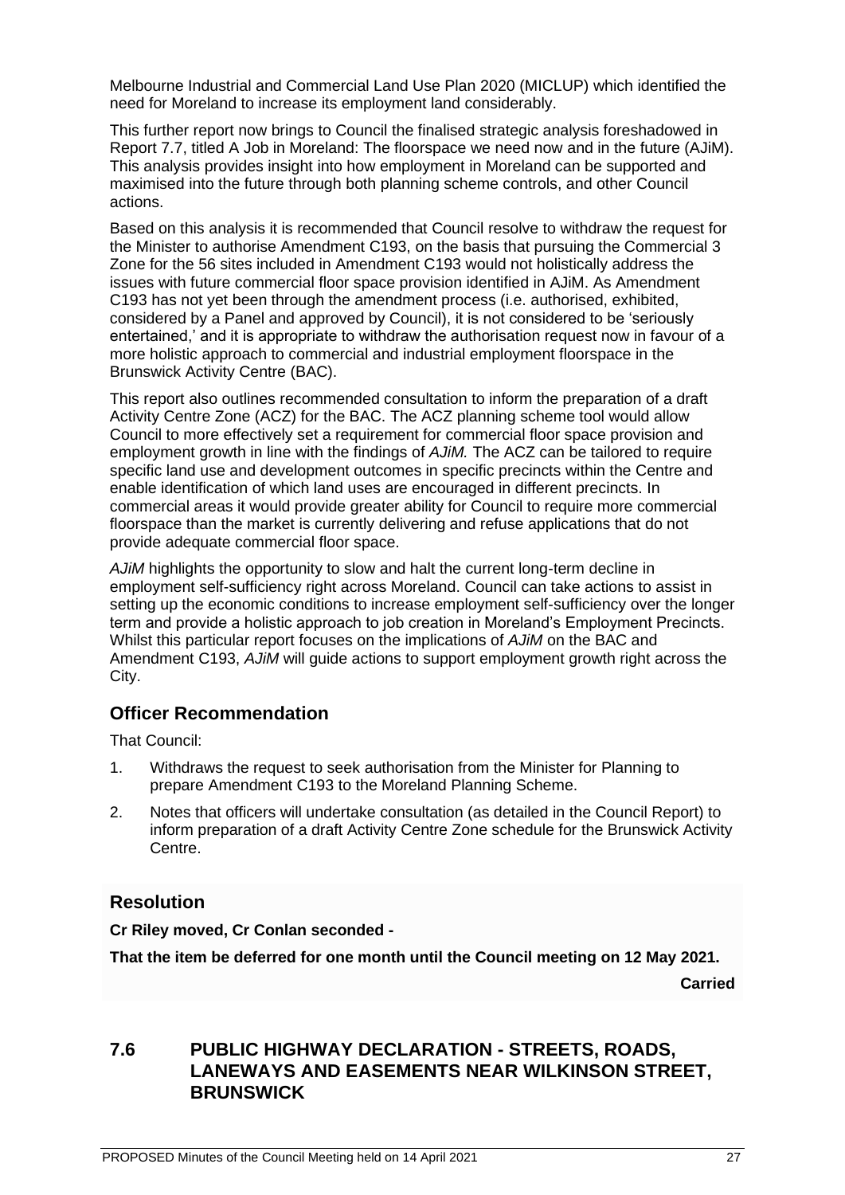Melbourne Industrial and Commercial Land Use Plan 2020 (MICLUP) which identified the need for Moreland to increase its employment land considerably.

This further report now brings to Council the finalised strategic analysis foreshadowed in Report 7.7, titled A Job in Moreland: The floorspace we need now and in the future (AJiM). This analysis provides insight into how employment in Moreland can be supported and maximised into the future through both planning scheme controls, and other Council actions.

Based on this analysis it is recommended that Council resolve to withdraw the request for the Minister to authorise Amendment C193, on the basis that pursuing the Commercial 3 Zone for the 56 sites included in Amendment C193 would not holistically address the issues with future commercial floor space provision identified in AJiM. As Amendment C193 has not yet been through the amendment process (i.e. authorised, exhibited, considered by a Panel and approved by Council), it is not considered to be 'seriously entertained,' and it is appropriate to withdraw the authorisation request now in favour of a more holistic approach to commercial and industrial employment floorspace in the Brunswick Activity Centre (BAC).

This report also outlines recommended consultation to inform the preparation of a draft Activity Centre Zone (ACZ) for the BAC. The ACZ planning scheme tool would allow Council to more effectively set a requirement for commercial floor space provision and employment growth in line with the findings of *AJiM.* The ACZ can be tailored to require specific land use and development outcomes in specific precincts within the Centre and enable identification of which land uses are encouraged in different precincts. In commercial areas it would provide greater ability for Council to require more commercial floorspace than the market is currently delivering and refuse applications that do not provide adequate commercial floor space.

*AJiM* highlights the opportunity to slow and halt the current long-term decline in employment self-sufficiency right across Moreland. Council can take actions to assist in setting up the economic conditions to increase employment self-sufficiency over the longer term and provide a holistic approach to job creation in Moreland's Employment Precincts. Whilst this particular report focuses on the implications of *AJiM* on the BAC and Amendment C193, *AJiM* will guide actions to support employment growth right across the City.

## Officer Recommendation

That Council:

1. Withdraws the request to seek authorisation from the Minister for Planning to prepare Amendment C193 to the Moreland Planning Scheme.
2. Notes that officers will undertake consultation (as detailed in the Council Report) to inform preparation of a draft Activity Centre Zone schedule for the Brunswick Activity Centre.

## Resolution

**Cr Riley moved, Cr Conlan seconded -**

**That the item be deferred for one month until the Council meeting on 12 May 2021.**

**Carried**

# 7.6 PUBLIC HIGHWAY DECLARATION - STREETS, ROADS, LANEWAYS AND EASEMENTS NEAR WILKINSON STREET, BRUNSWICK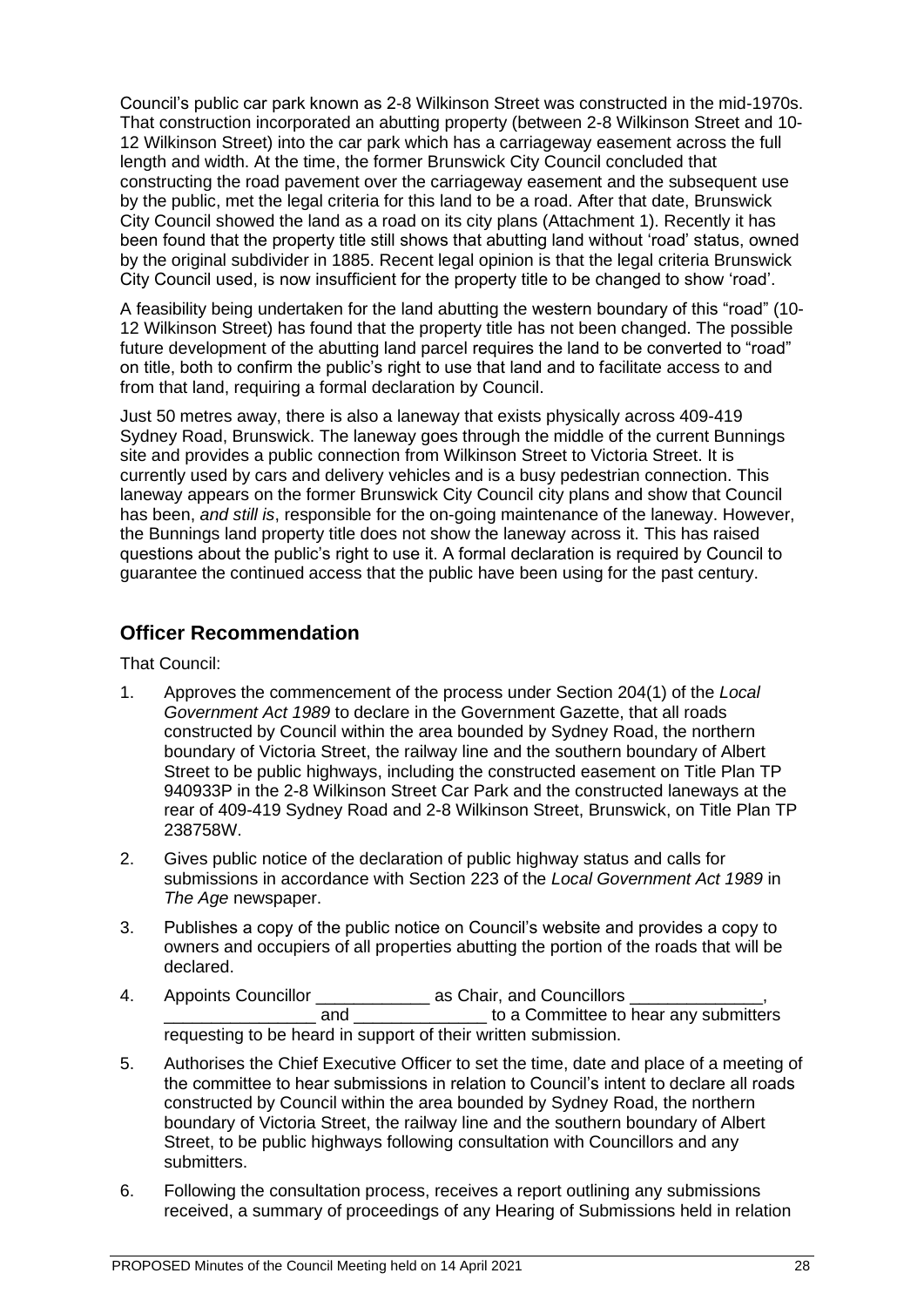Council's public car park known as 2-8 Wilkinson Street was constructed in the mid-1970s. That construction incorporated an abutting property (between 2-8 Wilkinson Street and 10-12 Wilkinson Street) into the car park which has a carriageway easement across the full length and width. At the time, the former Brunswick City Council concluded that constructing the road pavement over the carriageway easement and the subsequent use by the public, met the legal criteria for this land to be a road. After that date, Brunswick City Council showed the land as a road on its city plans (Attachment 1). Recently it has been found that the property title still shows that abutting land without 'road' status, owned by the original subdivider in 1885. Recent legal opinion is that the legal criteria Brunswick City Council used, is now insufficient for the property title to be changed to show 'road'.

A feasibility being undertaken for the land abutting the western boundary of this "road" (10-12 Wilkinson Street) has found that the property title has not been changed. The possible future development of the abutting land parcel requires the land to be converted to "road" on title, both to confirm the public's right to use that land and to facilitate access to and from that land, requiring a formal declaration by Council.

Just 50 metres away, there is also a laneway that exists physically across 409-419 Sydney Road, Brunswick. The laneway goes through the middle of the current Bunnings site and provides a public connection from Wilkinson Street to Victoria Street. It is currently used by cars and delivery vehicles and is a busy pedestrian connection. This laneway appears on the former Brunswick City Council city plans and show that Council has been, *and still is*, responsible for the on-going maintenance of the laneway. However, the Bunnings land property title does not show the laneway across it. This has raised questions about the public's right to use it. A formal declaration is required by Council to guarantee the continued access that the public have been using for the past century.

## Officer Recommendation

That Council:

1. Approves the commencement of the process under Section 204(1) of the *Local Government Act 1989* to declare in the Government Gazette, that all roads constructed by Council within the area bounded by Sydney Road, the northern boundary of Victoria Street, the railway line and the southern boundary of Albert Street to be public highways, including the constructed easement on Title Plan TP 940933P in the 2-8 Wilkinson Street Car Park and the constructed laneways at the rear of 409-419 Sydney Road and 2-8 Wilkinson Street, Brunswick, on Title Plan TP 238758W.
2. Gives public notice of the declaration of public highway status and calls for submissions in accordance with Section 223 of the *Local Government Act 1989* in *The Age* newspaper.
3. Publishes a copy of the public notice on Council's website and provides a copy to owners and occupiers of all properties abutting the portion of the roads that will be declared.
4. Appoints Councillor ____________ as Chair, and Councillors ______________, ________________ and ______________ to a Committee to hear any submitters requesting to be heard in support of their written submission.
5. Authorises the Chief Executive Officer to set the time, date and place of a meeting of the committee to hear submissions in relation to Council's intent to declare all roads constructed by Council within the area bounded by Sydney Road, the northern boundary of Victoria Street, the railway line and the southern boundary of Albert Street, to be public highways following consultation with Councillors and any submitters.
6. Following the consultation process, receives a report outlining any submissions received, a summary of proceedings of any Hearing of Submissions held in relation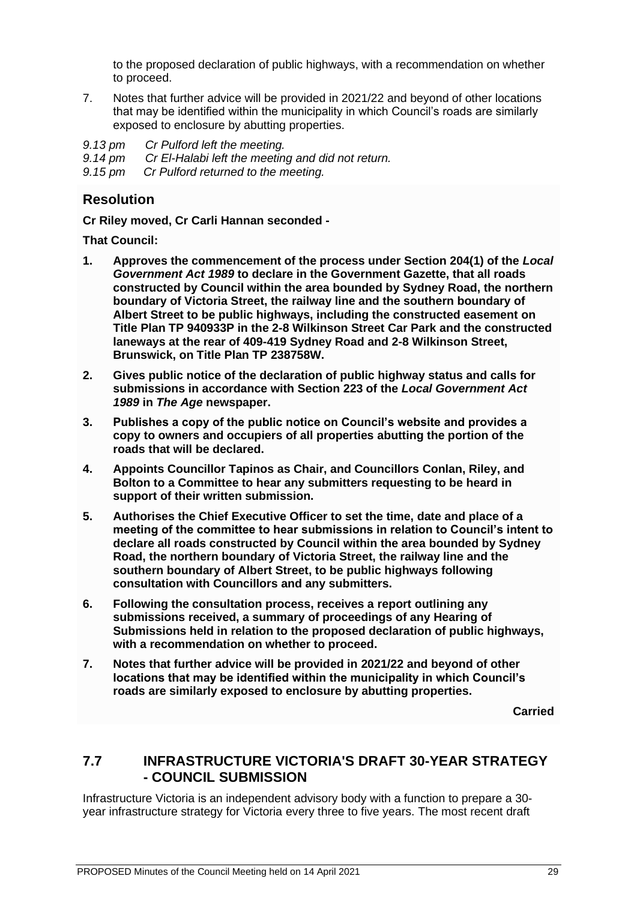to the proposed declaration of public highways, with a recommendation on whether to proceed.

7. Notes that further advice will be provided in 2021/22 and beyond of other locations that may be identified within the municipality in which Council's roads are similarly exposed to enclosure by abutting properties.

*9.13 pm Cr Pulford left the meeting.*
*9.14 pm Cr El-Halabi left the meeting and did not return.*
*9.15 pm Cr Pulford returned to the meeting.*

## Resolution

**Cr Riley moved, Cr Carli Hannan seconded -**

**That Council:**

1. **Approves the commencement of the process under Section 204(1) of the *Local Government Act 1989* to declare in the Government Gazette, that all roads constructed by Council within the area bounded by Sydney Road, the northern boundary of Victoria Street, the railway line and the southern boundary of Albert Street to be public highways, including the constructed easement on Title Plan TP 940933P in the 2-8 Wilkinson Street Car Park and the constructed laneways at the rear of 409-419 Sydney Road and 2-8 Wilkinson Street, Brunswick, on Title Plan TP 238758W.**
2. **Gives public notice of the declaration of public highway status and calls for submissions in accordance with Section 223 of the *Local Government Act 1989* in *The Age* newspaper.**
3. **Publishes a copy of the public notice on Council's website and provides a copy to owners and occupiers of all properties abutting the portion of the roads that will be declared.**
4. **Appoints Councillor Tapinos as Chair, and Councillors Conlan, Riley, and Bolton to a Committee to hear any submitters requesting to be heard in support of their written submission.**
5. **Authorises the Chief Executive Officer to set the time, date and place of a meeting of the committee to hear submissions in relation to Council's intent to declare all roads constructed by Council within the area bounded by Sydney Road, the northern boundary of Victoria Street, the railway line and the southern boundary of Albert Street, to be public highways following consultation with Councillors and any submitters.**
6. **Following the consultation process, receives a report outlining any submissions received, a summary of proceedings of any Hearing of Submissions held in relation to the proposed declaration of public highways, with a recommendation on whether to proceed.**
7. **Notes that further advice will be provided in 2021/22 and beyond of other locations that may be identified within the municipality in which Council's roads are similarly exposed to enclosure by abutting properties.**

**Carried**

## 7.7 INFRASTRUCTURE VICTORIA'S DRAFT 30-YEAR STRATEGY - COUNCIL SUBMISSION

Infrastructure Victoria is an independent advisory body with a function to prepare a 30-year infrastructure strategy for Victoria every three to five years. The most recent draft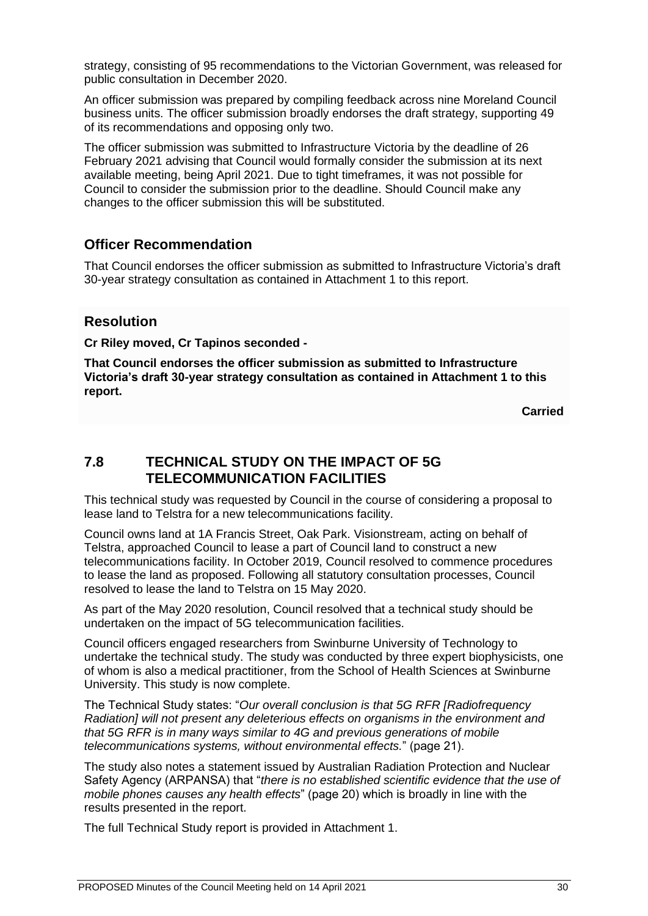strategy, consisting of 95 recommendations to the Victorian Government, was released for public consultation in December 2020.

An officer submission was prepared by compiling feedback across nine Moreland Council business units. The officer submission broadly endorses the draft strategy, supporting 49 of its recommendations and opposing only two.

The officer submission was submitted to Infrastructure Victoria by the deadline of 26 February 2021 advising that Council would formally consider the submission at its next available meeting, being April 2021. Due to tight timeframes, it was not possible for Council to consider the submission prior to the deadline. Should Council make any changes to the officer submission this will be substituted.

## Officer Recommendation

That Council endorses the officer submission as submitted to Infrastructure Victoria's draft 30-year strategy consultation as contained in Attachment 1 to this report.

## Resolution

**Cr Riley moved, Cr Tapinos seconded -**

**That Council endorses the officer submission as submitted to Infrastructure Victoria's draft 30-year strategy consultation as contained in Attachment 1 to this report.**

**Carried**

## 7.8 TECHNICAL STUDY ON THE IMPACT OF 5G TELECOMMUNICATION FACILITIES

This technical study was requested by Council in the course of considering a proposal to lease land to Telstra for a new telecommunications facility.

Council owns land at 1A Francis Street, Oak Park. Visionstream, acting on behalf of Telstra, approached Council to lease a part of Council land to construct a new telecommunications facility. In October 2019, Council resolved to commence procedures to lease the land as proposed. Following all statutory consultation processes, Council resolved to lease the land to Telstra on 15 May 2020.

As part of the May 2020 resolution, Council resolved that a technical study should be undertaken on the impact of 5G telecommunication facilities.

Council officers engaged researchers from Swinburne University of Technology to undertake the technical study. The study was conducted by three expert biophysicists, one of whom is also a medical practitioner, from the School of Health Sciences at Swinburne University. This study is now complete.

The Technical Study states: "*Our overall conclusion is that 5G RFR [Radiofrequency Radiation] will not present any deleterious effects on organisms in the environment and that 5G RFR is in many ways similar to 4G and previous generations of mobile telecommunications systems, without environmental effects.*" (page 21).

The study also notes a statement issued by Australian Radiation Protection and Nuclear Safety Agency (ARPANSA) that "*there is no established scientific evidence that the use of mobile phones causes any health effects*" (page 20) which is broadly in line with the results presented in the report.

The full Technical Study report is provided in Attachment 1.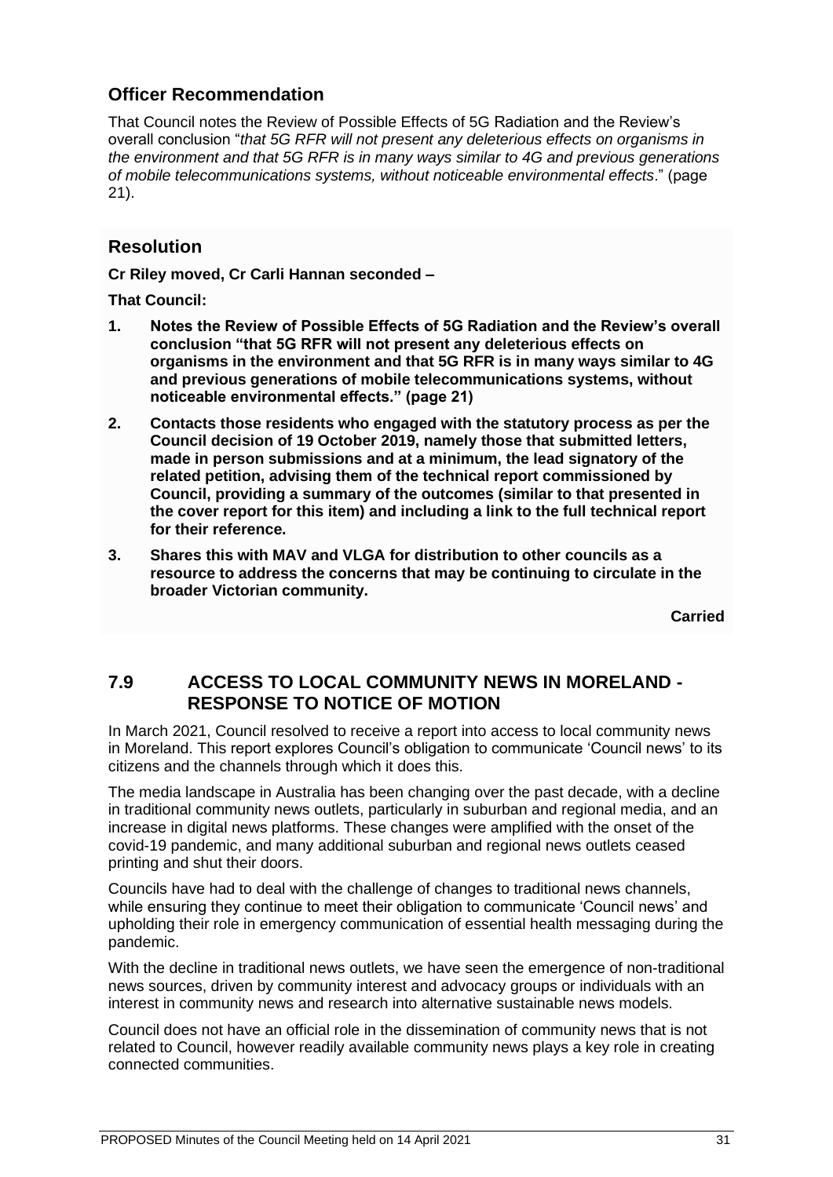## Officer Recommendation

That Council notes the Review of Possible Effects of 5G Radiation and the Review's overall conclusion "*that 5G RFR will not present any deleterious effects on organisms in the environment and that 5G RFR is in many ways similar to 4G and previous generations of mobile telecommunications systems, without noticeable environmental effects*." (page 21).

## Resolution

**Cr Riley moved, Cr Carli Hannan seconded –**

**That Council:**

1. **Notes the Review of Possible Effects of 5G Radiation and the Review's overall conclusion "that 5G RFR will not present any deleterious effects on organisms in the environment and that 5G RFR is in many ways similar to 4G and previous generations of mobile telecommunications systems, without noticeable environmental effects." (page 21)**
2. **Contacts those residents who engaged with the statutory process as per the Council decision of 19 October 2019, namely those that submitted letters, made in person submissions and at a minimum, the lead signatory of the related petition, advising them of the technical report commissioned by Council, providing a summary of the outcomes (similar to that presented in the cover report for this item) and including a link to the full technical report for their reference.**
3. **Shares this with MAV and VLGA for distribution to other councils as a resource to address the concerns that may be continuing to circulate in the broader Victorian community.**

**Carried**

# 7.9 ACCESS TO LOCAL COMMUNITY NEWS IN MORELAND - RESPONSE TO NOTICE OF MOTION

In March 2021, Council resolved to receive a report into access to local community news in Moreland. This report explores Council's obligation to communicate 'Council news' to its citizens and the channels through which it does this.

The media landscape in Australia has been changing over the past decade, with a decline in traditional community news outlets, particularly in suburban and regional media, and an increase in digital news platforms. These changes were amplified with the onset of the covid-19 pandemic, and many additional suburban and regional news outlets ceased printing and shut their doors.

Councils have had to deal with the challenge of changes to traditional news channels, while ensuring they continue to meet their obligation to communicate 'Council news' and upholding their role in emergency communication of essential health messaging during the pandemic.

With the decline in traditional news outlets, we have seen the emergence of non-traditional news sources, driven by community interest and advocacy groups or individuals with an interest in community news and research into alternative sustainable news models.

Council does not have an official role in the dissemination of community news that is not related to Council, however readily available community news plays a key role in creating connected communities.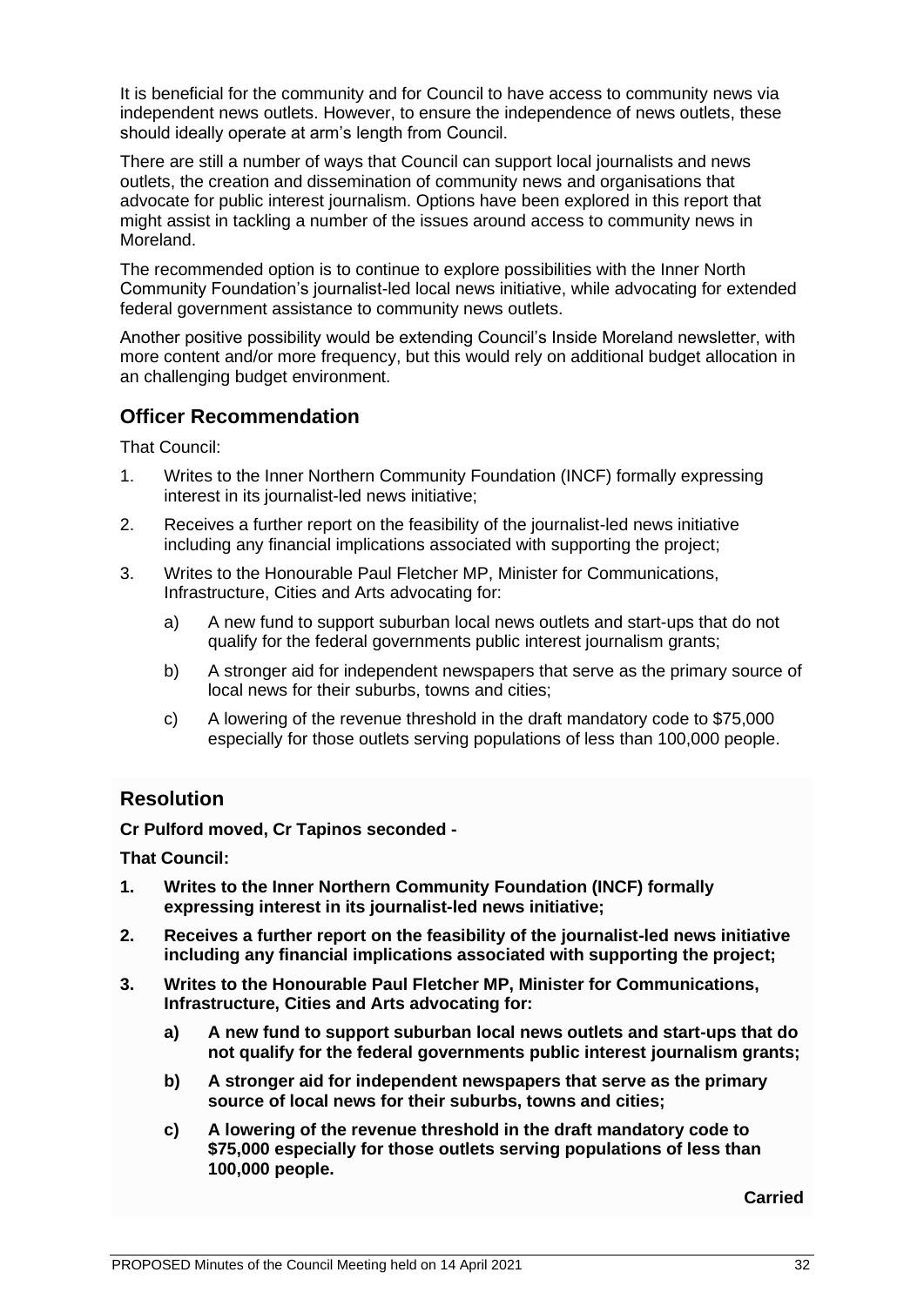It is beneficial for the community and for Council to have access to community news via independent news outlets. However, to ensure the independence of news outlets, these should ideally operate at arm's length from Council.

There are still a number of ways that Council can support local journalists and news outlets, the creation and dissemination of community news and organisations that advocate for public interest journalism. Options have been explored in this report that might assist in tackling a number of the issues around access to community news in Moreland.

The recommended option is to continue to explore possibilities with the Inner North Community Foundation's journalist-led local news initiative, while advocating for extended federal government assistance to community news outlets.

Another positive possibility would be extending Council's Inside Moreland newsletter, with more content and/or more frequency, but this would rely on additional budget allocation in an challenging budget environment.

## Officer Recommendation

That Council:

1. Writes to the Inner Northern Community Foundation (INCF) formally expressing interest in its journalist-led news initiative;
2. Receives a further report on the feasibility of the journalist-led news initiative including any financial implications associated with supporting the project;
3. Writes to the Honourable Paul Fletcher MP, Minister for Communications, Infrastructure, Cities and Arts advocating for:
   a) A new fund to support suburban local news outlets and start-ups that do not qualify for the federal governments public interest journalism grants;
   b) A stronger aid for independent newspapers that serve as the primary source of local news for their suburbs, towns and cities;
   c) A lowering of the revenue threshold in the draft mandatory code to \$75,000 especially for those outlets serving populations of less than 100,000 people.

## Resolution

**Cr Pulford moved, Cr Tapinos seconded -**

**That Council:**

1. **Writes to the Inner Northern Community Foundation (INCF) formally expressing interest in its journalist-led news initiative;**
2. **Receives a further report on the feasibility of the journalist-led news initiative including any financial implications associated with supporting the project;**
3. **Writes to the Honourable Paul Fletcher MP, Minister for Communications, Infrastructure, Cities and Arts advocating for:**
   a) **A new fund to support suburban local news outlets and start-ups that do not qualify for the federal governments public interest journalism grants;**
   b) **A stronger aid for independent newspapers that serve as the primary source of local news for their suburbs, towns and cities;**
   c) **A lowering of the revenue threshold in the draft mandatory code to \$75,000 especially for those outlets serving populations of less than 100,000 people.**

**Carried**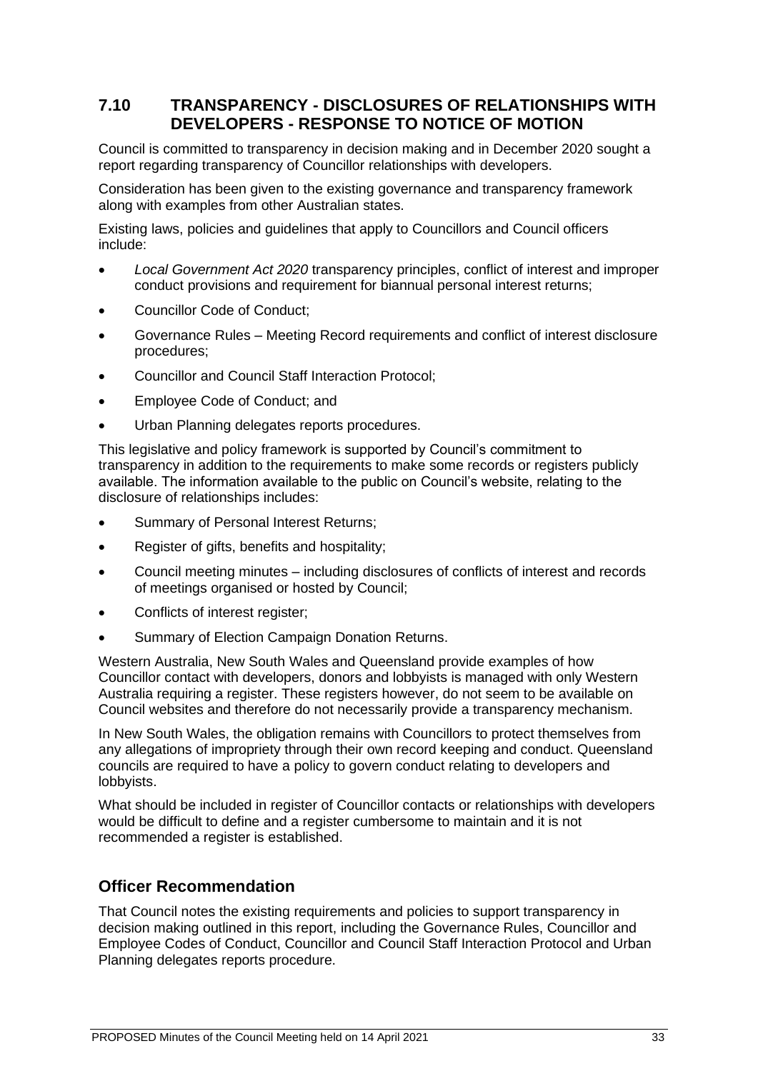## 7.10 TRANSPARENCY - DISCLOSURES OF RELATIONSHIPS WITH DEVELOPERS - RESPONSE TO NOTICE OF MOTION

Council is committed to transparency in decision making and in December 2020 sought a report regarding transparency of Councillor relationships with developers.

Consideration has been given to the existing governance and transparency framework along with examples from other Australian states.

Existing laws, policies and guidelines that apply to Councillors and Council officers include:

- *Local Government Act 2020* transparency principles, conflict of interest and improper conduct provisions and requirement for biannual personal interest returns;
- Councillor Code of Conduct;
- Governance Rules – Meeting Record requirements and conflict of interest disclosure procedures;
- Councillor and Council Staff Interaction Protocol;
- Employee Code of Conduct; and
- Urban Planning delegates reports procedures.

This legislative and policy framework is supported by Council's commitment to transparency in addition to the requirements to make some records or registers publicly available. The information available to the public on Council's website, relating to the disclosure of relationships includes:

- Summary of Personal Interest Returns;
- Register of gifts, benefits and hospitality;
- Council meeting minutes – including disclosures of conflicts of interest and records of meetings organised or hosted by Council;
- Conflicts of interest register;
- Summary of Election Campaign Donation Returns.

Western Australia, New South Wales and Queensland provide examples of how Councillor contact with developers, donors and lobbyists is managed with only Western Australia requiring a register. These registers however, do not seem to be available on Council websites and therefore do not necessarily provide a transparency mechanism.

In New South Wales, the obligation remains with Councillors to protect themselves from any allegations of impropriety through their own record keeping and conduct. Queensland councils are required to have a policy to govern conduct relating to developers and lobbyists.

What should be included in register of Councillor contacts or relationships with developers would be difficult to define and a register cumbersome to maintain and it is not recommended a register is established.

## Officer Recommendation

That Council notes the existing requirements and policies to support transparency in decision making outlined in this report, including the Governance Rules, Councillor and Employee Codes of Conduct, Councillor and Council Staff Interaction Protocol and Urban Planning delegates reports procedure.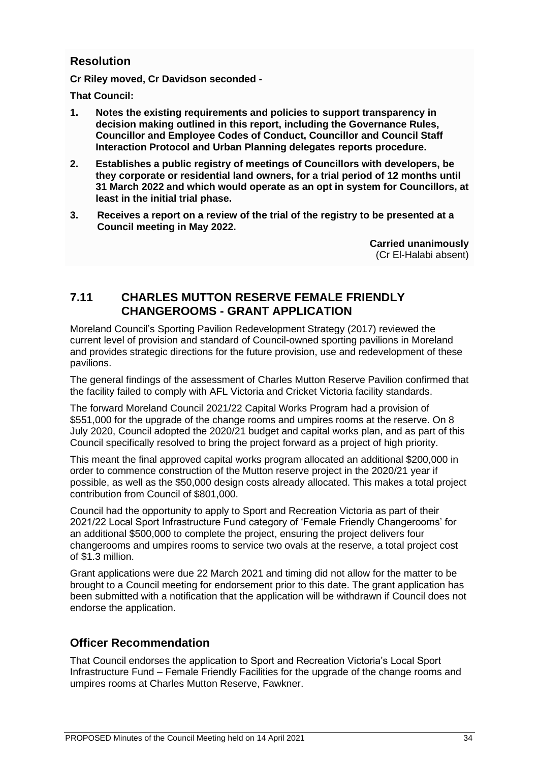## Resolution

**Cr Riley moved, Cr Davidson seconded -**

**That Council:**

1. **Notes the existing requirements and policies to support transparency in decision making outlined in this report, including the Governance Rules, Councillor and Employee Codes of Conduct, Councillor and Council Staff Interaction Protocol and Urban Planning delegates reports procedure.**
2. **Establishes a public registry of meetings of Councillors with developers, be they corporate or residential land owners, for a trial period of 12 months until 31 March 2022 and which would operate as an opt in system for Councillors, at least in the initial trial phase.**
3. **Receives a report on a review of the trial of the registry to be presented at a Council meeting in May 2022.**

**Carried unanimously**
(Cr El-Halabi absent)

## 7.11 CHARLES MUTTON RESERVE FEMALE FRIENDLY CHANGEROOMS - GRANT APPLICATION

Moreland Council's Sporting Pavilion Redevelopment Strategy (2017) reviewed the current level of provision and standard of Council-owned sporting pavilions in Moreland and provides strategic directions for the future provision, use and redevelopment of these pavilions.

The general findings of the assessment of Charles Mutton Reserve Pavilion confirmed that the facility failed to comply with AFL Victoria and Cricket Victoria facility standards.

The forward Moreland Council 2021/22 Capital Works Program had a provision of $551,000 for the upgrade of the change rooms and umpires rooms at the reserve. On 8 July 2020, Council adopted the 2020/21 budget and capital works plan, and as part of this Council specifically resolved to bring the project forward as a project of high priority.

This meant the final approved capital works program allocated an additional $200,000 in order to commence construction of the Mutton reserve project in the 2020/21 year if possible, as well as the $50,000 design costs already allocated. This makes a total project contribution from Council of $801,000.

Council had the opportunity to apply to Sport and Recreation Victoria as part of their 2021/22 Local Sport Infrastructure Fund category of 'Female Friendly Changerooms' for an additional $500,000 to complete the project, ensuring the project delivers four changerooms and umpires rooms to service two ovals at the reserve, a total project cost of $1.3 million.

Grant applications were due 22 March 2021 and timing did not allow for the matter to be brought to a Council meeting for endorsement prior to this date. The grant application has been submitted with a notification that the application will be withdrawn if Council does not endorse the application.

## Officer Recommendation

That Council endorses the application to Sport and Recreation Victoria's Local Sport Infrastructure Fund – Female Friendly Facilities for the upgrade of the change rooms and umpires rooms at Charles Mutton Reserve, Fawkner.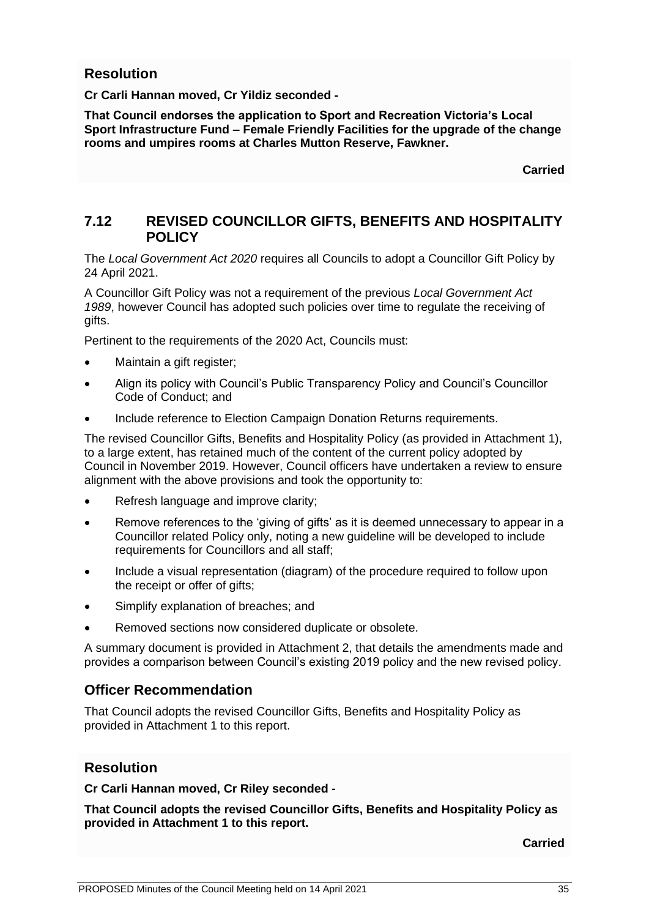## Resolution

**Cr Carli Hannan moved, Cr Yildiz seconded -**

**That Council endorses the application to Sport and Recreation Victoria's Local Sport Infrastructure Fund – Female Friendly Facilities for the upgrade of the change rooms and umpires rooms at Charles Mutton Reserve, Fawkner.**

**Carried**

## 7.12 REVISED COUNCILLOR GIFTS, BENEFITS AND HOSPITALITY POLICY

The *Local Government Act 2020* requires all Councils to adopt a Councillor Gift Policy by 24 April 2021.

A Councillor Gift Policy was not a requirement of the previous *Local Government Act 1989*, however Council has adopted such policies over time to regulate the receiving of gifts.

Pertinent to the requirements of the 2020 Act, Councils must:

- Maintain a gift register;
- Align its policy with Council's Public Transparency Policy and Council's Councillor Code of Conduct; and
- Include reference to Election Campaign Donation Returns requirements.

The revised Councillor Gifts, Benefits and Hospitality Policy (as provided in Attachment 1), to a large extent, has retained much of the content of the current policy adopted by Council in November 2019. However, Council officers have undertaken a review to ensure alignment with the above provisions and took the opportunity to:

- Refresh language and improve clarity;
- Remove references to the 'giving of gifts' as it is deemed unnecessary to appear in a Councillor related Policy only, noting a new guideline will be developed to include requirements for Councillors and all staff;
- Include a visual representation (diagram) of the procedure required to follow upon the receipt or offer of gifts;
- Simplify explanation of breaches; and
- Removed sections now considered duplicate or obsolete.

A summary document is provided in Attachment 2, that details the amendments made and provides a comparison between Council's existing 2019 policy and the new revised policy.

## Officer Recommendation

That Council adopts the revised Councillor Gifts, Benefits and Hospitality Policy as provided in Attachment 1 to this report.

## Resolution

**Cr Carli Hannan moved, Cr Riley seconded -**

**That Council adopts the revised Councillor Gifts, Benefits and Hospitality Policy as provided in Attachment 1 to this report.**

**Carried**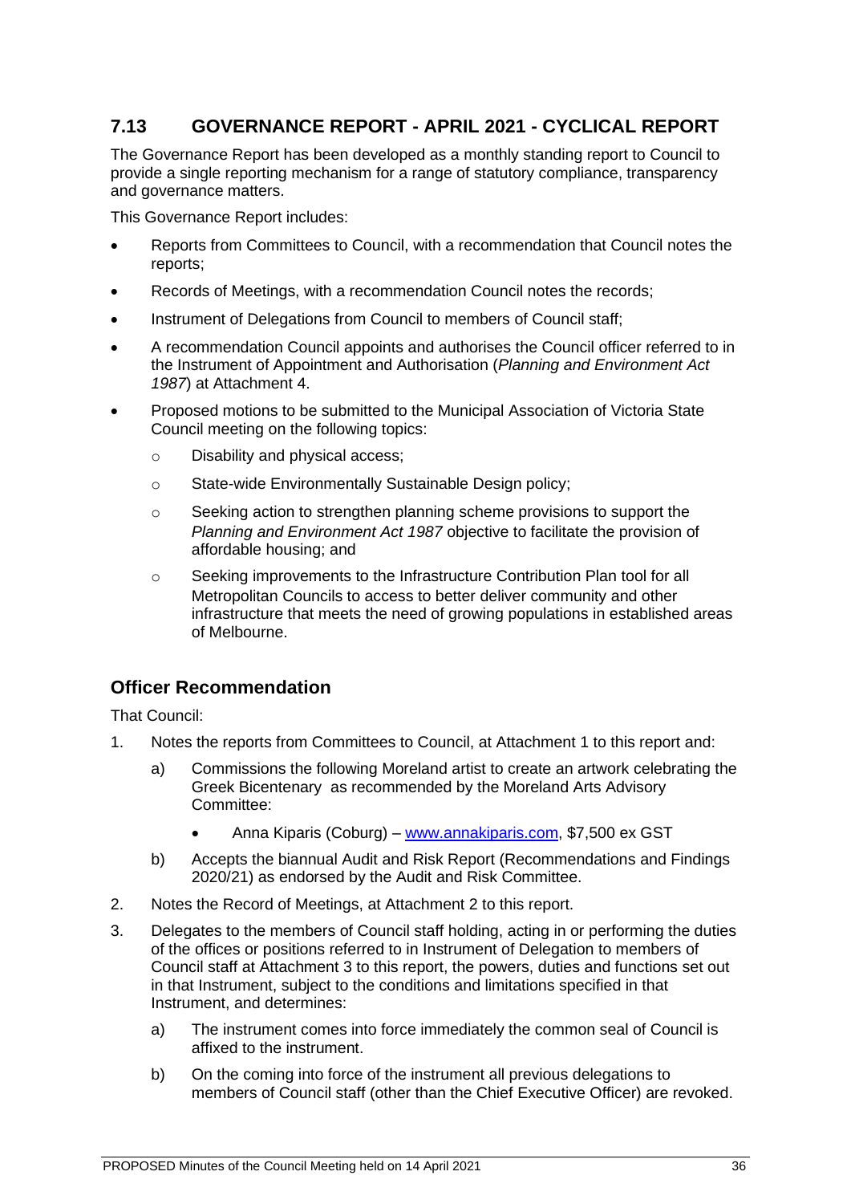## 7.13 GOVERNANCE REPORT - APRIL 2021 - CYCLICAL REPORT

The Governance Report has been developed as a monthly standing report to Council to provide a single reporting mechanism for a range of statutory compliance, transparency and governance matters.

This Governance Report includes:

- Reports from Committees to Council, with a recommendation that Council notes the reports;
- Records of Meetings, with a recommendation Council notes the records;
- Instrument of Delegations from Council to members of Council staff;
- A recommendation Council appoints and authorises the Council officer referred to in the Instrument of Appointment and Authorisation (*Planning and Environment Act 1987*) at Attachment 4.
- Proposed motions to be submitted to the Municipal Association of Victoria State Council meeting on the following topics:
  - Disability and physical access;
  - State-wide Environmentally Sustainable Design policy;
  - Seeking action to strengthen planning scheme provisions to support the *Planning and Environment Act 1987* objective to facilitate the provision of affordable housing; and
  - Seeking improvements to the Infrastructure Contribution Plan tool for all Metropolitan Councils to access to better deliver community and other infrastructure that meets the need of growing populations in established areas of Melbourne.

### Officer Recommendation

That Council:

1. Notes the reports from Committees to Council, at Attachment 1 to this report and:
   a) Commissions the following Moreland artist to create an artwork celebrating the Greek Bicentenary as recommended by the Moreland Arts Advisory Committee:
      - Anna Kiparis (Coburg) – www.annakiparis.com, $7,500 ex GST
   
   b) Accepts the biannual Audit and Risk Report (Recommendations and Findings 2020/21) as endorsed by the Audit and Risk Committee.
2. Notes the Record of Meetings, at Attachment 2 to this report.
3. Delegates to the members of Council staff holding, acting in or performing the duties of the offices or positions referred to in Instrument of Delegation to members of Council staff at Attachment 3 to this report, the powers, duties and functions set out in that Instrument, subject to the conditions and limitations specified in that Instrument, and determines:
   a) The instrument comes into force immediately the common seal of Council is affixed to the instrument.
   
   b) On the coming into force of the instrument all previous delegations to members of Council staff (other than the Chief Executive Officer) are revoked.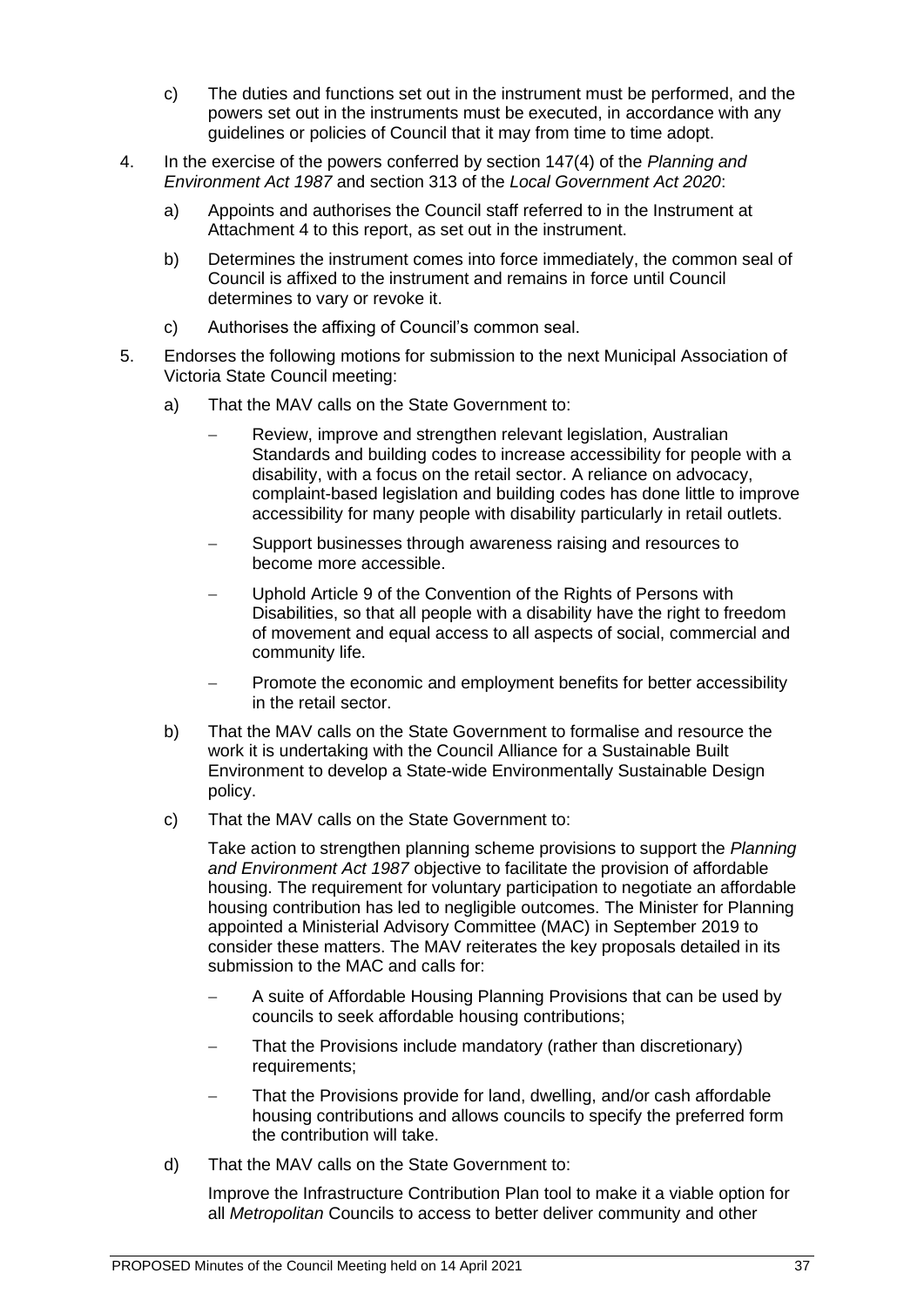c) The duties and functions set out in the instrument must be performed, and the powers set out in the instruments must be executed, in accordance with any guidelines or policies of Council that it may from time to time adopt.

4. In the exercise of the powers conferred by section 147(4) of the *Planning and Environment Act 1987* and section 313 of the *Local Government Act 2020*:

   a) Appoints and authorises the Council staff referred to in the Instrument at Attachment 4 to this report, as set out in the instrument.

   b) Determines the instrument comes into force immediately, the common seal of Council is affixed to the instrument and remains in force until Council determines to vary or revoke it.

   c) Authorises the affixing of Council's common seal.

5. Endorses the following motions for submission to the next Municipal Association of Victoria State Council meeting:

   a) That the MAV calls on the State Government to:

      – Review, improve and strengthen relevant legislation, Australian Standards and building codes to increase accessibility for people with a disability, with a focus on the retail sector. A reliance on advocacy, complaint-based legislation and building codes has done little to improve accessibility for many people with disability particularly in retail outlets.

      – Support businesses through awareness raising and resources to become more accessible.

      – Uphold Article 9 of the Convention of the Rights of Persons with Disabilities, so that all people with a disability have the right to freedom of movement and equal access to all aspects of social, commercial and community life.

      – Promote the economic and employment benefits for better accessibility in the retail sector.

   b) That the MAV calls on the State Government to formalise and resource the work it is undertaking with the Council Alliance for a Sustainable Built Environment to develop a State-wide Environmentally Sustainable Design policy.

   c) That the MAV calls on the State Government to:

      Take action to strengthen planning scheme provisions to support the *Planning and Environment Act 1987* objective to facilitate the provision of affordable housing. The requirement for voluntary participation to negotiate an affordable housing contribution has led to negligible outcomes. The Minister for Planning appointed a Ministerial Advisory Committee (MAC) in September 2019 to consider these matters. The MAV reiterates the key proposals detailed in its submission to the MAC and calls for:

      – A suite of Affordable Housing Planning Provisions that can be used by councils to seek affordable housing contributions;

      – That the Provisions include mandatory (rather than discretionary) requirements;

      – That the Provisions provide for land, dwelling, and/or cash affordable housing contributions and allows councils to specify the preferred form the contribution will take.

   d) That the MAV calls on the State Government to:

      Improve the Infrastructure Contribution Plan tool to make it a viable option for all *Metropolitan* Councils to access to better deliver community and other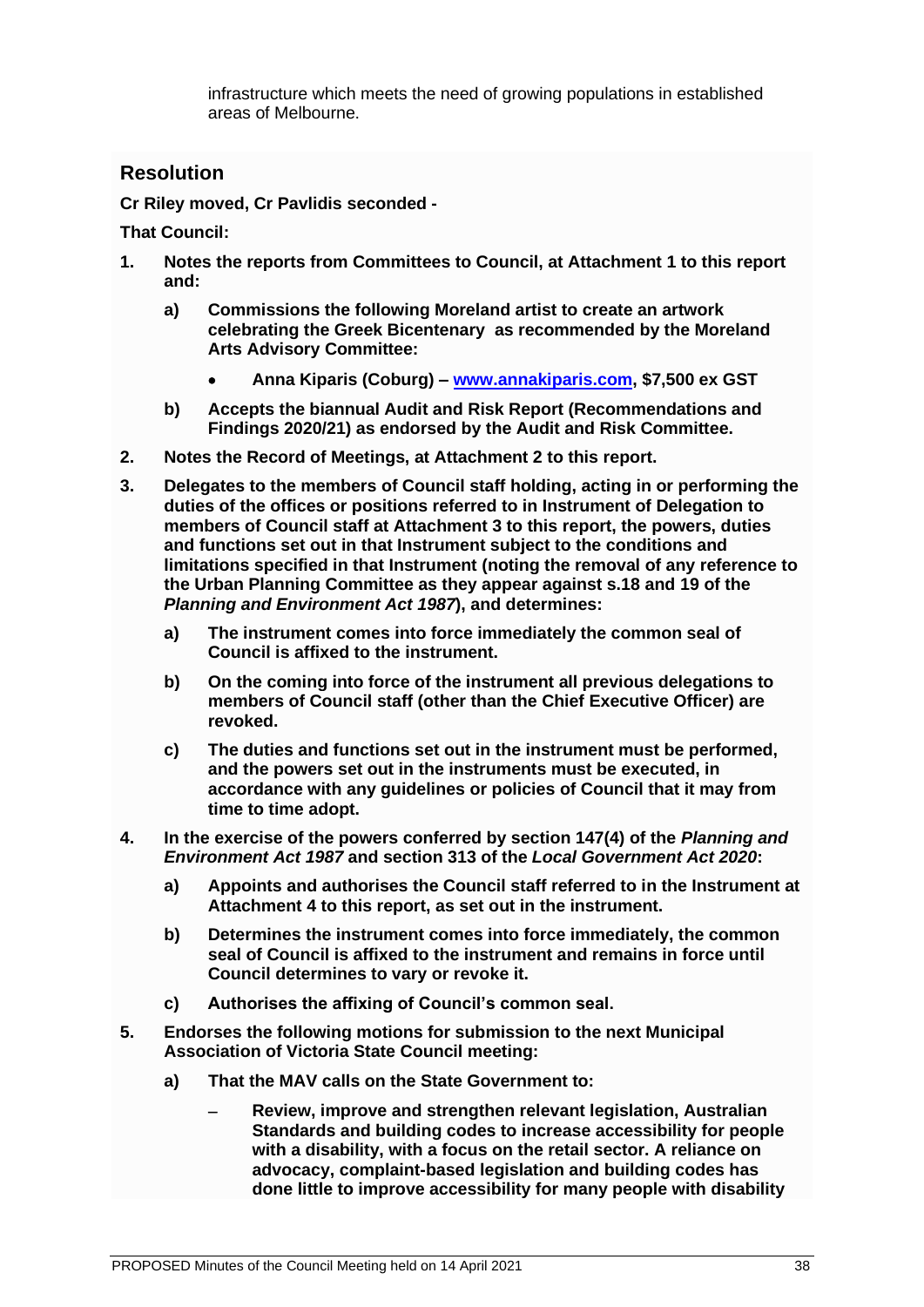infrastructure which meets the need of growing populations in established areas of Melbourne.

## Resolution

**Cr Riley moved, Cr Pavlidis seconded -**

**That Council:**

1. **Notes the reports from Committees to Council, at Attachment 1 to this report and:**
   a) **Commissions the following Moreland artist to create an artwork celebrating the Greek Bicentenary as recommended by the Moreland Arts Advisory Committee:**
      - **Anna Kiparis (Coburg) – www.annakiparis.com, $7,500 ex GST**
   
   b) **Accepts the biannual Audit and Risk Report (Recommendations and Findings 2020/21) as endorsed by the Audit and Risk Committee.**
2. **Notes the Record of Meetings, at Attachment 2 to this report.**
3. **Delegates to the members of Council staff holding, acting in or performing the duties of the offices or positions referred to in Instrument of Delegation to members of Council staff at Attachment 3 to this report, the powers, duties and functions set out in that Instrument subject to the conditions and limitations specified in that Instrument (noting the removal of any reference to the Urban Planning Committee as they appear against s.18 and 19 of the *Planning and Environment Act 1987*), and determines:**
   a) **The instrument comes into force immediately the common seal of Council is affixed to the instrument.**
   
   b) **On the coming into force of the instrument all previous delegations to members of Council staff (other than the Chief Executive Officer) are revoked.**
   
   c) **The duties and functions set out in the instrument must be performed, and the powers set out in the instruments must be executed, in accordance with any guidelines or policies of Council that it may from time to time adopt.**
4. **In the exercise of the powers conferred by section 147(4) of the *Planning and Environment Act 1987* and section 313 of the *Local Government Act 2020*:**
   a) **Appoints and authorises the Council staff referred to in the Instrument at Attachment 4 to this report, as set out in the instrument.**
   
   b) **Determines the instrument comes into force immediately, the common seal of Council is affixed to the instrument and remains in force until Council determines to vary or revoke it.**
   
   c) **Authorises the affixing of Council's common seal.**
5. **Endorses the following motions for submission to the next Municipal Association of Victoria State Council meeting:**
   a) **That the MAV calls on the State Government to:**
      - **Review, improve and strengthen relevant legislation, Australian Standards and building codes to increase accessibility for people with a disability, with a focus on the retail sector. A reliance on advocacy, complaint-based legislation and building codes has done little to improve accessibility for many people with disability**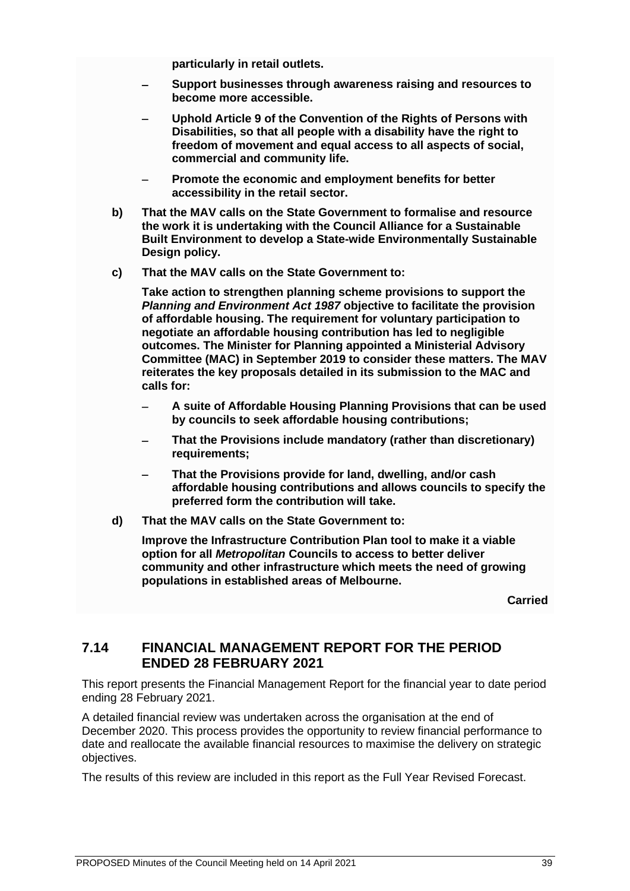**particularly in retail outlets.**

- **Support businesses through awareness raising and resources to become more accessible.**
- **Uphold Article 9 of the Convention of the Rights of Persons with Disabilities, so that all people with a disability have the right to freedom of movement and equal access to all aspects of social, commercial and community life.**
- **Promote the economic and employment benefits for better accessibility in the retail sector.**

**b) That the MAV calls on the State Government to formalise and resource the work it is undertaking with the Council Alliance for a Sustainable Built Environment to develop a State-wide Environmentally Sustainable Design policy.**

**c) That the MAV calls on the State Government to:**

**Take action to strengthen planning scheme provisions to support the *Planning and Environment Act 1987* objective to facilitate the provision of affordable housing. The requirement for voluntary participation to negotiate an affordable housing contribution has led to negligible outcomes. The Minister for Planning appointed a Ministerial Advisory Committee (MAC) in September 2019 to consider these matters. The MAV reiterates the key proposals detailed in its submission to the MAC and calls for:**

- **A suite of Affordable Housing Planning Provisions that can be used by councils to seek affordable housing contributions;**
- **That the Provisions include mandatory (rather than discretionary) requirements;**
- **That the Provisions provide for land, dwelling, and/or cash affordable housing contributions and allows councils to specify the preferred form the contribution will take.**

**d) That the MAV calls on the State Government to:**

**Improve the Infrastructure Contribution Plan tool to make it a viable option for all *Metropolitan* Councils to access to better deliver community and other infrastructure which meets the need of growing populations in established areas of Melbourne.**

**Carried**

## 7.14 FINANCIAL MANAGEMENT REPORT FOR THE PERIOD ENDED 28 FEBRUARY 2021

This report presents the Financial Management Report for the financial year to date period ending 28 February 2021.

A detailed financial review was undertaken across the organisation at the end of December 2020. This process provides the opportunity to review financial performance to date and reallocate the available financial resources to maximise the delivery on strategic objectives.

The results of this review are included in this report as the Full Year Revised Forecast.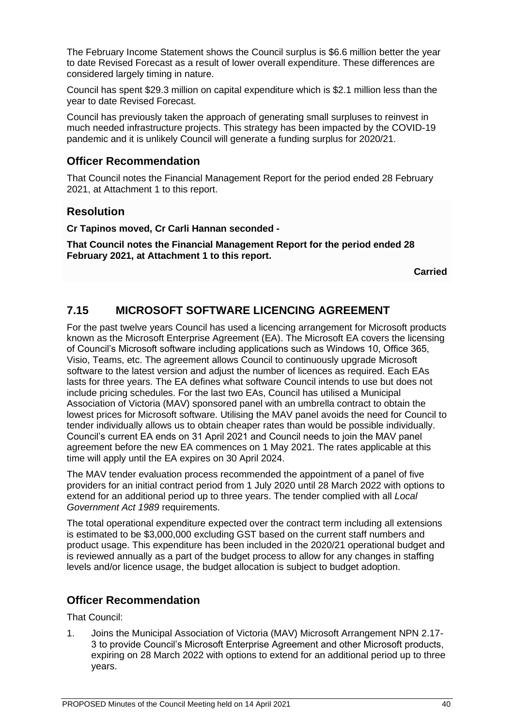The February Income Statement shows the Council surplus is $6.6 million better the year to date Revised Forecast as a result of lower overall expenditure. These differences are considered largely timing in nature.

Council has spent $29.3 million on capital expenditure which is $2.1 million less than the year to date Revised Forecast.

Council has previously taken the approach of generating small surpluses to reinvest in much needed infrastructure projects. This strategy has been impacted by the COVID-19 pandemic and it is unlikely Council will generate a funding surplus for 2020/21.

## Officer Recommendation

That Council notes the Financial Management Report for the period ended 28 February 2021, at Attachment 1 to this report.

## Resolution

**Cr Tapinos moved, Cr Carli Hannan seconded -**

**That Council notes the Financial Management Report for the period ended 28 February 2021, at Attachment 1 to this report.**

**Carried**

# 7.15 MICROSOFT SOFTWARE LICENCING AGREEMENT

For the past twelve years Council has used a licencing arrangement for Microsoft products known as the Microsoft Enterprise Agreement (EA). The Microsoft EA covers the licensing of Council's Microsoft software including applications such as Windows 10, Office 365, Visio, Teams, etc. The agreement allows Council to continuously upgrade Microsoft software to the latest version and adjust the number of licences as required. Each EAs lasts for three years. The EA defines what software Council intends to use but does not include pricing schedules. For the last two EAs, Council has utilised a Municipal Association of Victoria (MAV) sponsored panel with an umbrella contract to obtain the lowest prices for Microsoft software. Utilising the MAV panel avoids the need for Council to tender individually allows us to obtain cheaper rates than would be possible individually. Council's current EA ends on 31 April 2021 and Council needs to join the MAV panel agreement before the new EA commences on 1 May 2021. The rates applicable at this time will apply until the EA expires on 30 April 2024.

The MAV tender evaluation process recommended the appointment of a panel of five providers for an initial contract period from 1 July 2020 until 28 March 2022 with options to extend for an additional period up to three years. The tender complied with all *Local Government Act 1989* requirements.

The total operational expenditure expected over the contract term including all extensions is estimated to be $3,000,000 excluding GST based on the current staff numbers and product usage. This expenditure has been included in the 2020/21 operational budget and is reviewed annually as a part of the budget process to allow for any changes in staffing levels and/or licence usage, the budget allocation is subject to budget adoption.

## Officer Recommendation

That Council:

1. Joins the Municipal Association of Victoria (MAV) Microsoft Arrangement NPN 2.17-3 to provide Council's Microsoft Enterprise Agreement and other Microsoft products, expiring on 28 March 2022 with options to extend for an additional period up to three years.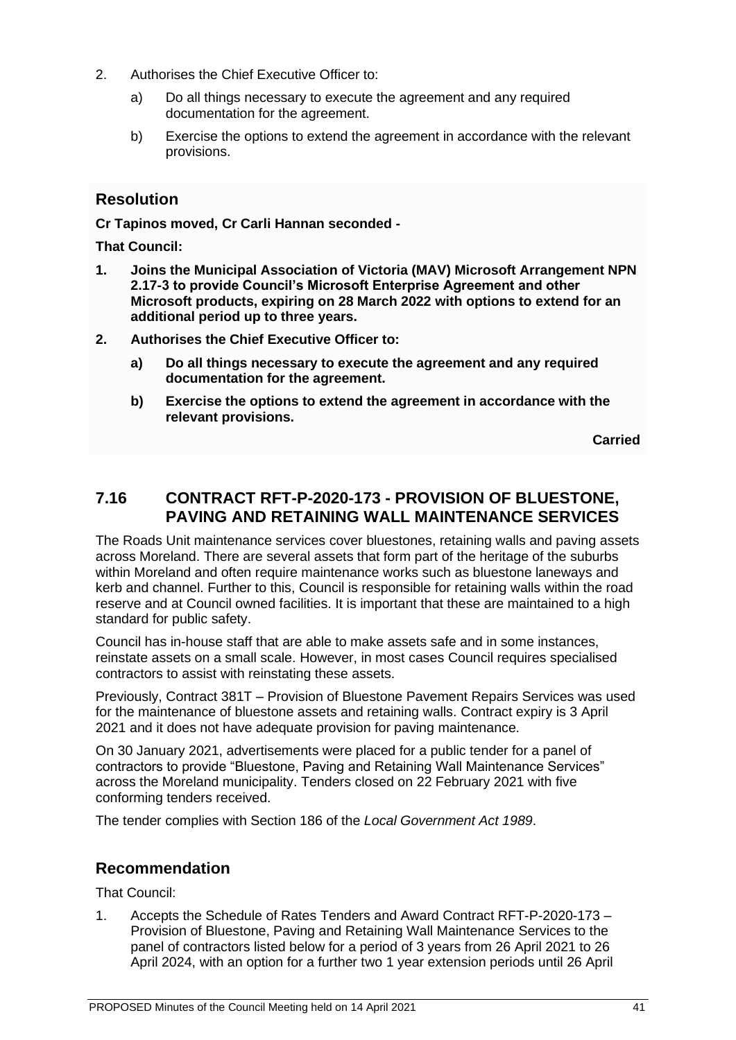2. Authorises the Chief Executive Officer to:

    a) Do all things necessary to execute the agreement and any required documentation for the agreement.

    b) Exercise the options to extend the agreement in accordance with the relevant provisions.

## Resolution

**Cr Tapinos moved, Cr Carli Hannan seconded -**

**That Council:**

**1. Joins the Municipal Association of Victoria (MAV) Microsoft Arrangement NPN 2.17-3 to provide Council's Microsoft Enterprise Agreement and other Microsoft products, expiring on 28 March 2022 with options to extend for an additional period up to three years.**

**2. Authorises the Chief Executive Officer to:**

**a) Do all things necessary to execute the agreement and any required documentation for the agreement.**

**b) Exercise the options to extend the agreement in accordance with the relevant provisions.**

**Carried**

## 7.16 CONTRACT RFT-P-2020-173 - PROVISION OF BLUESTONE, PAVING AND RETAINING WALL MAINTENANCE SERVICES

The Roads Unit maintenance services cover bluestones, retaining walls and paving assets across Moreland. There are several assets that form part of the heritage of the suburbs within Moreland and often require maintenance works such as bluestone laneways and kerb and channel. Further to this, Council is responsible for retaining walls within the road reserve and at Council owned facilities. It is important that these are maintained to a high standard for public safety.

Council has in-house staff that are able to make assets safe and in some instances, reinstate assets on a small scale. However, in most cases Council requires specialised contractors to assist with reinstating these assets.

Previously, Contract 381T – Provision of Bluestone Pavement Repairs Services was used for the maintenance of bluestone assets and retaining walls. Contract expiry is 3 April 2021 and it does not have adequate provision for paving maintenance.

On 30 January 2021, advertisements were placed for a public tender for a panel of contractors to provide "Bluestone, Paving and Retaining Wall Maintenance Services" across the Moreland municipality. Tenders closed on 22 February 2021 with five conforming tenders received.

The tender complies with Section 186 of the *Local Government Act 1989*.

## Recommendation

That Council:

1. Accepts the Schedule of Rates Tenders and Award Contract RFT-P-2020-173 – Provision of Bluestone, Paving and Retaining Wall Maintenance Services to the panel of contractors listed below for a period of 3 years from 26 April 2021 to 26 April 2024, with an option for a further two 1 year extension periods until 26 April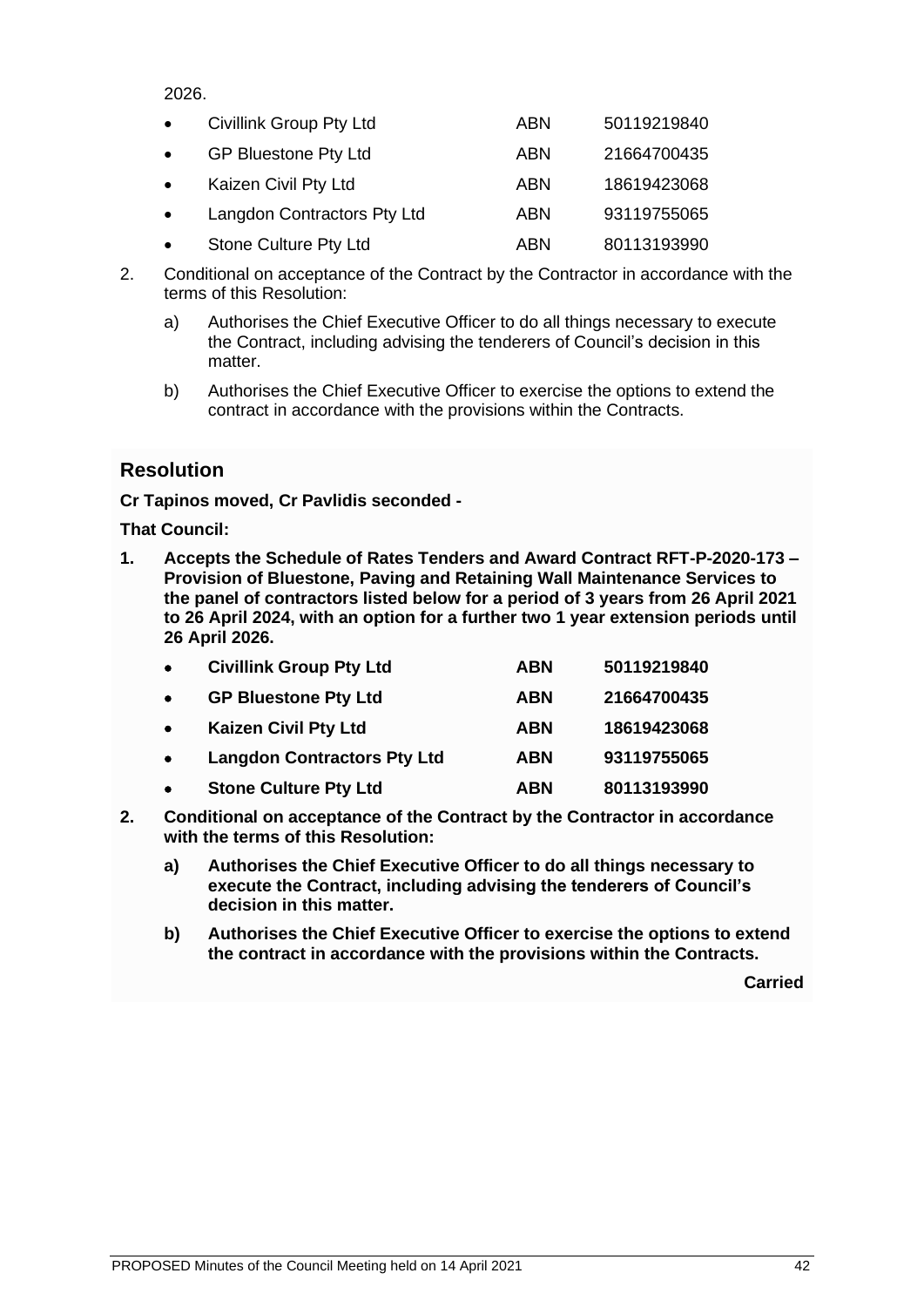2026.

- Civillink Group Pty Ltd ABN 50119219840
- GP Bluestone Pty Ltd ABN 21664700435
- Kaizen Civil Pty Ltd ABN 18619423068
- Langdon Contractors Pty Ltd ABN 93119755065
- Stone Culture Pty Ltd ABN 80113193990

2. Conditional on acceptance of the Contract by the Contractor in accordance with the terms of this Resolution:

   a) Authorises the Chief Executive Officer to do all things necessary to execute the Contract, including advising the tenderers of Council's decision in this matter.

   b) Authorises the Chief Executive Officer to exercise the options to extend the contract in accordance with the provisions within the Contracts.

## Resolution

**Cr Tapinos moved, Cr Pavlidis seconded -**

**That Council:**

**1. Accepts the Schedule of Rates Tenders and Award Contract RFT-P-2020-173 – Provision of Bluestone, Paving and Retaining Wall Maintenance Services to the panel of contractors listed below for a period of 3 years from 26 April 2021 to 26 April 2024, with an option for a further two 1 year extension periods until 26 April 2026.**

- **Civillink Group Pty Ltd ABN 50119219840**
- **GP Bluestone Pty Ltd ABN 21664700435**
- **Kaizen Civil Pty Ltd ABN 18619423068**
- **Langdon Contractors Pty Ltd ABN 93119755065**
- **Stone Culture Pty Ltd ABN 80113193990**

**2. Conditional on acceptance of the Contract by the Contractor in accordance with the terms of this Resolution:**

   **a) Authorises the Chief Executive Officer to do all things necessary to execute the Contract, including advising the tenderers of Council's decision in this matter.**

   **b) Authorises the Chief Executive Officer to exercise the options to extend the contract in accordance with the provisions within the Contracts.**

**Carried**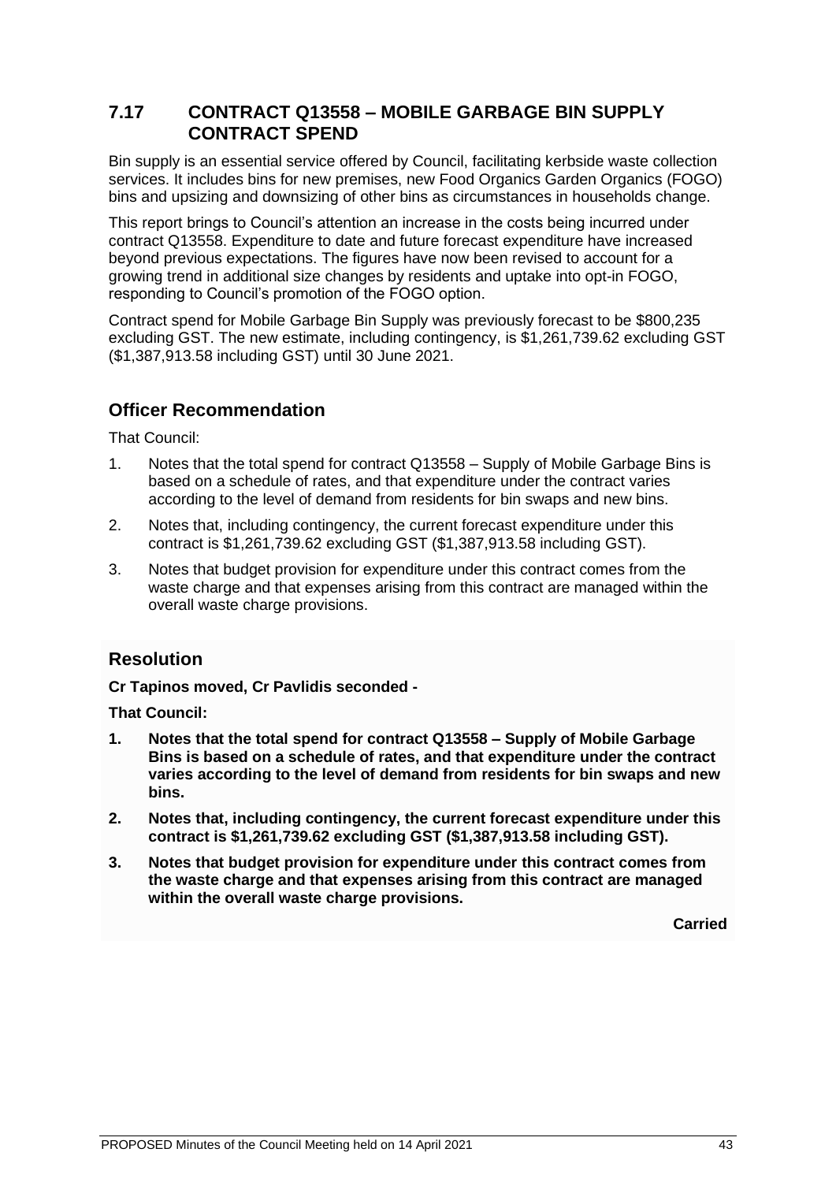## 7.17 CONTRACT Q13558 – MOBILE GARBAGE BIN SUPPLY CONTRACT SPEND

Bin supply is an essential service offered by Council, facilitating kerbside waste collection services. It includes bins for new premises, new Food Organics Garden Organics (FOGO) bins and upsizing and downsizing of other bins as circumstances in households change.

This report brings to Council's attention an increase in the costs being incurred under contract Q13558. Expenditure to date and future forecast expenditure have increased beyond previous expectations. The figures have now been revised to account for a growing trend in additional size changes by residents and uptake into opt-in FOGO, responding to Council's promotion of the FOGO option.

Contract spend for Mobile Garbage Bin Supply was previously forecast to be $800,235 excluding GST. The new estimate, including contingency, is $1,261,739.62 excluding GST ($1,387,913.58 including GST) until 30 June 2021.

### Officer Recommendation

That Council:

1. Notes that the total spend for contract Q13558 – Supply of Mobile Garbage Bins is based on a schedule of rates, and that expenditure under the contract varies according to the level of demand from residents for bin swaps and new bins.
2. Notes that, including contingency, the current forecast expenditure under this contract is $1,261,739.62 excluding GST ($1,387,913.58 including GST).
3. Notes that budget provision for expenditure under this contract comes from the waste charge and that expenses arising from this contract are managed within the overall waste charge provisions.

### Resolution

**Cr Tapinos moved, Cr Pavlidis seconded -**

**That Council:**

1. **Notes that the total spend for contract Q13558 – Supply of Mobile Garbage Bins is based on a schedule of rates, and that expenditure under the contract varies according to the level of demand from residents for bin swaps and new bins.**
2. **Notes that, including contingency, the current forecast expenditure under this contract is $1,261,739.62 excluding GST ($1,387,913.58 including GST).**
3. **Notes that budget provision for expenditure under this contract comes from the waste charge and that expenses arising from this contract are managed within the overall waste charge provisions.**

**Carried**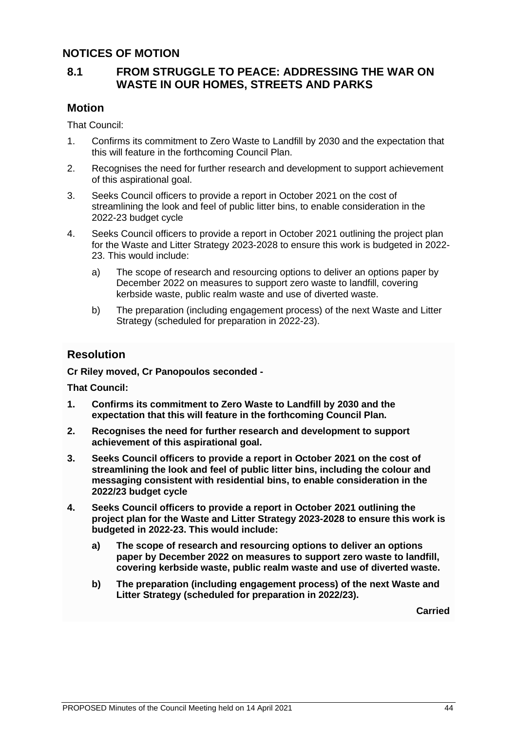## NOTICES OF MOTION

### 8.1 FROM STRUGGLE TO PEACE: ADDRESSING THE WAR ON WASTE IN OUR HOMES, STREETS AND PARKS

### Motion

That Council:

1. Confirms its commitment to Zero Waste to Landfill by 2030 and the expectation that this will feature in the forthcoming Council Plan.
2. Recognises the need for further research and development to support achievement of this aspirational goal.
3. Seeks Council officers to provide a report in October 2021 on the cost of streamlining the look and feel of public litter bins, to enable consideration in the 2022-23 budget cycle
4. Seeks Council officers to provide a report in October 2021 outlining the project plan for the Waste and Litter Strategy 2023-2028 to ensure this work is budgeted in 2022-23. This would include:
   a) The scope of research and resourcing options to deliver an options paper by December 2022 on measures to support zero waste to landfill, covering kerbside waste, public realm waste and use of diverted waste.
   b) The preparation (including engagement process) of the next Waste and Litter Strategy (scheduled for preparation in 2022-23).

### Resolution

**Cr Riley moved, Cr Panopoulos seconded -**

**That Council:**

1. **Confirms its commitment to Zero Waste to Landfill by 2030 and the expectation that this will feature in the forthcoming Council Plan.**
2. **Recognises the need for further research and development to support achievement of this aspirational goal.**
3. **Seeks Council officers to provide a report in October 2021 on the cost of streamlining the look and feel of public litter bins, including the colour and messaging consistent with residential bins, to enable consideration in the 2022/23 budget cycle**
4. **Seeks Council officers to provide a report in October 2021 outlining the project plan for the Waste and Litter Strategy 2023-2028 to ensure this work is budgeted in 2022-23. This would include:**
   **a) The scope of research and resourcing options to deliver an options paper by December 2022 on measures to support zero waste to landfill, covering kerbside waste, public realm waste and use of diverted waste.**
   **b) The preparation (including engagement process) of the next Waste and Litter Strategy (scheduled for preparation in 2022/23).**

**Carried**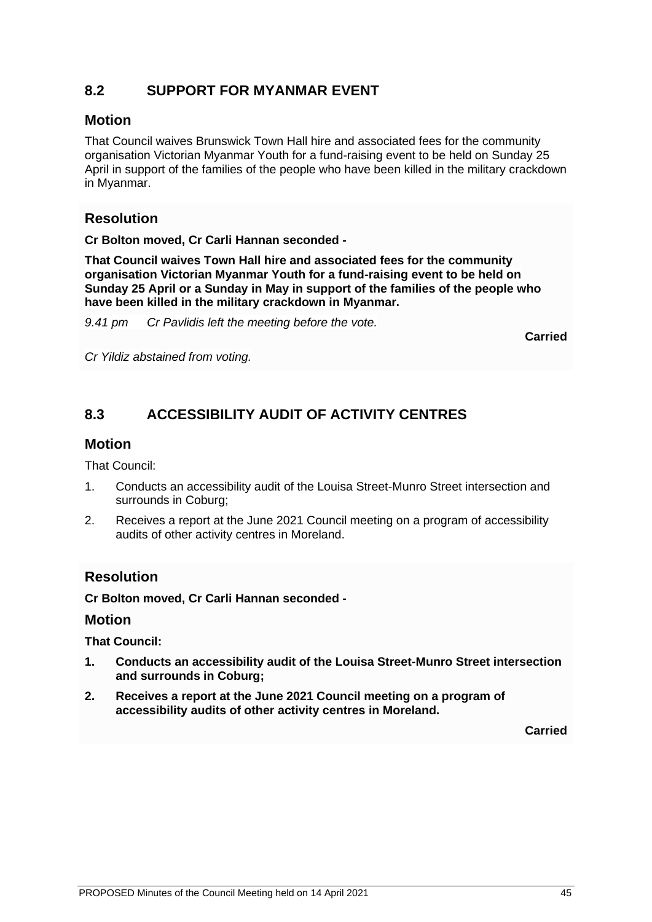## 8.2 SUPPORT FOR MYANMAR EVENT

### Motion

That Council waives Brunswick Town Hall hire and associated fees for the community organisation Victorian Myanmar Youth for a fund-raising event to be held on Sunday 25 April in support of the families of the people who have been killed in the military crackdown in Myanmar.

### Resolution

**Cr Bolton moved, Cr Carli Hannan seconded -**

**That Council waives Town Hall hire and associated fees for the community organisation Victorian Myanmar Youth for a fund-raising event to be held on Sunday 25 April or a Sunday in May in support of the families of the people who have been killed in the military crackdown in Myanmar.**

*9.41 pm Cr Pavlidis left the meeting before the vote.*

**Carried**

*Cr Yildiz abstained from voting.*

## 8.3 ACCESSIBILITY AUDIT OF ACTIVITY CENTRES

### Motion

That Council:

1. Conducts an accessibility audit of the Louisa Street-Munro Street intersection and surrounds in Coburg;
2. Receives a report at the June 2021 Council meeting on a program of accessibility audits of other activity centres in Moreland.

### Resolution

**Cr Bolton moved, Cr Carli Hannan seconded -**

### Motion

**That Council:**

1. **Conducts an accessibility audit of the Louisa Street-Munro Street intersection and surrounds in Coburg;**
2. **Receives a report at the June 2021 Council meeting on a program of accessibility audits of other activity centres in Moreland.**

**Carried**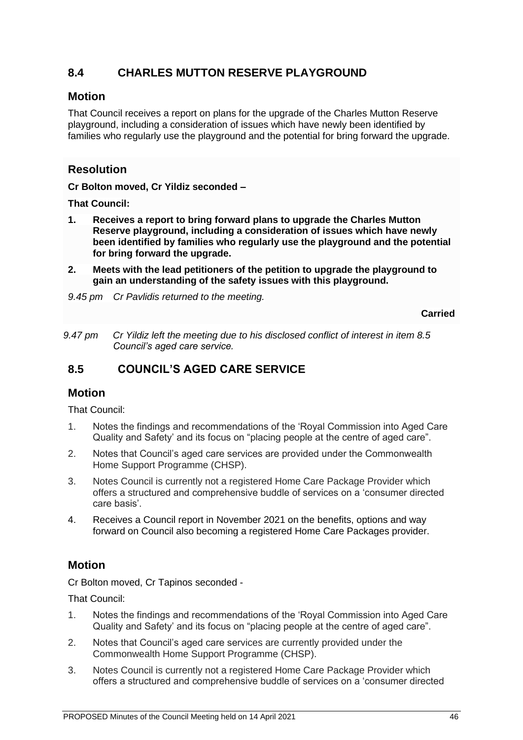## 8.4 CHARLES MUTTON RESERVE PLAYGROUND

### Motion

That Council receives a report on plans for the upgrade of the Charles Mutton Reserve playground, including a consideration of issues which have newly been identified by families who regularly use the playground and the potential for bring forward the upgrade.

### Resolution

**Cr Bolton moved, Cr Yildiz seconded –**

**That Council:**

1. **Receives a report to bring forward plans to upgrade the Charles Mutton Reserve playground, including a consideration of issues which have newly been identified by families who regularly use the playground and the potential for bring forward the upgrade.**
2. **Meets with the lead petitioners of the petition to upgrade the playground to gain an understanding of the safety issues with this playground.**

*9.45 pm Cr Pavlidis returned to the meeting.*

**Carried**

*9.47 pm Cr Yildiz left the meeting due to his disclosed conflict of interest in item 8.5 Council's aged care service.*

## 8.5 COUNCIL'S AGED CARE SERVICE

### Motion

That Council:

1. Notes the findings and recommendations of the 'Royal Commission into Aged Care Quality and Safety' and its focus on "placing people at the centre of aged care".
2. Notes that Council's aged care services are provided under the Commonwealth Home Support Programme (CHSP).
3. Notes Council is currently not a registered Home Care Package Provider which offers a structured and comprehensive buddle of services on a 'consumer directed care basis'.
4. Receives a Council report in November 2021 on the benefits, options and way forward on Council also becoming a registered Home Care Packages provider.

### Motion

Cr Bolton moved, Cr Tapinos seconded -

That Council:

1. Notes the findings and recommendations of the 'Royal Commission into Aged Care Quality and Safety' and its focus on "placing people at the centre of aged care".
2. Notes that Council's aged care services are currently provided under the Commonwealth Home Support Programme (CHSP).
3. Notes Council is currently not a registered Home Care Package Provider which offers a structured and comprehensive buddle of services on a 'consumer directed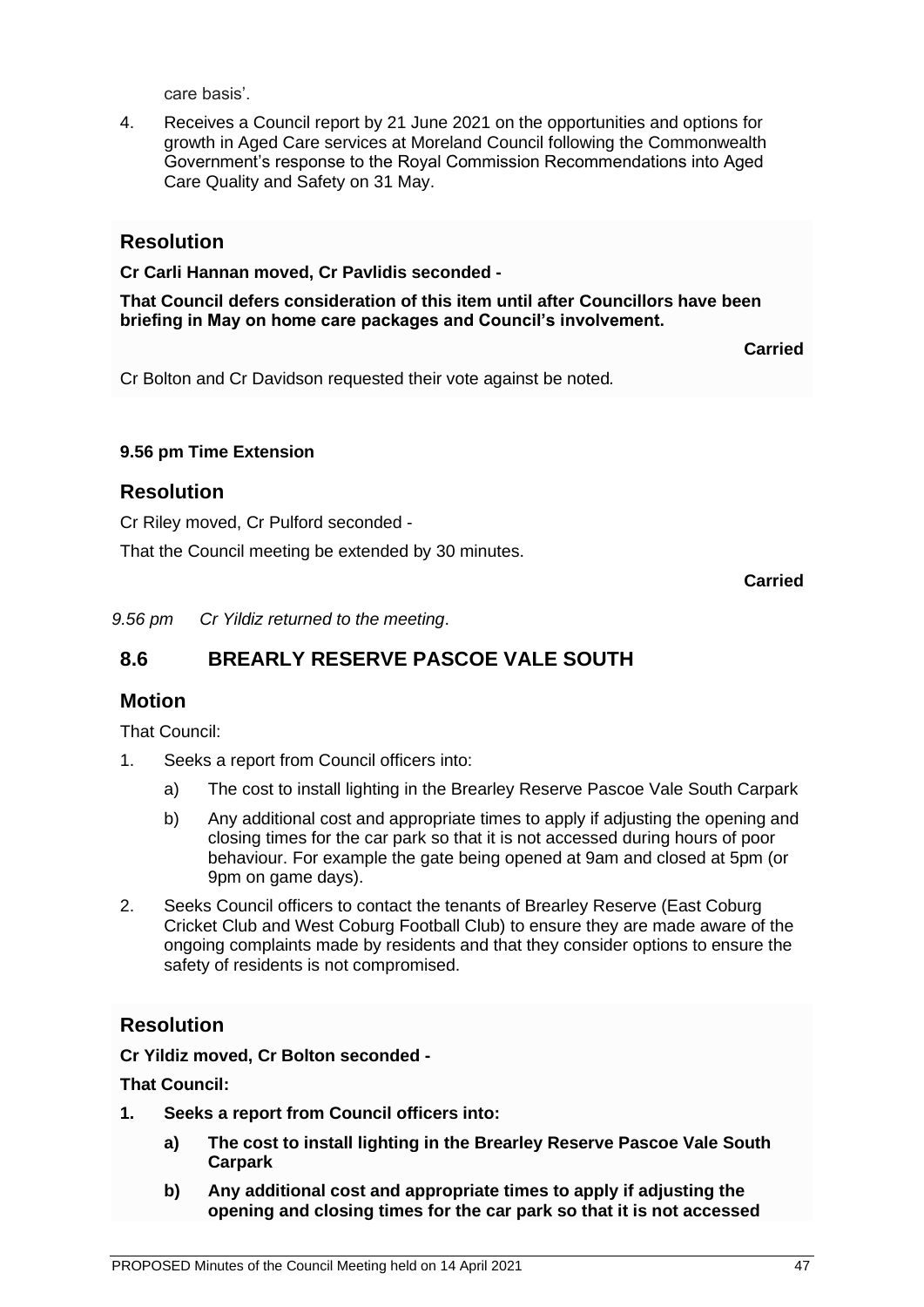care basis'.

4. Receives a Council report by 21 June 2021 on the opportunities and options for growth in Aged Care services at Moreland Council following the Commonwealth Government's response to the Royal Commission Recommendations into Aged Care Quality and Safety on 31 May.

## Resolution

**Cr Carli Hannan moved, Cr Pavlidis seconded -**

**That Council defers consideration of this item until after Councillors have been briefing in May on home care packages and Council's involvement.**

**Carried**

Cr Bolton and Cr Davidson requested their vote against be noted*.*

**9.56 pm Time Extension**

## Resolution

Cr Riley moved, Cr Pulford seconded -

That the Council meeting be extended by 30 minutes.

**Carried**

*9.56 pm Cr Yildiz returned to the meeting*.

## 8.6 BREARLY RESERVE PASCOE VALE SOUTH

## Motion

That Council:

1. Seeks a report from Council officers into:
   a) The cost to install lighting in the Brearley Reserve Pascoe Vale South Carpark
   b) Any additional cost and appropriate times to apply if adjusting the opening and closing times for the car park so that it is not accessed during hours of poor behaviour. For example the gate being opened at 9am and closed at 5pm (or 9pm on game days).
2. Seeks Council officers to contact the tenants of Brearley Reserve (East Coburg Cricket Club and West Coburg Football Club) to ensure they are made aware of the ongoing complaints made by residents and that they consider options to ensure the safety of residents is not compromised.

## Resolution

**Cr Yildiz moved, Cr Bolton seconded -**

**That Council:**

1. **Seeks a report from Council officers into:**
   a) **The cost to install lighting in the Brearley Reserve Pascoe Vale South Carpark**
   b) **Any additional cost and appropriate times to apply if adjusting the opening and closing times for the car park so that it is not accessed**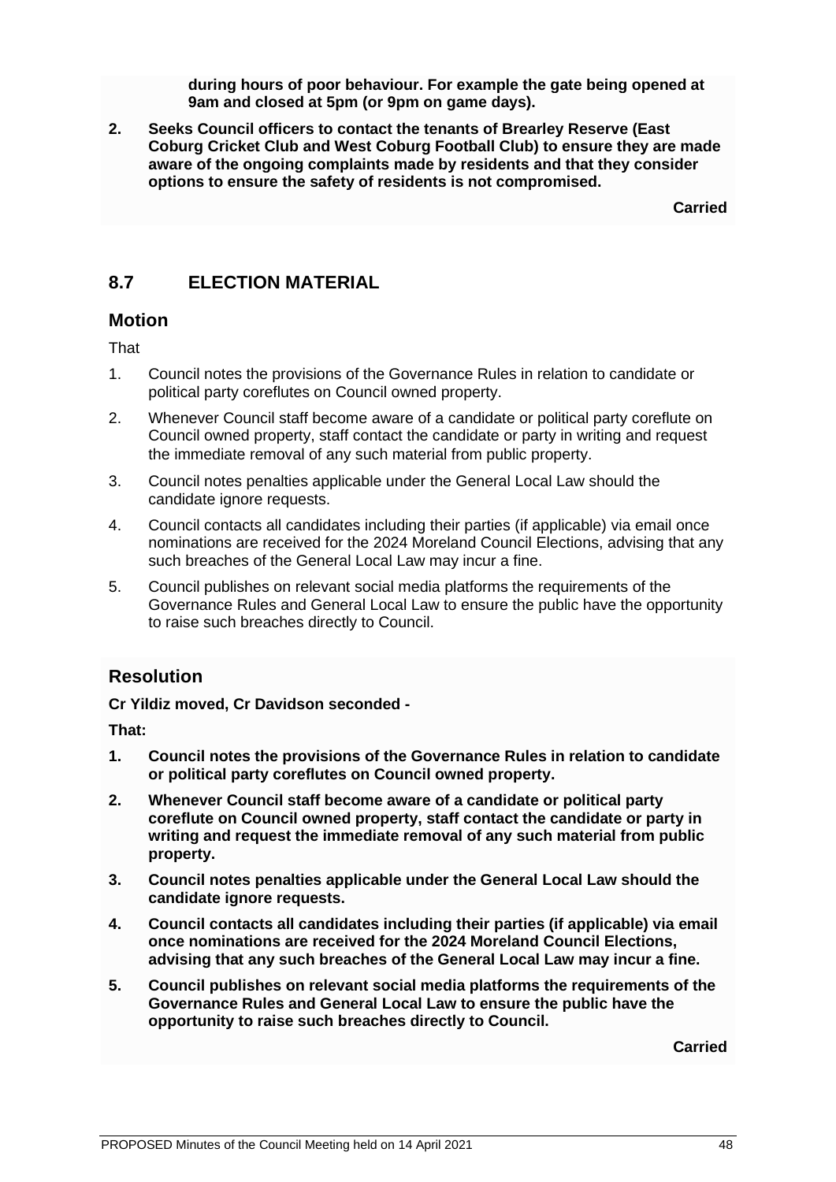**during hours of poor behaviour. For example the gate being opened at 9am and closed at 5pm (or 9pm on game days).**

**2. Seeks Council officers to contact the tenants of Brearley Reserve (East Coburg Cricket Club and West Coburg Football Club) to ensure they are made aware of the ongoing complaints made by residents and that they consider options to ensure the safety of residents is not compromised.**

**Carried**

## 8.7 ELECTION MATERIAL

### Motion

That

1. Council notes the provisions of the Governance Rules in relation to candidate or political party coreflutes on Council owned property.
2. Whenever Council staff become aware of a candidate or political party coreflute on Council owned property, staff contact the candidate or party in writing and request the immediate removal of any such material from public property.
3. Council notes penalties applicable under the General Local Law should the candidate ignore requests.
4. Council contacts all candidates including their parties (if applicable) via email once nominations are received for the 2024 Moreland Council Elections, advising that any such breaches of the General Local Law may incur a fine.
5. Council publishes on relevant social media platforms the requirements of the Governance Rules and General Local Law to ensure the public have the opportunity to raise such breaches directly to Council.

### Resolution

**Cr Yildiz moved, Cr Davidson seconded -**

**That:**

1. **Council notes the provisions of the Governance Rules in relation to candidate or political party coreflutes on Council owned property.**
2. **Whenever Council staff become aware of a candidate or political party coreflute on Council owned property, staff contact the candidate or party in writing and request the immediate removal of any such material from public property.**
3. **Council notes penalties applicable under the General Local Law should the candidate ignore requests.**
4. **Council contacts all candidates including their parties (if applicable) via email once nominations are received for the 2024 Moreland Council Elections, advising that any such breaches of the General Local Law may incur a fine.**
5. **Council publishes on relevant social media platforms the requirements of the Governance Rules and General Local Law to ensure the public have the opportunity to raise such breaches directly to Council.**

**Carried**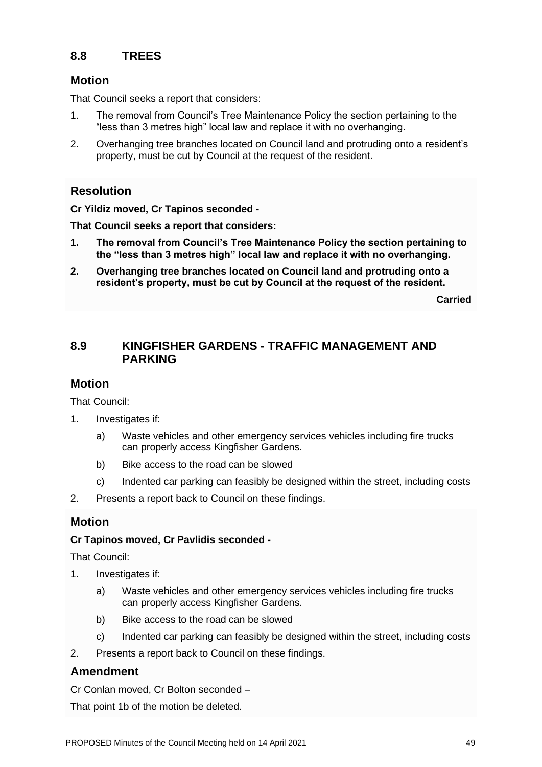## 8.8 TREES

### Motion

That Council seeks a report that considers:

1. The removal from Council's Tree Maintenance Policy the section pertaining to the "less than 3 metres high" local law and replace it with no overhanging.
2. Overhanging tree branches located on Council land and protruding onto a resident's property, must be cut by Council at the request of the resident.

### Resolution

**Cr Yildiz moved, Cr Tapinos seconded -**

**That Council seeks a report that considers:**

1. **The removal from Council's Tree Maintenance Policy the section pertaining to the "less than 3 metres high" local law and replace it with no overhanging.**
2. **Overhanging tree branches located on Council land and protruding onto a resident's property, must be cut by Council at the request of the resident.**

**Carried**

## 8.9 KINGFISHER GARDENS - TRAFFIC MANAGEMENT AND PARKING

### Motion

That Council:

1. Investigates if:
   a) Waste vehicles and other emergency services vehicles including fire trucks can properly access Kingfisher Gardens.
   b) Bike access to the road can be slowed
   c) Indented car parking can feasibly be designed within the street, including costs
2. Presents a report back to Council on these findings.

### Motion

**Cr Tapinos moved, Cr Pavlidis seconded -**

That Council:

1. Investigates if:
   a) Waste vehicles and other emergency services vehicles including fire trucks can properly access Kingfisher Gardens.
   b) Bike access to the road can be slowed
   c) Indented car parking can feasibly be designed within the street, including costs
2. Presents a report back to Council on these findings.

### Amendment

Cr Conlan moved, Cr Bolton seconded –

That point 1b of the motion be deleted.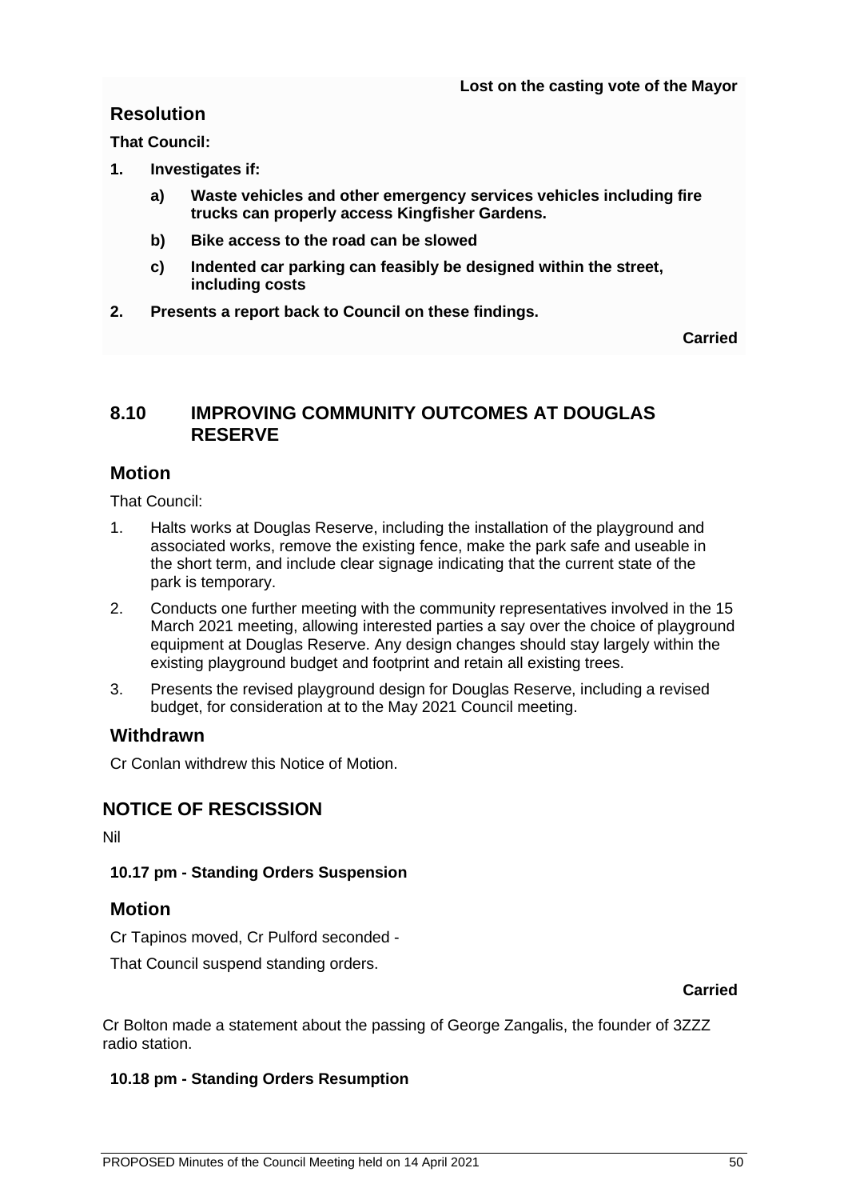**Lost on the casting vote of the Mayor**

## Resolution

**That Council:**

1. **Investigates if:**
   a) **Waste vehicles and other emergency services vehicles including fire trucks can properly access Kingfisher Gardens.**
   b) **Bike access to the road can be slowed**
   c) **Indented car parking can feasibly be designed within the street, including costs**
2. **Presents a report back to Council on these findings.**

**Carried**

## 8.10 IMPROVING COMMUNITY OUTCOMES AT DOUGLAS RESERVE

## Motion

That Council:

1. Halts works at Douglas Reserve, including the installation of the playground and associated works, remove the existing fence, make the park safe and useable in the short term, and include clear signage indicating that the current state of the park is temporary.
2. Conducts one further meeting with the community representatives involved in the 15 March 2021 meeting, allowing interested parties a say over the choice of playground equipment at Douglas Reserve. Any design changes should stay largely within the existing playground budget and footprint and retain all existing trees.
3. Presents the revised playground design for Douglas Reserve, including a revised budget, for consideration at to the May 2021 Council meeting.

## Withdrawn

Cr Conlan withdrew this Notice of Motion.

# NOTICE OF RESCISSION

Nil

**10.17 pm - Standing Orders Suspension**

## Motion

Cr Tapinos moved, Cr Pulford seconded -

That Council suspend standing orders.

**Carried**

Cr Bolton made a statement about the passing of George Zangalis, the founder of 3ZZZ radio station.

**10.18 pm - Standing Orders Resumption**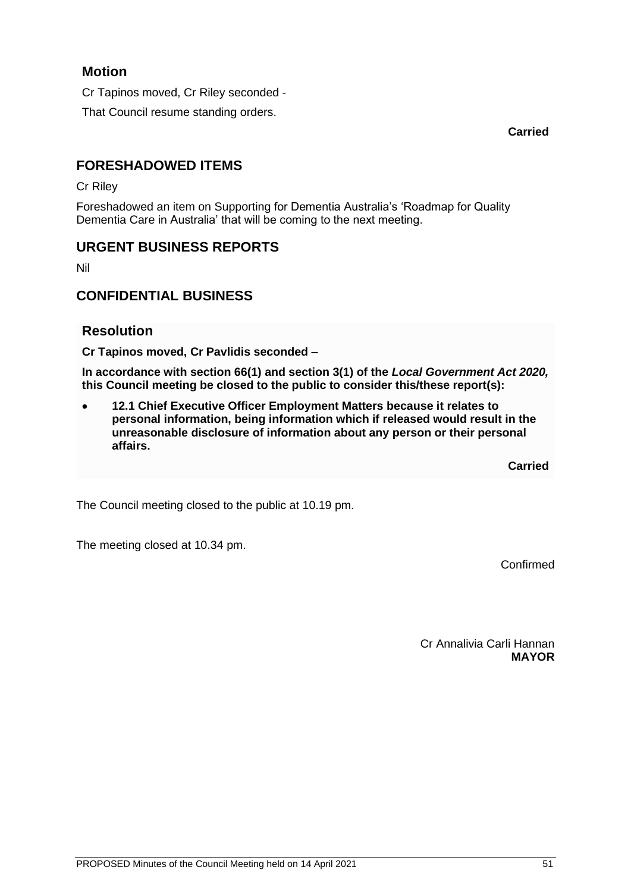## Motion

Cr Tapinos moved, Cr Riley seconded -

That Council resume standing orders.

**Carried**

# FORESHADOWED ITEMS

Cr Riley

Foreshadowed an item on Supporting for Dementia Australia's 'Roadmap for Quality Dementia Care in Australia' that will be coming to the next meeting.

# URGENT BUSINESS REPORTS

Nil

# CONFIDENTIAL BUSINESS

## Resolution

**Cr Tapinos moved, Cr Pavlidis seconded –**

**In accordance with section 66(1) and section 3(1) of the *Local Government Act 2020,* this Council meeting be closed to the public to consider this/these report(s):**

- **12.1 Chief Executive Officer Employment Matters because it relates to personal information, being information which if released would result in the unreasonable disclosure of information about any person or their personal affairs.**

**Carried**

The Council meeting closed to the public at 10.19 pm.

The meeting closed at 10.34 pm.

Confirmed

Cr Annalivia Carli Hannan
**MAYOR**